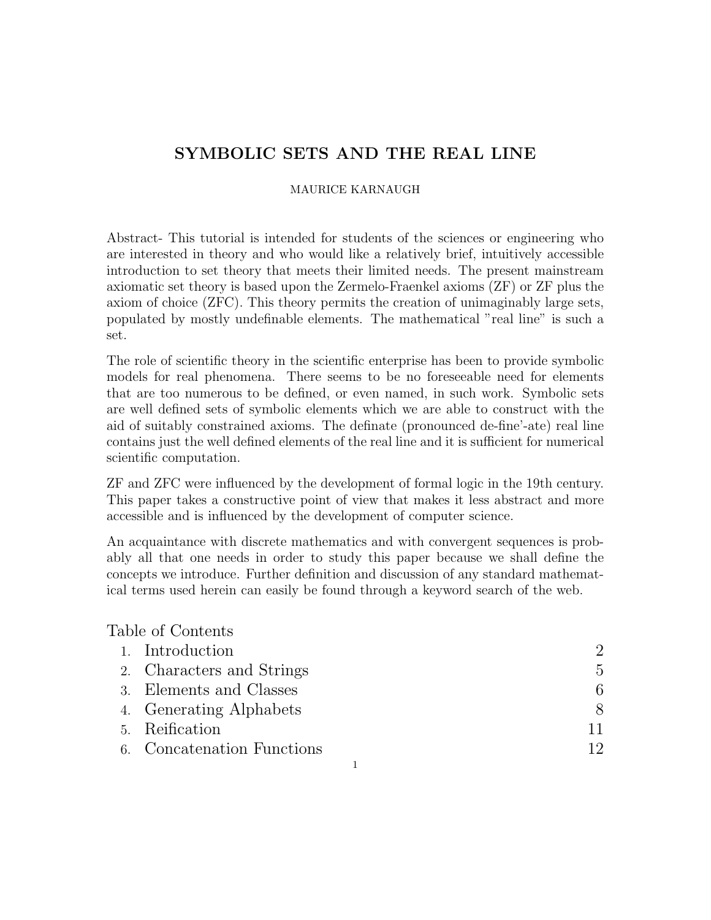# SYMBOLIC SETS AND THE REAL LINE

MAURICE KARNAUGH

Abstract- This tutorial is intended for students of the sciences or engineering who are interested in theory and who would like a relatively brief, intuitively accessible introduction to set theory that meets their limited needs. The present mainstream axiomatic set theory is based upon the Zermelo-Fraenkel axioms (ZF) or ZF plus the axiom of choice (ZFC). This theory permits the creation of unimaginably large sets, populated by mostly undefinable elements. The mathematical "real line" is such a set.

The role of scientific theory in the scientific enterprise has been to provide symbolic models for real phenomena. There seems to be no foreseeable need for elements that are too numerous to be defined, or even named, in such work. Symbolic sets are well defined sets of symbolic elements which we are able to construct with the aid of suitably constrained axioms. The definate (pronounced de-fine'-ate) real line contains just the well defined elements of the real line and it is sufficient for numerical scientific computation.

ZF and ZFC were influenced by the development of formal logic in the 19th century. This paper takes a constructive point of view that makes it less abstract and more accessible and is influenced by the development of computer science.

An acquaintance with discrete mathematics and with convergent sequences is probably all that one needs in order to study this paper because we shall define the concepts we introduce. Further definition and discussion of any standard mathematical terms used herein can easily be found through a keyword search of the web.

Table of Contents

1. Introduction 2
2. Characters and Strings 5
3. Elements and Classes 6
4. Generating Alphabets 8
5. Reification 11
6. Concatenation Functions 12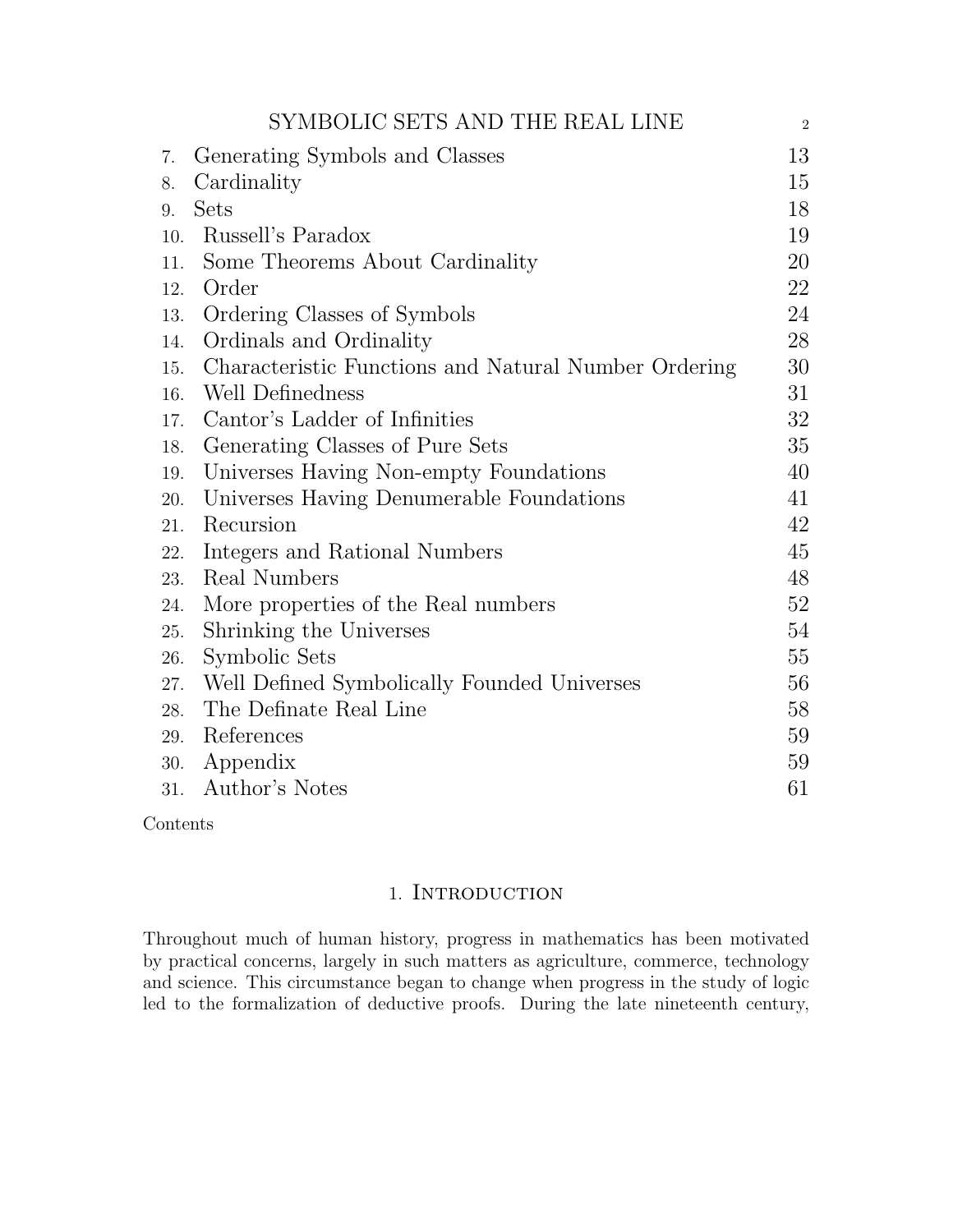| | | |
|---|---|---|
| 7. | Generating Symbols and Classes | 13 |
| 8. | Cardinality | 15 |
| 9. | Sets | 18 |
| 10. | Russell's Paradox | 19 |
| 11. | Some Theorems About Cardinality | 20 |
| 12. | Order | 22 |
| 13. | Ordering Classes of Symbols | 24 |
| 14. | Ordinals and Ordinality | 28 |
| 15. | Characteristic Functions and Natural Number Ordering | 30 |
| 16. | Well Definedness | 31 |
| 17. | Cantor's Ladder of Infinities | 32 |
| 18. | Generating Classes of Pure Sets | 35 |
| 19. | Universes Having Non-empty Foundations | 40 |
| 20. | Universes Having Denumerable Foundations | 41 |
| 21. | Recursion | 42 |
| 22. | Integers and Rational Numbers | 45 |
| 23. | Real Numbers | 48 |
| 24. | More properties of the Real numbers | 52 |
| 25. | Shrinking the Universes | 54 |
| 26. | Symbolic Sets | 55 |
| 27. | Well Defined Symbolically Founded Universes | 56 |
| 28. | The Definate Real Line | 58 |
| 29. | References | 59 |
| 30. | Appendix | 59 |
| 31. | Author's Notes | 61 |

Contents

## 1. Introduction

Throughout much of human history, progress in mathematics has been motivated by practical concerns, largely in such matters as agriculture, commerce, technology and science. This circumstance began to change when progress in the study of logic led to the formalization of deductive proofs. During the late nineteenth century,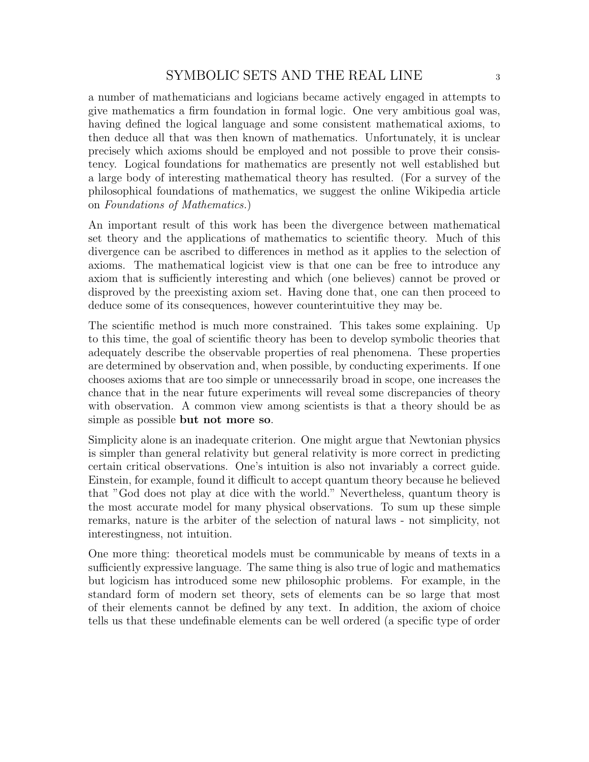a number of mathematicians and logicians became actively engaged in attempts to give mathematics a firm foundation in formal logic. One very ambitious goal was, having defined the logical language and some consistent mathematical axioms, to then deduce all that was then known of mathematics. Unfortunately, it is unclear precisely which axioms should be employed and not possible to prove their consistency. Logical foundations for mathematics are presently not well established but a large body of interesting mathematical theory has resulted. (For a survey of the philosophical foundations of mathematics, we suggest the online Wikipedia article on *Foundations of Mathematics.*)

An important result of this work has been the divergence between mathematical set theory and the applications of mathematics to scientific theory. Much of this divergence can be ascribed to differences in method as it applies to the selection of axioms. The mathematical logicist view is that one can be free to introduce any axiom that is sufficiently interesting and which (one believes) cannot be proved or disproved by the preexisting axiom set. Having done that, one can then proceed to deduce some of its consequences, however counterintuitive they may be.

The scientific method is much more constrained. This takes some explaining. Up to this time, the goal of scientific theory has been to develop symbolic theories that adequately describe the observable properties of real phenomena. These properties are determined by observation and, when possible, by conducting experiments. If one chooses axioms that are too simple or unnecessarily broad in scope, one increases the chance that in the near future experiments will reveal some discrepancies of theory with observation. A common view among scientists is that a theory should be as simple as possible **but not more so**.

Simplicity alone is an inadequate criterion. One might argue that Newtonian physics is simpler than general relativity but general relativity is more correct in predicting certain critical observations. One's intuition is also not invariably a correct guide. Einstein, for example, found it difficult to accept quantum theory because he believed that "God does not play at dice with the world." Nevertheless, quantum theory is the most accurate model for many physical observations. To sum up these simple remarks, nature is the arbiter of the selection of natural laws - not simplicity, not interestingness, not intuition.

One more thing: theoretical models must be communicable by means of texts in a sufficiently expressive language. The same thing is also true of logic and mathematics but logicism has introduced some new philosophic problems. For example, in the standard form of modern set theory, sets of elements can be so large that most of their elements cannot be defined by any text. In addition, the axiom of choice tells us that these undefinable elements can be well ordered (a specific type of order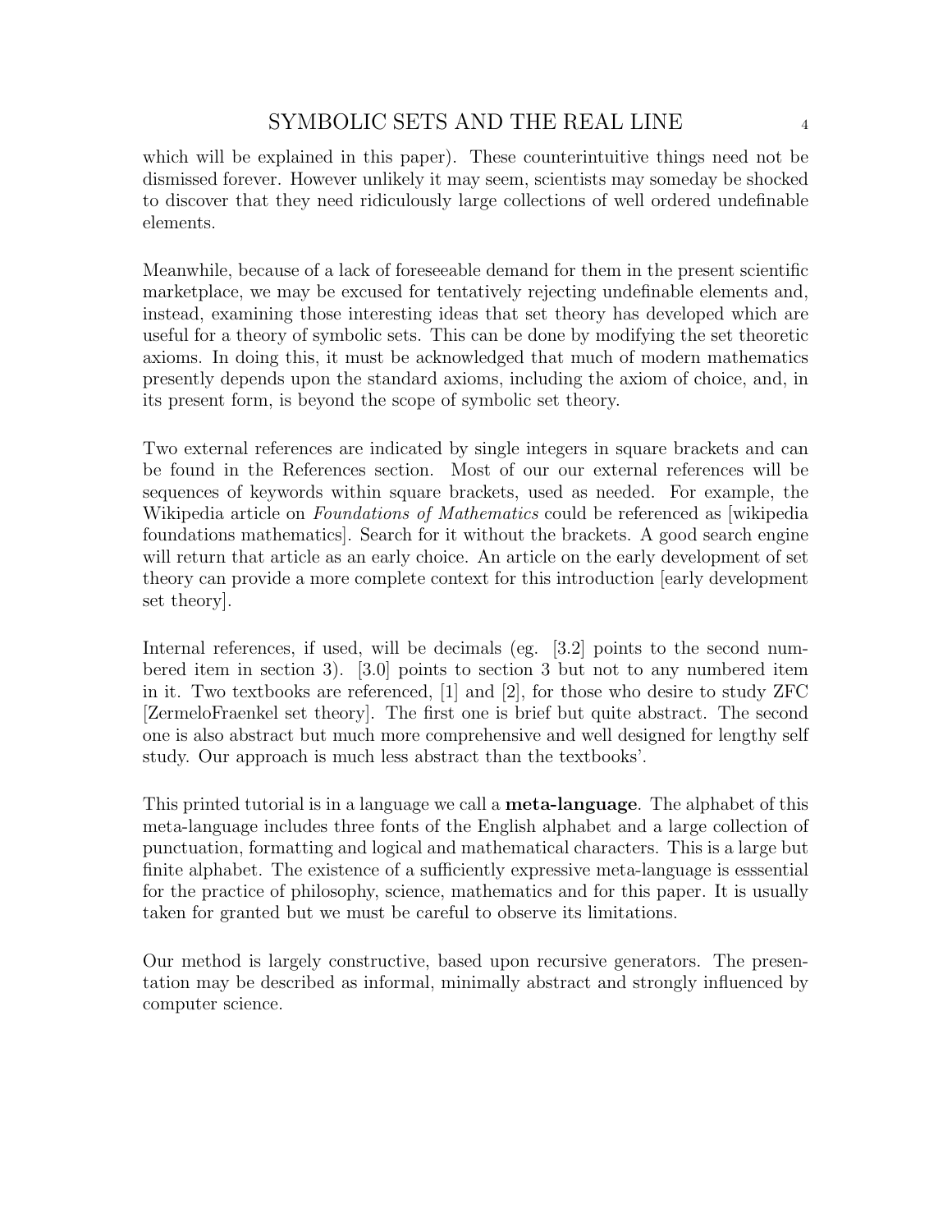which will be explained in this paper). These counterintuitive things need not be dismissed forever. However unlikely it may seem, scientists may someday be shocked to discover that they need ridiculously large collections of well ordered undefinable elements.

Meanwhile, because of a lack of foreseeable demand for them in the present scientific marketplace, we may be excused for tentatively rejecting undefinable elements and, instead, examining those interesting ideas that set theory has developed which are useful for a theory of symbolic sets. This can be done by modifying the set theoretic axioms. In doing this, it must be acknowledged that much of modern mathematics presently depends upon the standard axioms, including the axiom of choice, and, in its present form, is beyond the scope of symbolic set theory.

Two external references are indicated by single integers in square brackets and can be found in the References section. Most of our our external references will be sequences of keywords within square brackets, used as needed. For example, the Wikipedia article on *Foundations of Mathematics* could be referenced as [wikipedia foundations mathematics]. Search for it without the brackets. A good search engine will return that article as an early choice. An article on the early development of set theory can provide a more complete context for this introduction [early development set theory].

Internal references, if used, will be decimals (eg. [3.2] points to the second numbered item in section 3). [3.0] points to section 3 but not to any numbered item in it. Two textbooks are referenced, [1] and [2], for those who desire to study ZFC [ZermeloFraenkel set theory]. The first one is brief but quite abstract. The second one is also abstract but much more comprehensive and well designed for lengthy self study. Our approach is much less abstract than the textbooks'.

This printed tutorial is in a language we call a **meta-language**. The alphabet of this meta-language includes three fonts of the English alphabet and a large collection of punctuation, formatting and logical and mathematical characters. This is a large but finite alphabet. The existence of a sufficiently expressive meta-language is esssential for the practice of philosophy, science, mathematics and for this paper. It is usually taken for granted but we must be careful to observe its limitations.

Our method is largely constructive, based upon recursive generators. The presentation may be described as informal, minimally abstract and strongly influenced by computer science.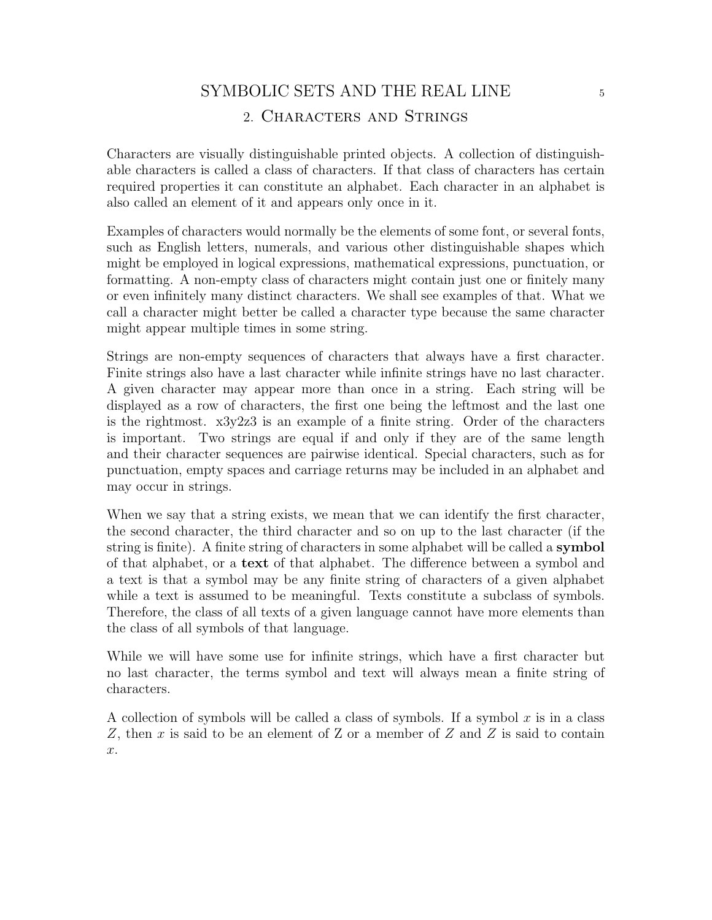## 2. Characters and Strings

Characters are visually distinguishable printed objects. A collection of distinguishable characters is called a class of characters. If that class of characters has certain required properties it can constitute an alphabet. Each character in an alphabet is also called an element of it and appears only once in it.

Examples of characters would normally be the elements of some font, or several fonts, such as English letters, numerals, and various other distinguishable shapes which might be employed in logical expressions, mathematical expressions, punctuation, or formatting. A non-empty class of characters might contain just one or finitely many or even infinitely many distinct characters. We shall see examples of that. What we call a character might better be called a character type because the same character might appear multiple times in some string.

Strings are non-empty sequences of characters that always have a first character. Finite strings also have a last character while infinite strings have no last character. A given character may appear more than once in a string. Each string will be displayed as a row of characters, the first one being the leftmost and the last one is the rightmost. x3y2z3 is an example of a finite string. Order of the characters is important. Two strings are equal if and only if they are of the same length and their character sequences are pairwise identical. Special characters, such as for punctuation, empty spaces and carriage returns may be included in an alphabet and may occur in strings.

When we say that a string exists, we mean that we can identify the first character, the second character, the third character and so on up to the last character (if the string is finite). A finite string of characters in some alphabet will be called a **symbol** of that alphabet, or a **text** of that alphabet. The difference between a symbol and a text is that a symbol may be any finite string of characters of a given alphabet while a text is assumed to be meaningful. Texts constitute a subclass of symbols. Therefore, the class of all texts of a given language cannot have more elements than the class of all symbols of that language.

While we will have some use for infinite strings, which have a first character but no last character, the terms symbol and text will always mean a finite string of characters.

A collection of symbols will be called a class of symbols. If a symbol $x$ is in a class $Z$, then $x$ is said to be an element of Z or a member of $Z$ and $Z$ is said to contain $x$.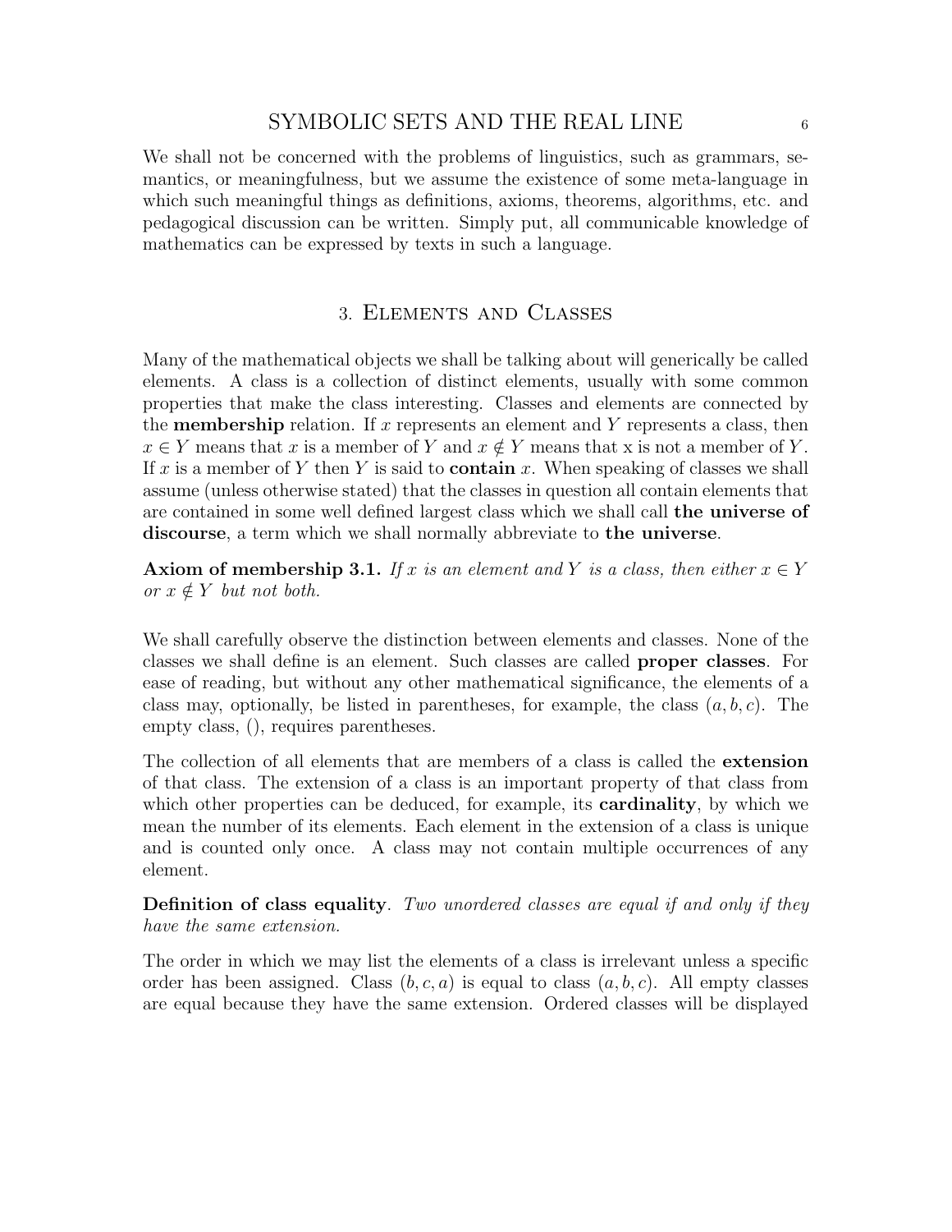We shall not be concerned with the problems of linguistics, such as grammars, semantics, or meaningfulness, but we assume the existence of some meta-language in which such meaningful things as definitions, axioms, theorems, algorithms, etc. and pedagogical discussion can be written. Simply put, all communicable knowledge of mathematics can be expressed by texts in such a language.

## 3. Elements and Classes

Many of the mathematical objects we shall be talking about will generically be called elements. A class is a collection of distinct elements, usually with some common properties that make the class interesting. Classes and elements are connected by the **membership** relation. If $x$ represents an element and $Y$ represents a class, then $x \in Y$ means that $x$ is a member of $Y$ and $x \notin Y$ means that x is not a member of $Y$. If $x$ is a member of $Y$ then $Y$ is said to **contain** $x$. When speaking of classes we shall assume (unless otherwise stated) that the classes in question all contain elements that are contained in some well defined largest class which we shall call **the universe of discourse**, a term which we shall normally abbreviate to **the universe**.

**Axiom of membership 3.1.** *If $x$ is an element and $Y$ is a class, then either $x \in Y$ or $x \notin Y$ but not both.*

We shall carefully observe the distinction between elements and classes. None of the classes we shall define is an element. Such classes are called **proper classes**. For ease of reading, but without any other mathematical significance, the elements of a class may, optionally, be listed in parentheses, for example, the class $(a, b, c)$. The empty class, $()$, requires parentheses.

The collection of all elements that are members of a class is called the **extension** of that class. The extension of a class is an important property of that class from which other properties can be deduced, for example, its **cardinality**, by which we mean the number of its elements. Each element in the extension of a class is unique and is counted only once. A class may not contain multiple occurrences of any element.

**Definition of class equality**. *Two unordered classes are equal if and only if they have the same extension.*

The order in which we may list the elements of a class is irrelevant unless a specific order has been assigned. Class $(b, c, a)$ is equal to class $(a, b, c)$. All empty classes are equal because they have the same extension. Ordered classes will be displayed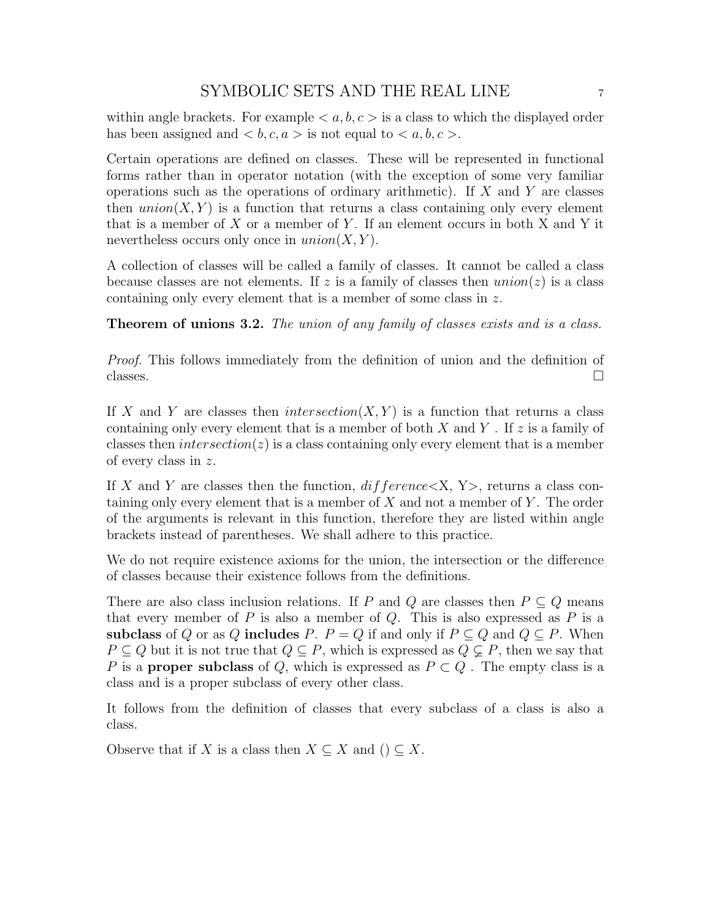within angle brackets. For example $< a, b, c >$ is a class to which the displayed order has been assigned and $< b, c, a >$ is not equal to $< a, b, c >$.

Certain operations are defined on classes. These will be represented in functional forms rather than in operator notation (with the exception of some very familiar operations such as the operations of ordinary arithmetic). If $X$ and $Y$ are classes then $union(X, Y)$ is a function that returns a class containing only every element that is a member of $X$ or a member of $Y$. If an element occurs in both X and Y it nevertheless occurs only once in $union(X, Y)$.

A collection of classes will be called a family of classes. It cannot be called a class because classes are not elements. If $z$ is a family of classes then $union(z)$ is a class containing only every element that is a member of some class in $z$.

**Theorem of unions 3.2.** *The union of any family of classes exists and is a class.*

*Proof.* This follows immediately from the definition of union and the definition of classes. □

If $X$ and $Y$ are classes then $intersection(X, Y)$ is a function that returns a class containing only every element that is a member of both $X$ and $Y$ . If $z$ is a family of classes then $intersection(z)$ is a class containing only every element that is a member of every class in $z$.

If $X$ and $Y$ are classes then the function, $difference$<X, Y>, returns a class containing only every element that is a member of $X$ and not a member of $Y$. The order of the arguments is relevant in this function, therefore they are listed within angle brackets instead of parentheses. We shall adhere to this practice.

We do not require existence axioms for the union, the intersection or the difference of classes because their existence follows from the definitions.

There are also class inclusion relations. If $P$ and $Q$ are classes then $P \subseteq Q$ means that every member of $P$ is also a member of $Q$. This is also expressed as $P$ is a **subclass** of $Q$ or as $Q$ **includes** $P$. $P = Q$ if and only if $P \subseteq Q$ and $Q \subseteq P$. When $P \subseteq Q$ but it is not true that $Q \subseteq P$, which is expressed as $Q \subsetneq P$, then we say that $P$ is a **proper subclass** of $Q$, which is expressed as $P \subset Q$ . The empty class is a class and is a proper subclass of every other class.

It follows from the definition of classes that every subclass of a class is also a class.

Observe that if $X$ is a class then $X \subseteq X$ and $() \subseteq X$.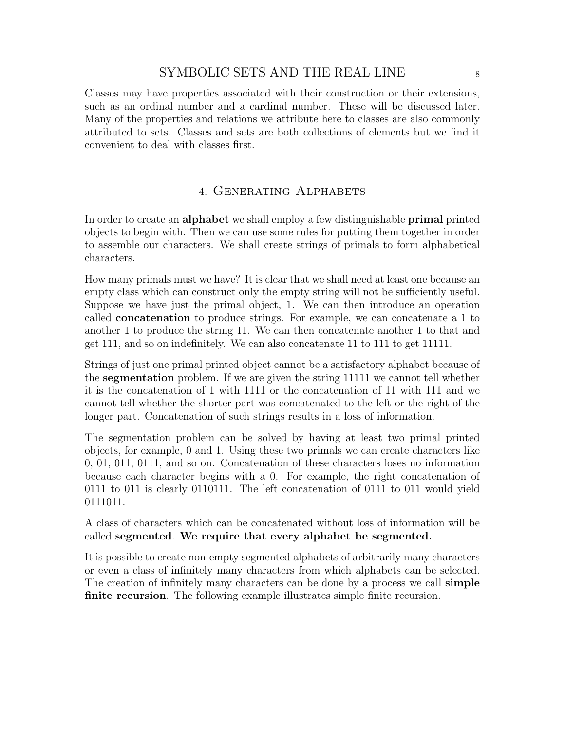Classes may have properties associated with their construction or their extensions, such as an ordinal number and a cardinal number. These will be discussed later. Many of the properties and relations we attribute here to classes are also commonly attributed to sets. Classes and sets are both collections of elements but we find it convenient to deal with classes first.

## 4. Generating Alphabets

In order to create an **alphabet** we shall employ a few distinguishable **primal** printed objects to begin with. Then we can use some rules for putting them together in order to assemble our characters. We shall create strings of primals to form alphabetical characters.

How many primals must we have? It is clear that we shall need at least one because an empty class which can construct only the empty string will not be sufficiently useful. Suppose we have just the primal object, 1. We can then introduce an operation called **concatenation** to produce strings. For example, we can concatenate a 1 to another 1 to produce the string 11. We can then concatenate another 1 to that and get 111, and so on indefinitely. We can also concatenate 11 to 111 to get 11111.

Strings of just one primal printed object cannot be a satisfactory alphabet because of the **segmentation** problem. If we are given the string 11111 we cannot tell whether it is the concatenation of 1 with 1111 or the concatenation of 11 with 111 and we cannot tell whether the shorter part was concatenated to the left or the right of the longer part. Concatenation of such strings results in a loss of information.

The segmentation problem can be solved by having at least two primal printed objects, for example, 0 and 1. Using these two primals we can create characters like 0, 01, 011, 0111, and so on. Concatenation of these characters loses no information because each character begins with a 0. For example, the right concatenation of 0111 to 011 is clearly 0110111. The left concatenation of 0111 to 011 would yield 0111011.

A class of characters which can be concatenated without loss of information will be called **segmented**. **We require that every alphabet be segmented.**

It is possible to create non-empty segmented alphabets of arbitrarily many characters or even a class of infinitely many characters from which alphabets can be selected. The creation of infinitely many characters can be done by a process we call **simple finite recursion**. The following example illustrates simple finite recursion.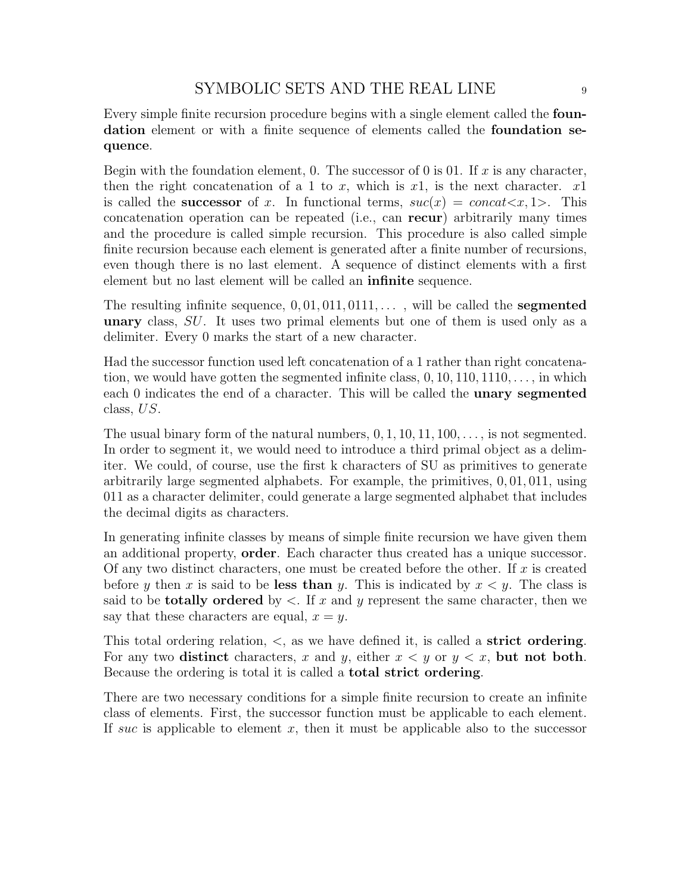Every simple finite recursion procedure begins with a single element called the **foundation** element or with a finite sequence of elements called the **foundation sequence**.

Begin with the foundation element, 0. The successor of 0 is 01. If $x$ is any character, then the right concatenation of a 1 to $x$, which is $x1$, is the next character. $x1$ is called the **successor** of $x$. In functional terms, $suc(x) = concat{<}x, 1{>}$. This concatenation operation can be repeated (i.e., can **recur**) arbitrarily many times and the procedure is called simple recursion. This procedure is also called simple finite recursion because each element is generated after a finite number of recursions, even though there is no last element. A sequence of distinct elements with a first element but no last element will be called an **infinite** sequence.

The resulting infinite sequence, $0, 01, 011, 0111, \ldots$ , will be called the **segmented unary** class, $SU$. It uses two primal elements but one of them is used only as a delimiter. Every 0 marks the start of a new character.

Had the successor function used left concatenation of a 1 rather than right concatenation, we would have gotten the segmented infinite class, $0, 10, 110, 1110, \ldots$, in which each 0 indicates the end of a character. This will be called the **unary segmented** class, $US$.

The usual binary form of the natural numbers, $0, 1, 10, 11, 100, \ldots$, is not segmented. In order to segment it, we would need to introduce a third primal object as a delimiter. We could, of course, use the first k characters of SU as primitives to generate arbitrarily large segmented alphabets. For example, the primitives, $0, 01, 011$, using 011 as a character delimiter, could generate a large segmented alphabet that includes the decimal digits as characters.

In generating infinite classes by means of simple finite recursion we have given them an additional property, **order**. Each character thus created has a unique successor. Of any two distinct characters, one must be created before the other. If $x$ is created before $y$ then $x$ is said to be **less than** $y$. This is indicated by $x < y$. The class is said to be **totally ordered** by $<$. If $x$ and $y$ represent the same character, then we say that these characters are equal, $x = y$.

This total ordering relation, $<$, as we have defined it, is called a **strict ordering**. For any two **distinct** characters, $x$ and $y$, either $x < y$ or $y < x$, **but not both**. Because the ordering is total it is called a **total strict ordering**.

There are two necessary conditions for a simple finite recursion to create an infinite class of elements. First, the successor function must be applicable to each element. If $suc$ is applicable to element $x$, then it must be applicable also to the successor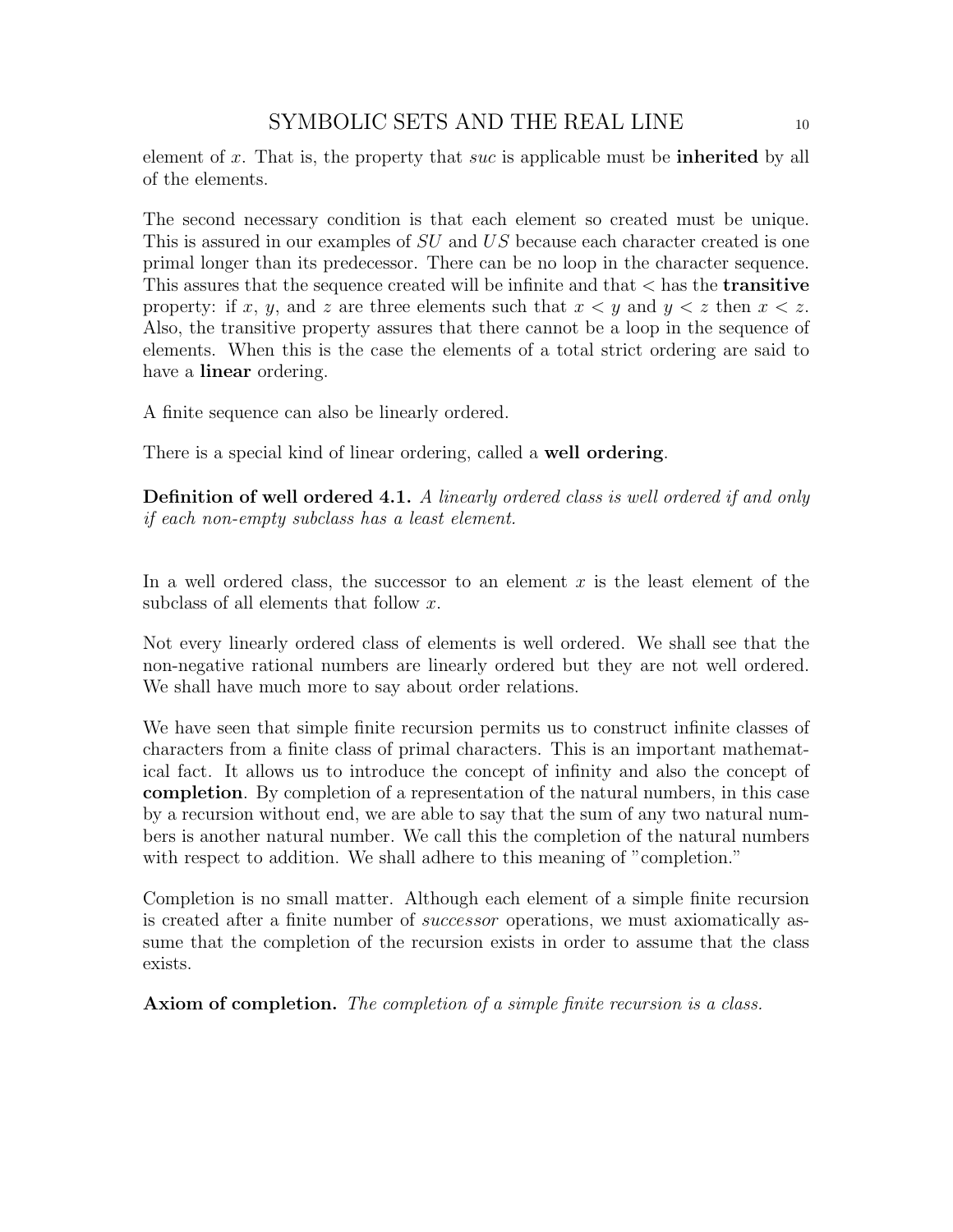element of $x$. That is, the property that *suc* is applicable must be **inherited** by all of the elements.

The second necessary condition is that each element so created must be unique. This is assured in our examples of $SU$ and $US$ because each character created is one primal longer than its predecessor. There can be no loop in the character sequence. This assures that the sequence created will be infinite and that $<$ has the **transitive** property: if $x$, $y$, and $z$ are three elements such that $x < y$ and $y < z$ then $x < z$. Also, the transitive property assures that there cannot be a loop in the sequence of elements. When this is the case the elements of a total strict ordering are said to have a **linear** ordering.

A finite sequence can also be linearly ordered.

There is a special kind of linear ordering, called a **well ordering**.

**Definition of well ordered 4.1.** *A linearly ordered class is well ordered if and only if each non-empty subclass has a least element.*

In a well ordered class, the successor to an element $x$ is the least element of the subclass of all elements that follow $x$.

Not every linearly ordered class of elements is well ordered. We shall see that the non-negative rational numbers are linearly ordered but they are not well ordered. We shall have much more to say about order relations.

We have seen that simple finite recursion permits us to construct infinite classes of characters from a finite class of primal characters. This is an important mathematical fact. It allows us to introduce the concept of infinity and also the concept of **completion**. By completion of a representation of the natural numbers, in this case by a recursion without end, we are able to say that the sum of any two natural numbers is another natural number. We call this the completion of the natural numbers with respect to addition. We shall adhere to this meaning of "completion."

Completion is no small matter. Although each element of a simple finite recursion is created after a finite number of *successor* operations, we must axiomatically assume that the completion of the recursion exists in order to assume that the class exists.

**Axiom of completion.** *The completion of a simple finite recursion is a class.*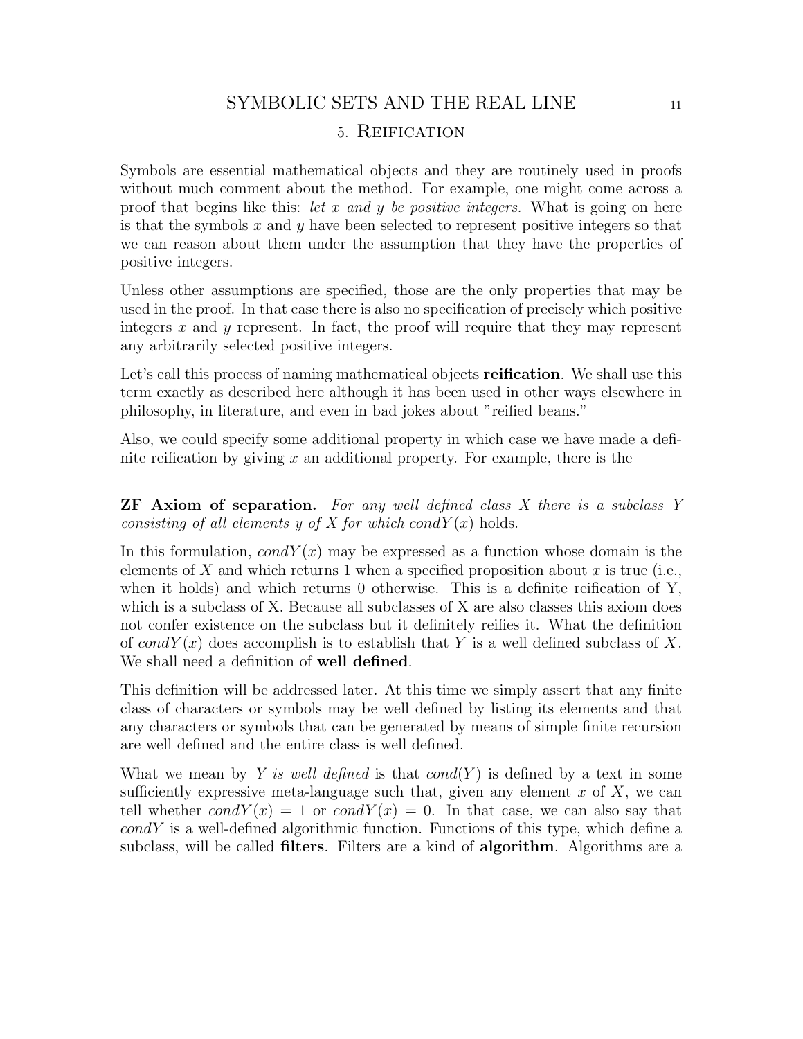## 5. Reification

Symbols are essential mathematical objects and they are routinely used in proofs without much comment about the method. For example, one might come across a proof that begins like this: *let $x$ and $y$ be positive integers.* What is going on here is that the symbols $x$ and $y$ have been selected to represent positive integers so that we can reason about them under the assumption that they have the properties of positive integers.

Unless other assumptions are specified, those are the only properties that may be used in the proof. In that case there is also no specification of precisely which positive integers $x$ and $y$ represent. In fact, the proof will require that they may represent any arbitrarily selected positive integers.

Let's call this process of naming mathematical objects **reification**. We shall use this term exactly as described here although it has been used in other ways elsewhere in philosophy, in literature, and even in bad jokes about "reified beans."

Also, we could specify some additional property in which case we have made a definite reification by giving $x$ an additional property. For example, there is the

**ZF Axiom of separation.** *For any well defined class $X$ there is a subclass $Y$ consisting of all elements $y$ of $X$ for which $condY(x)$* holds.

In this formulation, $condY(x)$ may be expressed as a function whose domain is the elements of $X$ and which returns 1 when a specified proposition about $x$ is true (i.e., when it holds) and which returns 0 otherwise. This is a definite reification of Y, which is a subclass of X. Because all subclasses of X are also classes this axiom does not confer existence on the subclass but it definitely reifies it. What the definition of $condY(x)$ does accomplish is to establish that $Y$ is a well defined subclass of $X$. We shall need a definition of **well defined**.

This definition will be addressed later. At this time we simply assert that any finite class of characters or symbols may be well defined by listing its elements and that any characters or symbols that can be generated by means of simple finite recursion are well defined and the entire class is well defined.

What we mean by *$Y$ is well defined* is that $cond(Y)$ is defined by a text in some sufficiently expressive meta-language such that, given any element $x$ of $X$, we can tell whether $condY(x) = 1$ or $condY(x) = 0$. In that case, we can also say that $condY$ is a well-defined algorithmic function. Functions of this type, which define a subclass, will be called **filters**. Filters are a kind of **algorithm**. Algorithms are a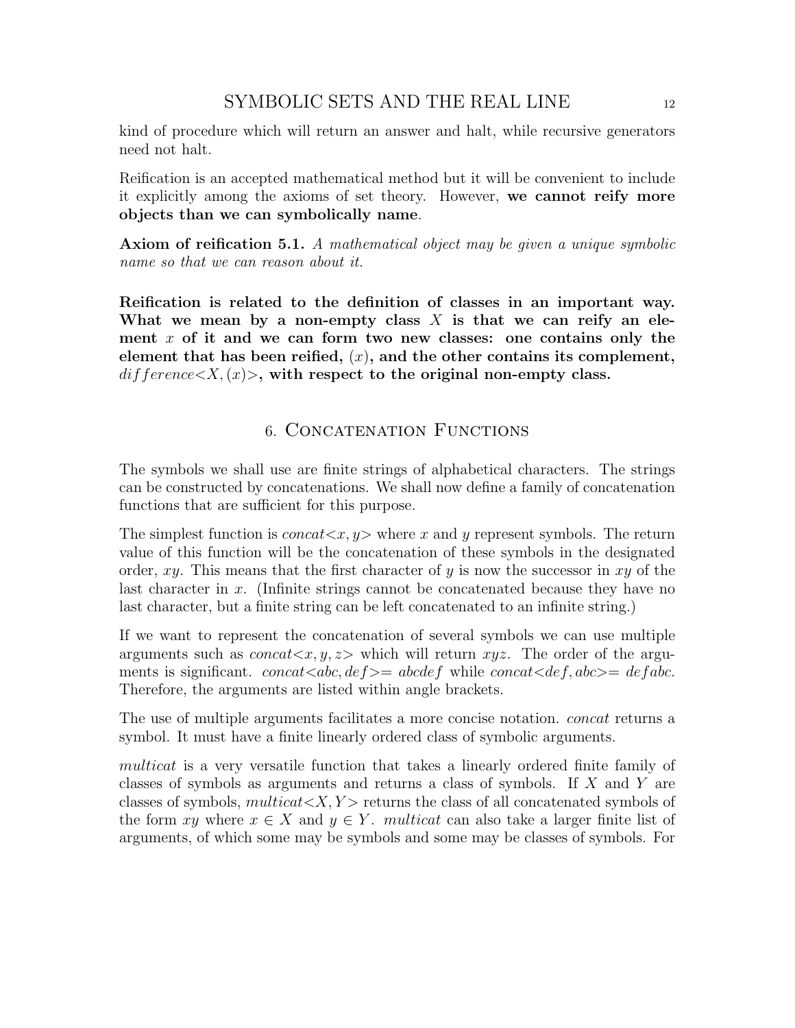kind of procedure which will return an answer and halt, while recursive generators need not halt.

Reification is an accepted mathematical method but it will be convenient to include it explicitly among the axioms of set theory. However, **we cannot reify more objects than we can symbolically name**.

**Axiom of reification 5.1.** *A mathematical object may be given a unique symbolic name so that we can reason about it.*

**Reification is related to the definition of classes in an important way. What we mean by a non-empty class $X$ is that we can reify an element $x$ of it and we can form two new classes: one contains only the element that has been reified, $(x)$, and the other contains its complement, $difference{<}X,(x){>}$, with respect to the original non-empty class.**

## 6. Concatenation Functions

The symbols we shall use are finite strings of alphabetical characters. The strings can be constructed by concatenations. We shall now define a family of concatenation functions that are sufficient for this purpose.

The simplest function is $concat{<}x,y{>}$ where $x$ and $y$ represent symbols. The return value of this function will be the concatenation of these symbols in the designated order, $xy$. This means that the first character of $y$ is now the successor in $xy$ of the last character in $x$. (Infinite strings cannot be concatenated because they have no last character, but a finite string can be left concatenated to an infinite string.)

If we want to represent the concatenation of several symbols we can use multiple arguments such as $concat{<}x,y,z{>}$ which will return $xyz$. The order of the arguments is significant. $concat{<}abc,def{>} = abcdef$ while $concat{<}def,abc{>} = defabc$. Therefore, the arguments are listed within angle brackets.

The use of multiple arguments facilitates a more concise notation. *concat* returns a symbol. It must have a finite linearly ordered class of symbolic arguments.

*multicat* is a very versatile function that takes a linearly ordered finite family of classes of symbols as arguments and returns a class of symbols. If $X$ and $Y$ are classes of symbols, $multicat{<}X,Y{>}$ returns the class of all concatenated symbols of the form $xy$ where $x \in X$ and $y \in Y$. *multicat* can also take a larger finite list of arguments, of which some may be symbols and some may be classes of symbols. For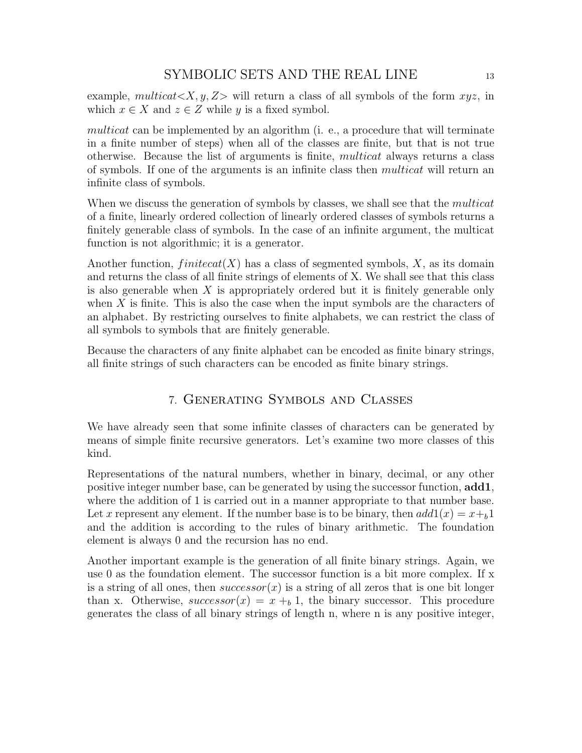example, *multicat*$<X, y, Z>$ will return a class of all symbols of the form $xyz$, in which $x \in X$ and $z \in Z$ while $y$ is a fixed symbol.

*multicat* can be implemented by an algorithm (i. e., a procedure that will terminate in a finite number of steps) when all of the classes are finite, but that is not true otherwise. Because the list of arguments is finite, *multicat* always returns a class of symbols. If one of the arguments is an infinite class then *multicat* will return an infinite class of symbols.

When we discuss the generation of symbols by classes, we shall see that the *multicat* of a finite, linearly ordered collection of linearly ordered classes of symbols returns a finitely generable class of symbols. In the case of an infinite argument, the multicat function is not algorithmic; it is a generator.

Another function, $finitecat(X)$ has a class of segmented symbols, $X$, as its domain and returns the class of all finite strings of elements of X. We shall see that this class is also generable when $X$ is appropriately ordered but it is finitely generable only when $X$ is finite. This is also the case when the input symbols are the characters of an alphabet. By restricting ourselves to finite alphabets, we can restrict the class of all symbols to symbols that are finitely generable.

Because the characters of any finite alphabet can be encoded as finite binary strings, all finite strings of such characters can be encoded as finite binary strings.

## 7. Generating Symbols and Classes

We have already seen that some infinite classes of characters can be generated by means of simple finite recursive generators. Let's examine two more classes of this kind.

Representations of the natural numbers, whether in binary, decimal, or any other positive integer number base, can be generated by using the successor function, **add1**, where the addition of 1 is carried out in a manner appropriate to that number base. Let $x$ represent any element. If the number base is to be binary, then $add1(x) = x +_b 1$ and the addition is according to the rules of binary arithmetic. The foundation element is always 0 and the recursion has no end.

Another important example is the generation of all finite binary strings. Again, we use 0 as the foundation element. The successor function is a bit more complex. If x is a string of all ones, then $successor(x)$ is a string of all zeros that is one bit longer than x. Otherwise, $successor(x) = x +_b 1$, the binary successor. This procedure generates the class of all binary strings of length n, where n is any positive integer,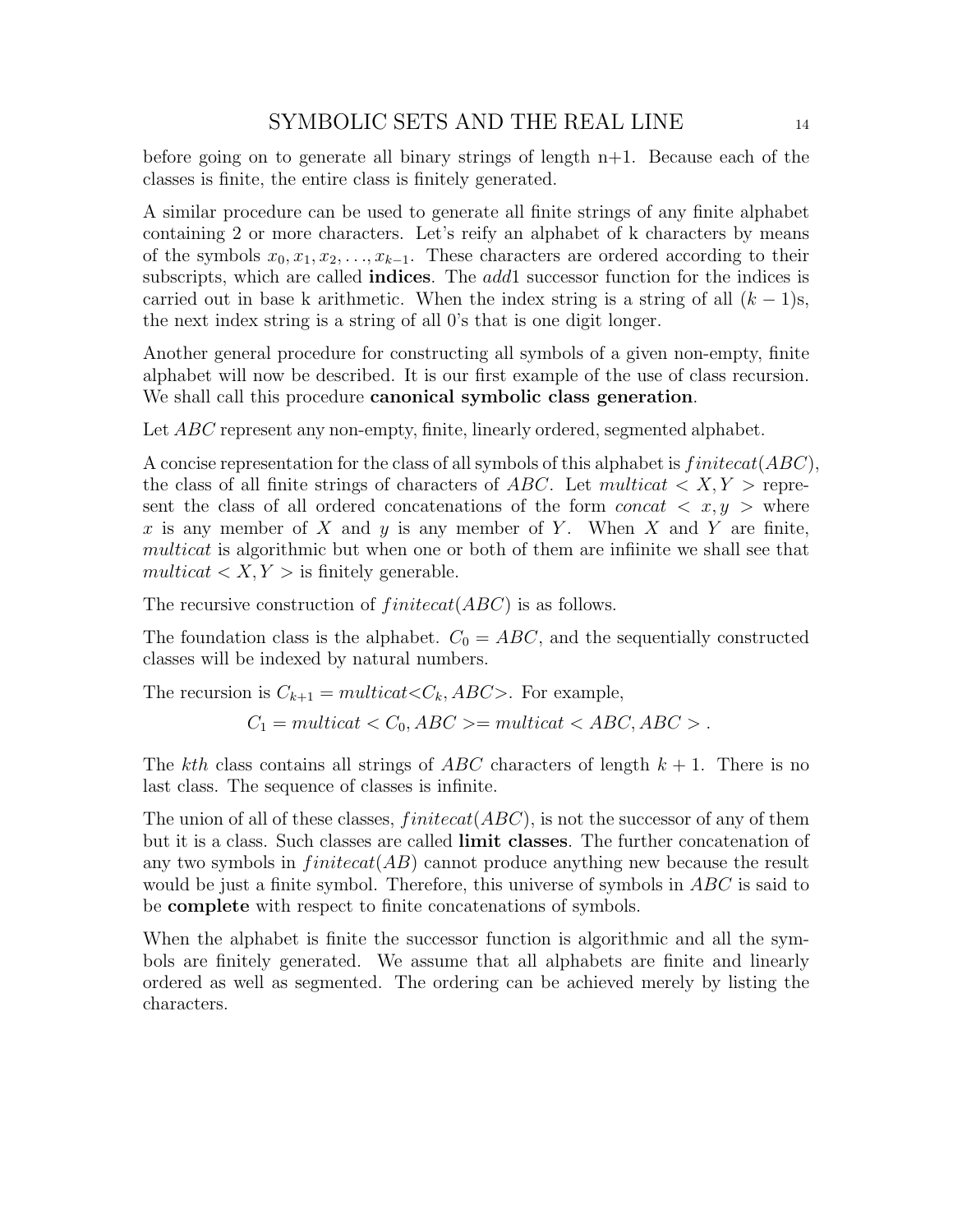before going on to generate all binary strings of length n+1. Because each of the classes is finite, the entire class is finitely generated.

A similar procedure can be used to generate all finite strings of any finite alphabet containing 2 or more characters. Let's reify an alphabet of k characters by means of the symbols $x_0, x_1, x_2, \ldots, x_{k-1}$. These characters are ordered according to their subscripts, which are called **indices**. The *add*1 successor function for the indices is carried out in base k arithmetic. When the index string is a string of all $(k-1)$s, the next index string is a string of all 0's that is one digit longer.

Another general procedure for constructing all symbols of a given non-empty, finite alphabet will now be described. It is our first example of the use of class recursion. We shall call this procedure **canonical symbolic class generation**.

Let $ABC$ represent any non-empty, finite, linearly ordered, segmented alphabet.

A concise representation for the class of all symbols of this alphabet is $finitecat(ABC)$, the class of all finite strings of characters of $ABC$. Let $multicat < X, Y >$ represent the class of all ordered concatenations of the form $concat < x, y >$ where $x$ is any member of $X$ and $y$ is any member of $Y$. When $X$ and $Y$ are finite, *multicat* is algorithmic but when one or both of them are infiinite we shall see that $multicat < X, Y >$ is finitely generable.

The recursive construction of $finitecat(ABC)$ is as follows.

The foundation class is the alphabet. $C_0 = ABC$, and the sequentially constructed classes will be indexed by natural numbers.

The recursion is $C_{k+1} = multicat{<}C_k, ABC{>}$. For example,

$$C_1 = multicat < C_0, ABC >= multicat < ABC, ABC > .$$

The $kth$ class contains all strings of $ABC$ characters of length $k+1$. There is no last class. The sequence of classes is infinite.

The union of all of these classes, $finitecat(ABC)$, is not the successor of any of them but it is a class. Such classes are called **limit classes**. The further concatenation of any two symbols in $finitecat(AB)$ cannot produce anything new because the result would be just a finite symbol. Therefore, this universe of symbols in $ABC$ is said to be **complete** with respect to finite concatenations of symbols.

When the alphabet is finite the successor function is algorithmic and all the symbols are finitely generated. We assume that all alphabets are finite and linearly ordered as well as segmented. The ordering can be achieved merely by listing the characters.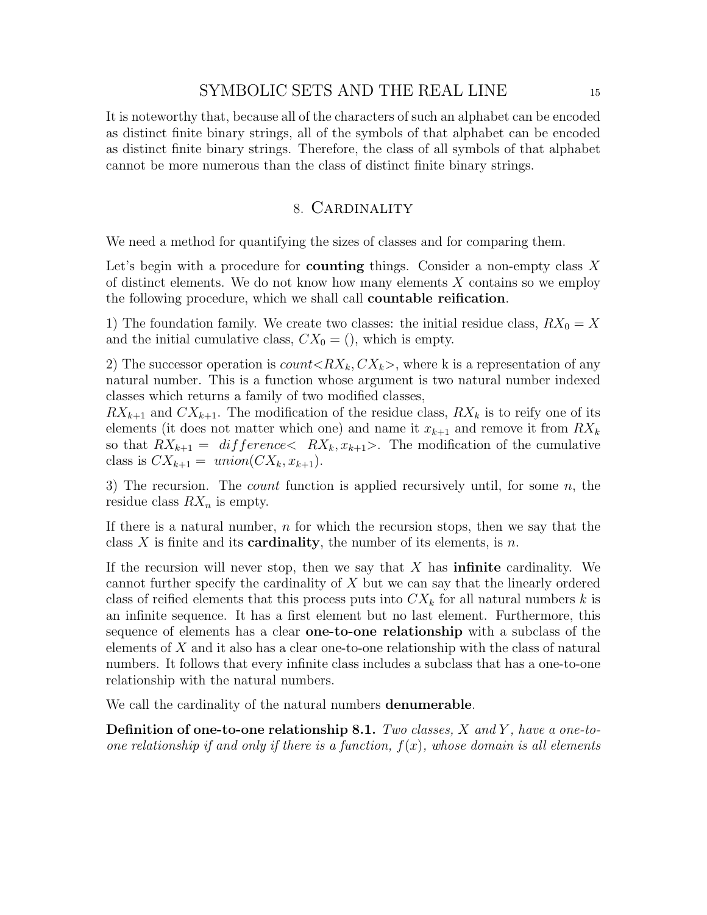It is noteworthy that, because all of the characters of such an alphabet can be encoded as distinct finite binary strings, all of the symbols of that alphabet can be encoded as distinct finite binary strings. Therefore, the class of all symbols of that alphabet cannot be more numerous than the class of distinct finite binary strings.

## 8. Cardinality

We need a method for quantifying the sizes of classes and for comparing them.

Let's begin with a procedure for **counting** things. Consider a non-empty class $X$ of distinct elements. We do not know how many elements $X$ contains so we employ the following procedure, which we shall call **countable reification**.

1) The foundation family. We create two classes: the initial residue class, $RX_0 = X$ and the initial cumulative class, $CX_0 = ()$, which is empty.

2) The successor operation is *count*$<RX_k, CX_k>$, where k is a representation of any natural number. This is a function whose argument is two natural number indexed classes which returns a family of two modified classes,
$RX_{k+1}$ and $CX_{k+1}$. The modification of the residue class, $RX_k$ is to reify one of its elements (it does not matter which one) and name it $x_{k+1}$ and remove it from $RX_k$ so that $RX_{k+1} = \ difference< \ RX_k, x_{k+1}>$. The modification of the cumulative class is $CX_{k+1} = \ union(CX_k, x_{k+1})$.

3) The recursion. The *count* function is applied recursively until, for some $n$, the residue class $RX_n$ is empty.

If there is a natural number, $n$ for which the recursion stops, then we say that the class $X$ is finite and its **cardinality**, the number of its elements, is $n$.

If the recursion will never stop, then we say that $X$ has **infinite** cardinality. We cannot further specify the cardinality of $X$ but we can say that the linearly ordered class of reified elements that this process puts into $CX_k$ for all natural numbers $k$ is an infinite sequence. It has a first element but no last element. Furthermore, this sequence of elements has a clear **one-to-one relationship** with a subclass of the elements of $X$ and it also has a clear one-to-one relationship with the class of natural numbers. It follows that every infinite class includes a subclass that has a one-to-one relationship with the natural numbers.

We call the cardinality of the natural numbers **denumerable**.

**Definition of one-to-one relationship 8.1.** *Two classes, $X$ and $Y$, have a one-to-one relationship if and only if there is a function, $f(x)$, whose domain is all elements*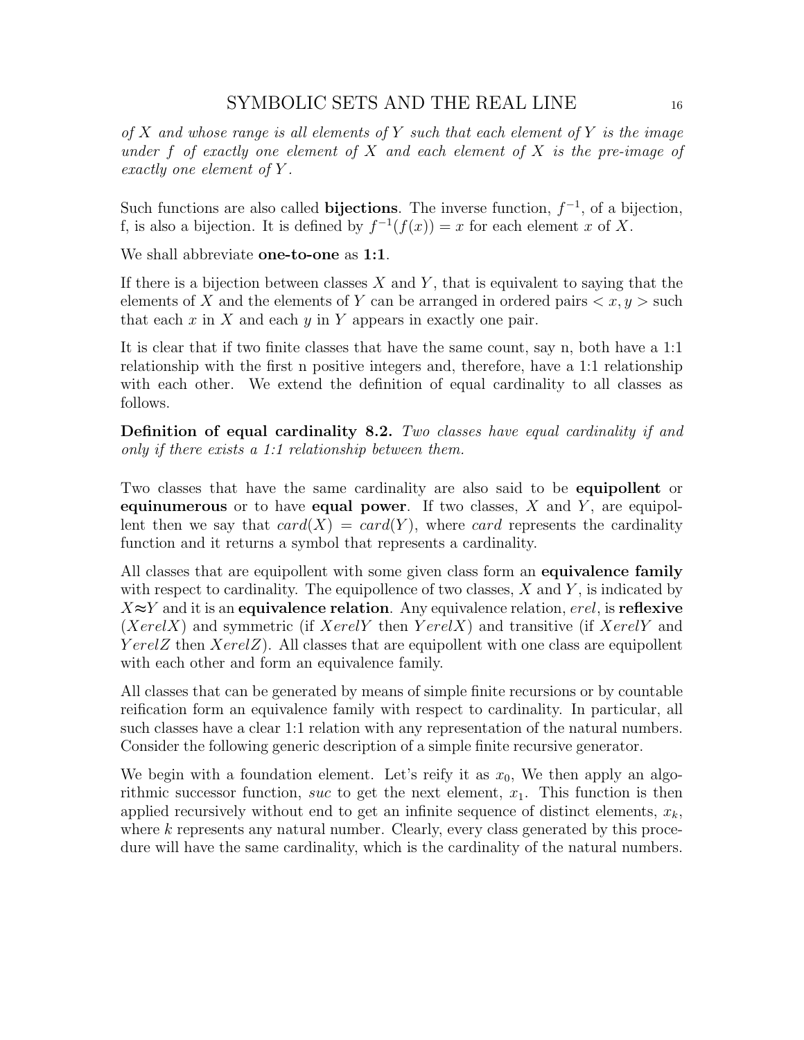*of $X$ and whose range is all elements of $Y$ such that each element of $Y$ is the image under $f$ of exactly one element of $X$ and each element of $X$ is the pre-image of exactly one element of $Y$.*

Such functions are also called **bijections**. The inverse function, $f^{-1}$, of a bijection, f, is also a bijection. It is defined by $f^{-1}(f(x)) = x$ for each element $x$ of $X$.

We shall abbreviate **one-to-one** as **1:1**.

If there is a bijection between classes $X$ and $Y$, that is equivalent to saying that the elements of $X$ and the elements of $Y$ can be arranged in ordered pairs $< x, y >$ such that each $x$ in $X$ and each $y$ in $Y$ appears in exactly one pair.

It is clear that if two finite classes that have the same count, say n, both have a 1:1 relationship with the first n positive integers and, therefore, have a 1:1 relationship with each other. We extend the definition of equal cardinality to all classes as follows.

**Definition of equal cardinality 8.2.** *Two classes have equal cardinality if and only if there exists a 1:1 relationship between them.*

Two classes that have the same cardinality are also said to be **equipollent** or **equinumerous** or to have **equal power**. If two classes, $X$ and $Y$, are equipollent then we say that $card(X) = card(Y)$, where $card$ represents the cardinality function and it returns a symbol that represents a cardinality.

All classes that are equipollent with some given class form an **equivalence family** with respect to cardinality. The equipollence of two classes, $X$ and $Y$, is indicated by $X \approx Y$ and it is an **equivalence relation**. Any equivalence relation, $erel$, is **reflexive** ($XerelX$) and symmetric (if $XerelY$ then $YerelX$) and transitive (if $XerelY$ and $YerelZ$ then $XerelZ$). All classes that are equipollent with one class are equipollent with each other and form an equivalence family.

All classes that can be generated by means of simple finite recursions or by countable reification form an equivalence family with respect to cardinality. In particular, all such classes have a clear 1:1 relation with any representation of the natural numbers. Consider the following generic description of a simple finite recursive generator.

We begin with a foundation element. Let's reify it as $x_0$, We then apply an algorithmic successor function, $suc$ to get the next element, $x_1$. This function is then applied recursively without end to get an infinite sequence of distinct elements, $x_k$, where $k$ represents any natural number. Clearly, every class generated by this procedure will have the same cardinality, which is the cardinality of the natural numbers.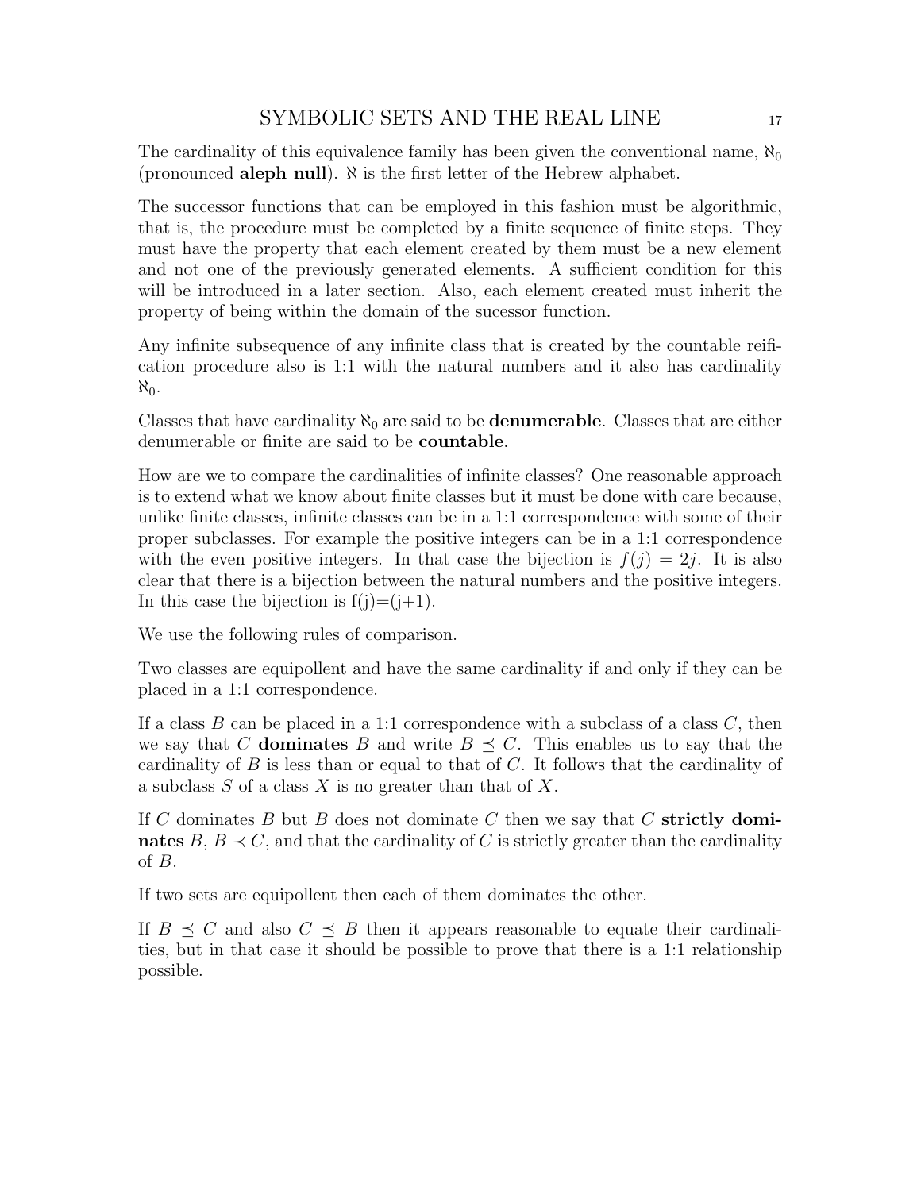The cardinality of this equivalence family has been given the conventional name, $\aleph_0$ (pronounced **aleph null**). $\aleph$ is the first letter of the Hebrew alphabet.

The successor functions that can be employed in this fashion must be algorithmic, that is, the procedure must be completed by a finite sequence of finite steps. They must have the property that each element created by them must be a new element and not one of the previously generated elements. A sufficient condition for this will be introduced in a later section. Also, each element created must inherit the property of being within the domain of the sucessor function.

Any infinite subsequence of any infinite class that is created by the countable reification procedure also is 1:1 with the natural numbers and it also has cardinality $\aleph_0$.

Classes that have cardinality $\aleph_0$ are said to be **denumerable**. Classes that are either denumerable or finite are said to be **countable**.

How are we to compare the cardinalities of infinite classes? One reasonable approach is to extend what we know about finite classes but it must be done with care because, unlike finite classes, infinite classes can be in a 1:1 correspondence with some of their proper subclasses. For example the positive integers can be in a 1:1 correspondence with the even positive integers. In that case the bijection is $f(j) = 2j$. It is also clear that there is a bijection between the natural numbers and the positive integers. In this case the bijection is f(j)=(j+1).

We use the following rules of comparison.

Two classes are equipollent and have the same cardinality if and only if they can be placed in a 1:1 correspondence.

If a class $B$ can be placed in a 1:1 correspondence with a subclass of a class $C$, then we say that $C$ **dominates** $B$ and write $B \preceq C$. This enables us to say that the cardinality of $B$ is less than or equal to that of $C$. It follows that the cardinality of a subclass $S$ of a class $X$ is no greater than that of $X$.

If $C$ dominates $B$ but $B$ does not dominate $C$ then we say that $C$ **strictly dominates** $B$, $B \prec C$, and that the cardinality of $C$ is strictly greater than the cardinality of $B$.

If two sets are equipollent then each of them dominates the other.

If $B \preceq C$ and also $C \preceq B$ then it appears reasonable to equate their cardinalities, but in that case it should be possible to prove that there is a 1:1 relationship possible.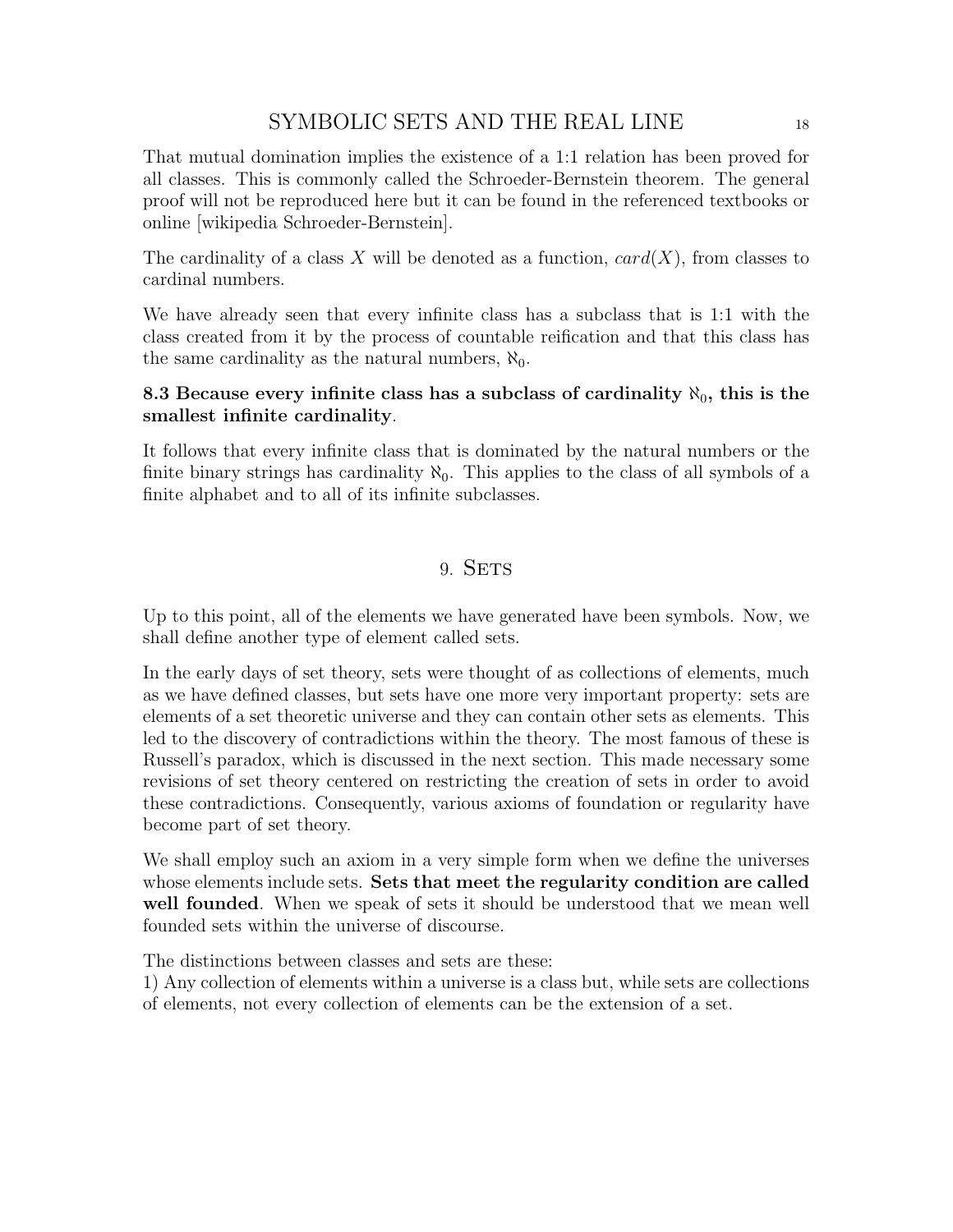That mutual domination implies the existence of a 1:1 relation has been proved for all classes. This is commonly called the Schroeder-Bernstein theorem. The general proof will not be reproduced here but it can be found in the referenced textbooks or online [wikipedia Schroeder-Bernstein].

The cardinality of a class $X$ will be denoted as a function, $card(X)$, from classes to cardinal numbers.

We have already seen that every infinite class has a subclass that is 1:1 with the class created from it by the process of countable reification and that this class has the same cardinality as the natural numbers, $\aleph_0$.

**8.3 Because every infinite class has a subclass of cardinality $\aleph_0$, this is the smallest infinite cardinality**.

It follows that every infinite class that is dominated by the natural numbers or the finite binary strings has cardinality $\aleph_0$. This applies to the class of all symbols of a finite alphabet and to all of its infinite subclasses.

## 9. Sets

Up to this point, all of the elements we have generated have been symbols. Now, we shall define another type of element called sets.

In the early days of set theory, sets were thought of as collections of elements, much as we have defined classes, but sets have one more very important property: sets are elements of a set theoretic universe and they can contain other sets as elements. This led to the discovery of contradictions within the theory. The most famous of these is Russell's paradox, which is discussed in the next section. This made necessary some revisions of set theory centered on restricting the creation of sets in order to avoid these contradictions. Consequently, various axioms of foundation or regularity have become part of set theory.

We shall employ such an axiom in a very simple form when we define the universes whose elements include sets. **Sets that meet the regularity condition are called well founded**. When we speak of sets it should be understood that we mean well founded sets within the universe of discourse.

The distinctions between classes and sets are these:
1) Any collection of elements within a universe is a class but, while sets are collections of elements, not every collection of elements can be the extension of a set.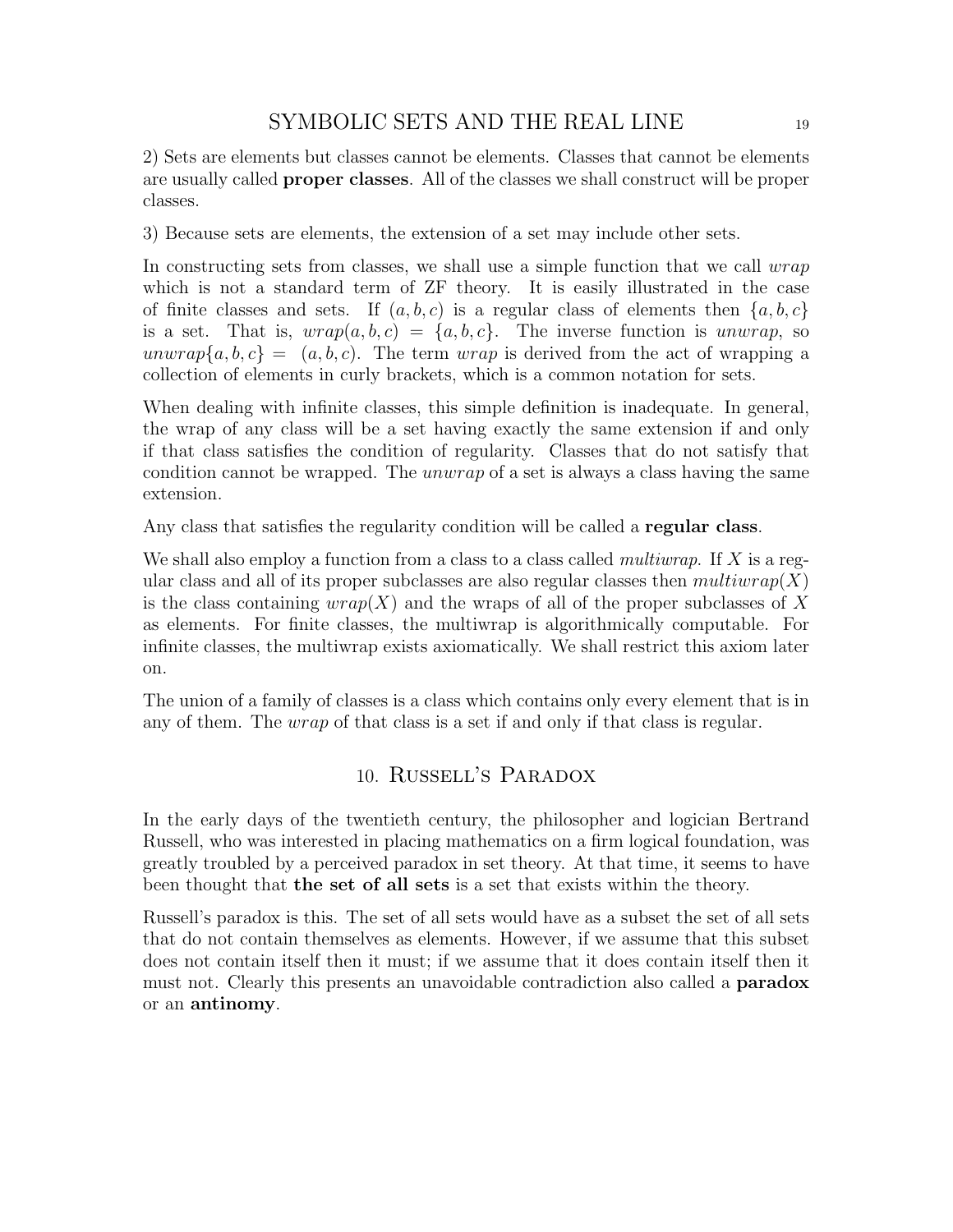2) Sets are elements but classes cannot be elements. Classes that cannot be elements are usually called **proper classes**. All of the classes we shall construct will be proper classes.

3) Because sets are elements, the extension of a set may include other sets.

In constructing sets from classes, we shall use a simple function that we call *wrap* which is not a standard term of ZF theory. It is easily illustrated in the case of finite classes and sets. If $(a, b, c)$ is a regular class of elements then $\{a, b, c\}$ is a set. That is, $wrap(a, b, c) = \{a, b, c\}$. The inverse function is *unwrap*, so $unwrap\{a, b, c\} = (a, b, c)$. The term *wrap* is derived from the act of wrapping a collection of elements in curly brackets, which is a common notation for sets.

When dealing with infinite classes, this simple definition is inadequate. In general, the wrap of any class will be a set having exactly the same extension if and only if that class satisfies the condition of regularity. Classes that do not satisfy that condition cannot be wrapped. The *unwrap* of a set is always a class having the same extension.

Any class that satisfies the regularity condition will be called a **regular class**.

We shall also employ a function from a class to a class called *multiwrap*. If $X$ is a regular class and all of its proper subclasses are also regular classes then $multiwrap(X)$ is the class containing $wrap(X)$ and the wraps of all of the proper subclasses of $X$ as elements. For finite classes, the multiwrap is algorithmically computable. For infinite classes, the multiwrap exists axiomatically. We shall restrict this axiom later on.

The union of a family of classes is a class which contains only every element that is in any of them. The *wrap* of that class is a set if and only if that class is regular.

## 10. Russell's Paradox

In the early days of the twentieth century, the philosopher and logician Bertrand Russell, who was interested in placing mathematics on a firm logical foundation, was greatly troubled by a perceived paradox in set theory. At that time, it seems to have been thought that **the set of all sets** is a set that exists within the theory.

Russell's paradox is this. The set of all sets would have as a subset the set of all sets that do not contain themselves as elements. However, if we assume that this subset does not contain itself then it must; if we assume that it does contain itself then it must not. Clearly this presents an unavoidable contradiction also called a **paradox** or an **antinomy**.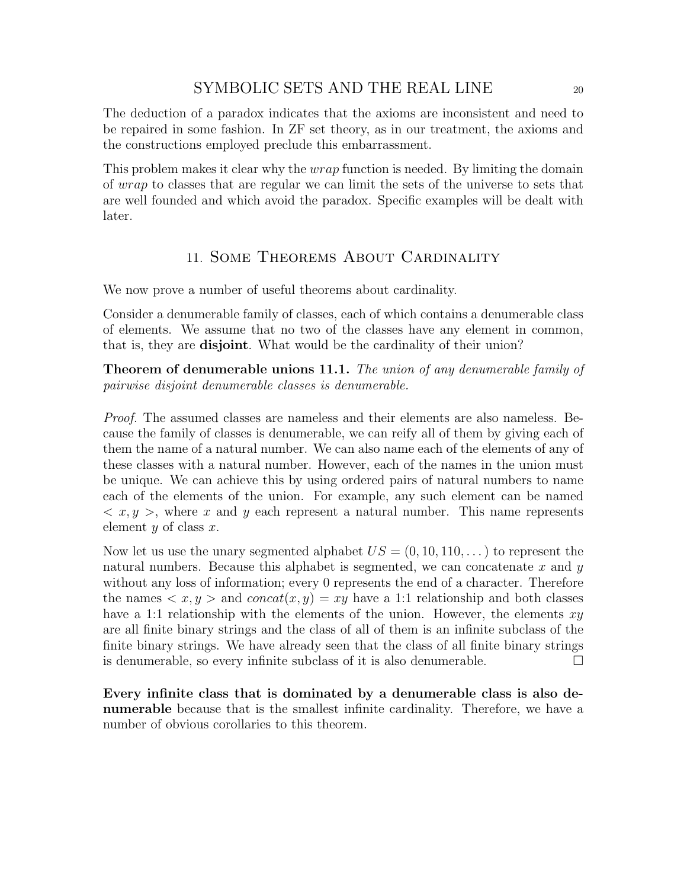The deduction of a paradox indicates that the axioms are inconsistent and need to be repaired in some fashion. In ZF set theory, as in our treatment, the axioms and the constructions employed preclude this embarrassment.

This problem makes it clear why the *wrap* function is needed. By limiting the domain of *wrap* to classes that are regular we can limit the sets of the universe to sets that are well founded and which avoid the paradox. Specific examples will be dealt with later.

## 11. Some Theorems About Cardinality

We now prove a number of useful theorems about cardinality.

Consider a denumerable family of classes, each of which contains a denumerable class of elements. We assume that no two of the classes have any element in common, that is, they are **disjoint**. What would be the cardinality of their union?

**Theorem of denumerable unions 11.1.** *The union of any denumerable family of pairwise disjoint denumerable classes is denumerable.*

*Proof.* The assumed classes are nameless and their elements are also nameless. Because the family of classes is denumerable, we can reify all of them by giving each of them the name of a natural number. We can also name each of the elements of any of these classes with a natural number. However, each of the names in the union must be unique. We can achieve this by using ordered pairs of natural numbers to name each of the elements of the union. For example, any such element can be named $< x, y >$, where $x$ and $y$ each represent a natural number. This name represents element $y$ of class $x$.

Now let us use the unary segmented alphabet $US = (0, 10, 110, \dots)$ to represent the natural numbers. Because this alphabet is segmented, we can concatenate $x$ and $y$ without any loss of information; every 0 represents the end of a character. Therefore the names $< x, y >$ and $concat(x, y) = xy$ have a 1:1 relationship and both classes have a 1:1 relationship with the elements of the union. However, the elements $xy$ are all finite binary strings and the class of all of them is an infinite subclass of the finite binary strings. We have already seen that the class of all finite binary strings is denumerable, so every infinite subclass of it is also denumerable. □

**Every infinite class that is dominated by a denumerable class is also denumerable** because that is the smallest infinite cardinality. Therefore, we have a number of obvious corollaries to this theorem.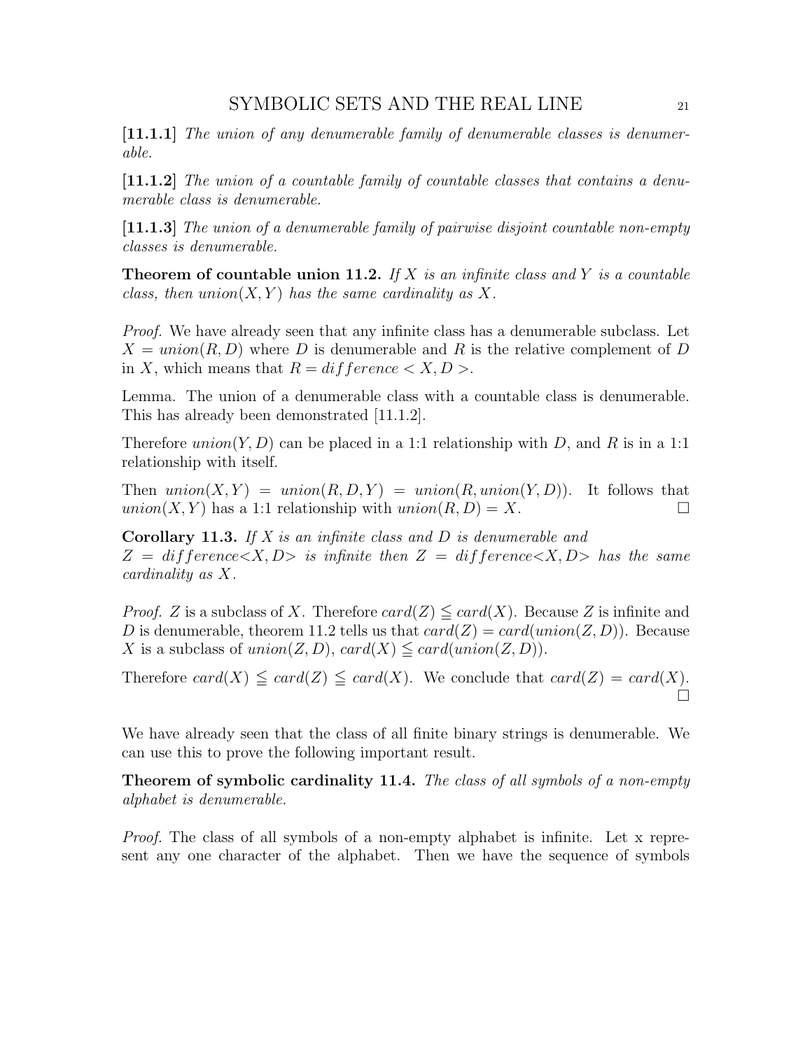**[11.1.1]** *The union of any denumerable family of denumerable classes is denumerable.*

**[11.1.2]** *The union of a countable family of countable classes that contains a denumerable class is denumerable.*

**[11.1.3]** *The union of a denumerable family of pairwise disjoint countable non-empty classes is denumerable.*

**Theorem of countable union 11.2.** *If $X$ is an infinite class and $Y$ is a countable class, then $union(X, Y)$ has the same cardinality as $X$.*

*Proof.* We have already seen that any infinite class has a denumerable subclass. Let $X = union(R, D)$ where $D$ is denumerable and $R$ is the relative complement of $D$ in $X$, which means that $R = difference < X, D >$.

Lemma. The union of a denumerable class with a countable class is denumerable. This has already been demonstrated [11.1.2].

Therefore $union(Y, D)$ can be placed in a 1:1 relationship with $D$, and $R$ is in a 1:1 relationship with itself.

Then $union(X, Y) = union(R, D, Y) = union(R, union(Y, D))$. It follows that $union(X, Y)$ has a 1:1 relationship with $union(R, D) = X$. □

**Corollary 11.3.** *If $X$ is an infinite class and $D$ is denumerable and $Z = difference{<}X, D{>}$ is infinite then $Z = difference{<}X, D{>}$ has the same cardinality as $X$.*

*Proof.* $Z$ is a subclass of $X$. Therefore $card(Z) \leqq card(X)$. Because $Z$ is infinite and $D$ is denumerable, theorem 11.2 tells us that $card(Z) = card(union(Z, D))$. Because $X$ is a subclass of $union(Z, D)$, $card(X) \leqq card(union(Z, D))$.

Therefore $card(X) \leqq card(Z) \leqq card(X)$. We conclude that $card(Z) = card(X)$. □

We have already seen that the class of all finite binary strings is denumerable. We can use this to prove the following important result.

**Theorem of symbolic cardinality 11.4.** *The class of all symbols of a non-empty alphabet is denumerable.*

*Proof.* The class of all symbols of a non-empty alphabet is infinite. Let x represent any one character of the alphabet. Then we have the sequence of symbols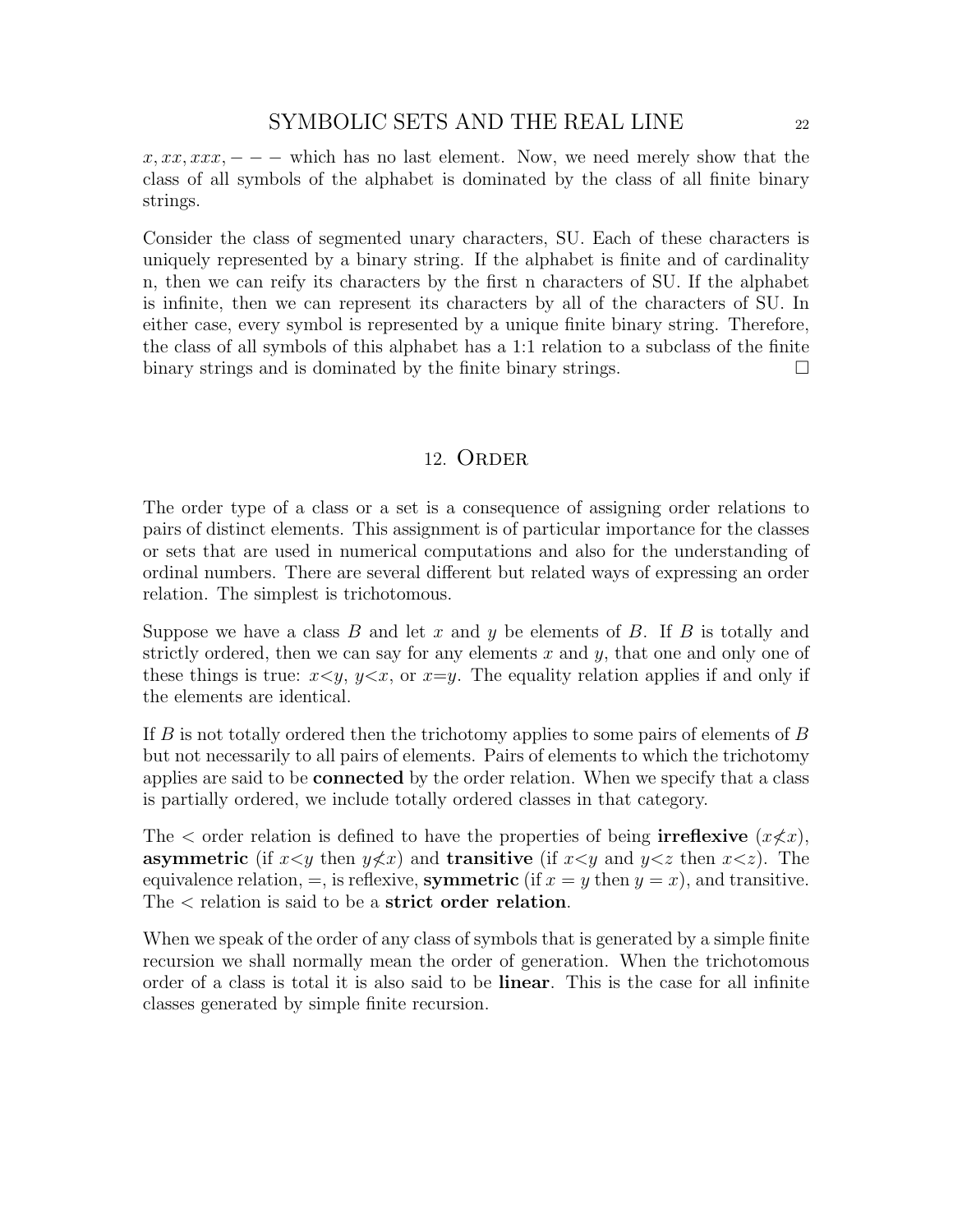$x, xx, xxx, ---$ which has no last element. Now, we need merely show that the class of all symbols of the alphabet is dominated by the class of all finite binary strings.

Consider the class of segmented unary characters, SU. Each of these characters is uniquely represented by a binary string. If the alphabet is finite and of cardinality n, then we can reify its characters by the first n characters of SU. If the alphabet is infinite, then we can represent its characters by all of the characters of SU. In either case, every symbol is represented by a unique finite binary string. Therefore, the class of all symbols of this alphabet has a 1:1 relation to a subclass of the finite binary strings and is dominated by the finite binary strings. □

## 12. Order

The order type of a class or a set is a consequence of assigning order relations to pairs of distinct elements. This assignment is of particular importance for the classes or sets that are used in numerical computations and also for the understanding of ordinal numbers. There are several different but related ways of expressing an order relation. The simplest is trichotomous.

Suppose we have a class $B$ and let $x$ and $y$ be elements of $B$. If $B$ is totally and strictly ordered, then we can say for any elements $x$ and $y$, that one and only one of these things is true: $x<y$, $y<x$, or $x=y$. The equality relation applies if and only if the elements are identical.

If $B$ is not totally ordered then the trichotomy applies to some pairs of elements of $B$ but not necessarily to all pairs of elements. Pairs of elements to which the trichotomy applies are said to be **connected** by the order relation. When we specify that a class is partially ordered, we include totally ordered classes in that category.

The $<$ order relation is defined to have the properties of being **irreflexive** ($x \not< x$), **asymmetric** (if $x<y$ then $y \not< x$) and **transitive** (if $x<y$ and $y<z$ then $x<z$). The equivalence relation, $=$, is reflexive, **symmetric** (if $x = y$ then $y = x$), and transitive. The $<$ relation is said to be a **strict order relation**.

When we speak of the order of any class of symbols that is generated by a simple finite recursion we shall normally mean the order of generation. When the trichotomous order of a class is total it is also said to be **linear**. This is the case for all infinite classes generated by simple finite recursion.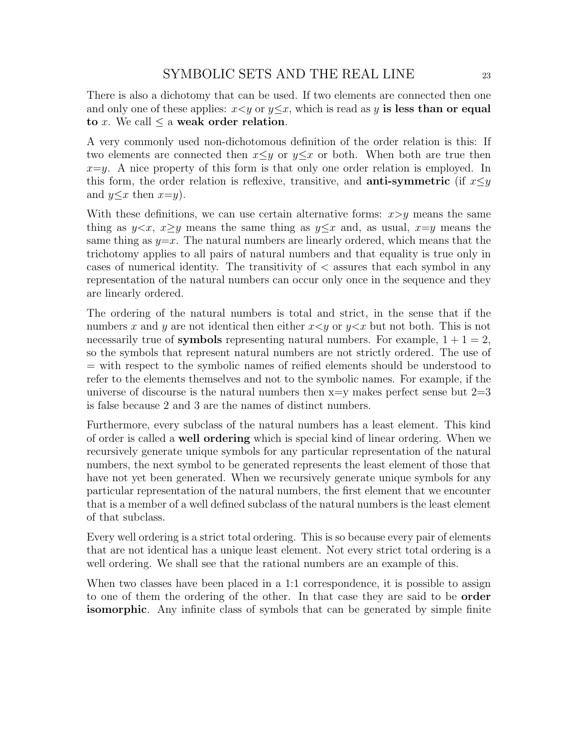There is also a dichotomy that can be used. If two elements are connected then one and only one of these applies: $x<y$ or $y\leq x$, which is read as $y$ **is less than or equal to** $x$. We call $\leq$ a **weak order relation**.

A very commonly used non-dichotomous definition of the order relation is this: If two elements are connected then $x\leq y$ or $y\leq x$ or both. When both are true then $x=y$. A nice property of this form is that only one order relation is employed. In this form, the order relation is reflexive, transitive, and **anti-symmetric** (if $x\leq y$ and $y\leq x$ then $x=y$).

With these definitions, we can use certain alternative forms: $x>y$ means the same thing as $y<x$, $x\geq y$ means the same thing as $y\leq x$ and, as usual, $x=y$ means the same thing as $y=x$. The natural numbers are linearly ordered, which means that the trichotomy applies to all pairs of natural numbers and that equality is true only in cases of numerical identity. The transitivity of $<$ assures that each symbol in any representation of the natural numbers can occur only once in the sequence and they are linearly ordered.

The ordering of the natural numbers is total and strict, in the sense that if the numbers $x$ and $y$ are not identical then either $x<y$ or $y<x$ but not both. This is not necessarily true of **symbols** representing natural numbers. For example, $1+1=2$, so the symbols that represent natural numbers are not strictly ordered. The use of $=$ with respect to the symbolic names of reified elements should be understood to refer to the elements themselves and not to the symbolic names. For example, if the universe of discourse is the natural numbers then x=y makes perfect sense but 2=3 is false because 2 and 3 are the names of distinct numbers.

Furthermore, every subclass of the natural numbers has a least element. This kind of order is called a **well ordering** which is special kind of linear ordering. When we recursively generate unique symbols for any particular representation of the natural numbers, the next symbol to be generated represents the least element of those that have not yet been generated. When we recursively generate unique symbols for any particular representation of the natural numbers, the first element that we encounter that is a member of a well defined subclass of the natural numbers is the least element of that subclass.

Every well ordering is a strict total ordering. This is so because every pair of elements that are not identical has a unique least element. Not every strict total ordering is a well ordering. We shall see that the rational numbers are an example of this.

When two classes have been placed in a 1:1 correspondence, it is possible to assign to one of them the ordering of the other. In that case they are said to be **order isomorphic**. Any infinite class of symbols that can be generated by simple finite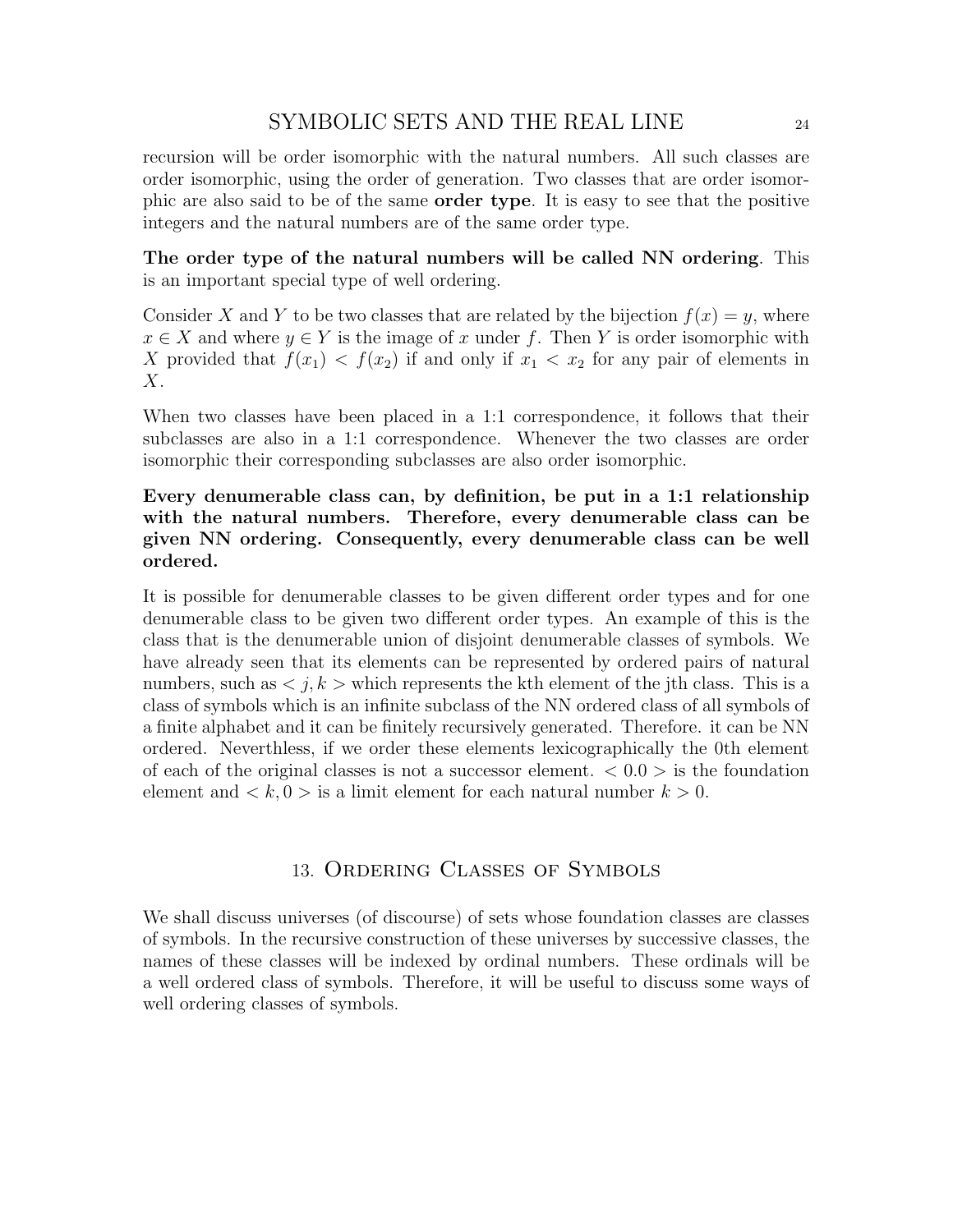recursion will be order isomorphic with the natural numbers. All such classes are order isomorphic, using the order of generation. Two classes that are order isomorphic are also said to be of the same **order type**. It is easy to see that the positive integers and the natural numbers are of the same order type.

**The order type of the natural numbers will be called NN ordering**. This is an important special type of well ordering.

Consider $X$ and $Y$ to be two classes that are related by the bijection $f(x) = y$, where $x \in X$ and where $y \in Y$ is the image of $x$ under $f$. Then $Y$ is order isomorphic with $X$ provided that $f(x_1) < f(x_2)$ if and only if $x_1 < x_2$ for any pair of elements in $X$.

When two classes have been placed in a 1:1 correspondence, it follows that their subclasses are also in a 1:1 correspondence. Whenever the two classes are order isomorphic their corresponding subclasses are also order isomorphic.

**Every denumerable class can, by definition, be put in a 1:1 relationship with the natural numbers. Therefore, every denumerable class can be given NN ordering. Consequently, every denumerable class can be well ordered.**

It is possible for denumerable classes to be given different order types and for one denumerable class to be given two different order types. An example of this is the class that is the denumerable union of disjoint denumerable classes of symbols. We have already seen that its elements can be represented by ordered pairs of natural numbers, such as $< j, k >$ which represents the kth element of the jth class. This is a class of symbols which is an infinite subclass of the NN ordered class of all symbols of a finite alphabet and it can be finitely recursively generated. Therefore. it can be NN ordered. Neverthless, if we order these elements lexicographically the 0th element of each of the original classes is not a successor element. $< 0.0 >$ is the foundation element and $< k, 0 >$ is a limit element for each natural number $k > 0$.

## 13. Ordering Classes of Symbols

We shall discuss universes (of discourse) of sets whose foundation classes are classes of symbols. In the recursive construction of these universes by successive classes, the names of these classes will be indexed by ordinal numbers. These ordinals will be a well ordered class of symbols. Therefore, it will be useful to discuss some ways of well ordering classes of symbols.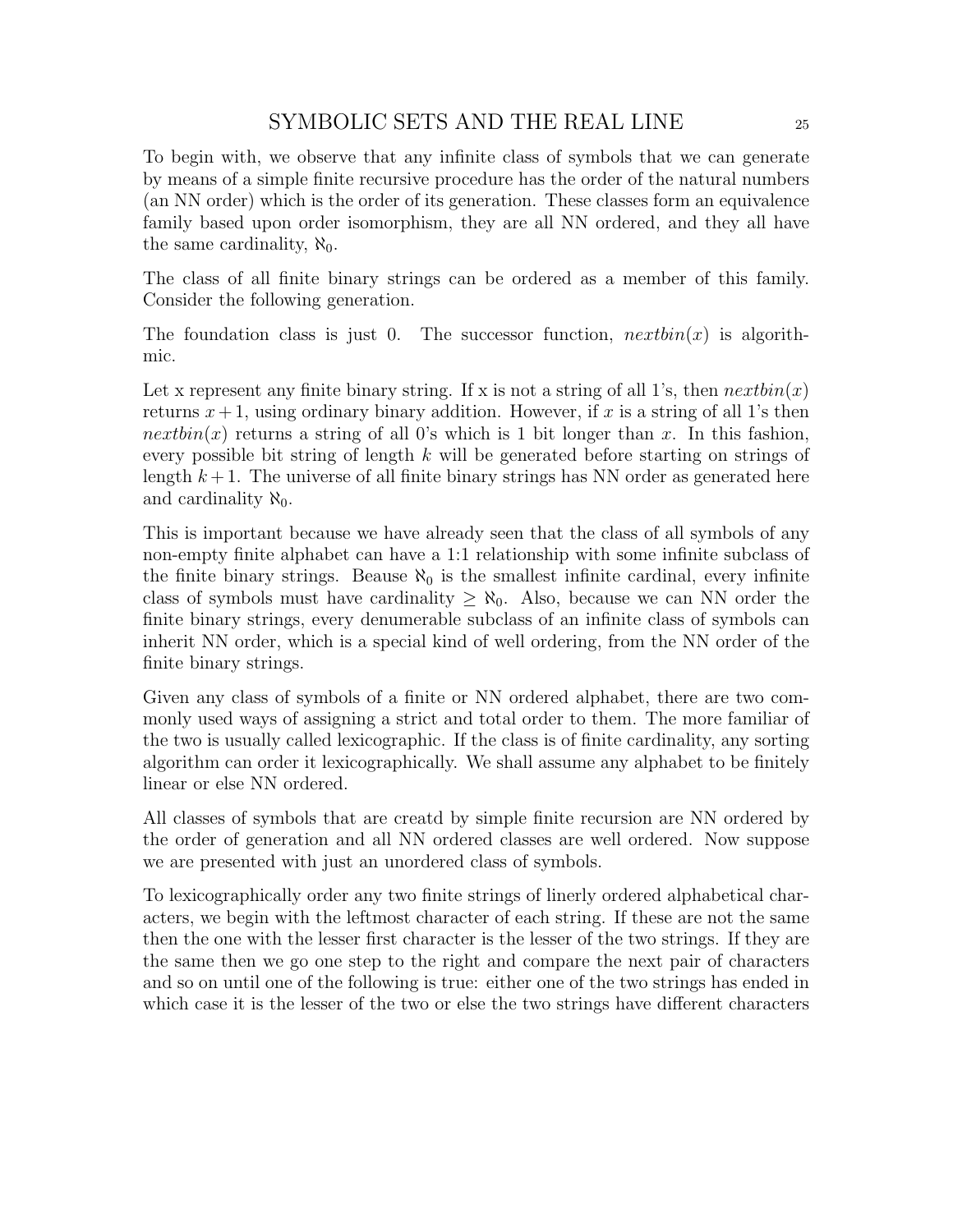To begin with, we observe that any infinite class of symbols that we can generate by means of a simple finite recursive procedure has the order of the natural numbers (an NN order) which is the order of its generation. These classes form an equivalence family based upon order isomorphism, they are all NN ordered, and they all have the same cardinality, $\aleph_0$.

The class of all finite binary strings can be ordered as a member of this family. Consider the following generation.

The foundation class is just 0. The successor function, $nextbin(x)$ is algorithmic.

Let x represent any finite binary string. If x is not a string of all 1's, then $nextbin(x)$ returns $x + 1$, using ordinary binary addition. However, if $x$ is a string of all 1's then $nextbin(x)$ returns a string of all 0's which is 1 bit longer than $x$. In this fashion, every possible bit string of length $k$ will be generated before starting on strings of length $k+1$. The universe of all finite binary strings has NN order as generated here and cardinality $\aleph_0$.

This is important because we have already seen that the class of all symbols of any non-empty finite alphabet can have a 1:1 relationship with some infinite subclass of the finite binary strings. Beause $\aleph_0$ is the smallest infinite cardinal, every infinite class of symbols must have cardinality $\geq \aleph_0$. Also, because we can NN order the finite binary strings, every denumerable subclass of an infinite class of symbols can inherit NN order, which is a special kind of well ordering, from the NN order of the finite binary strings.

Given any class of symbols of a finite or NN ordered alphabet, there are two commonly used ways of assigning a strict and total order to them. The more familiar of the two is usually called lexicographic. If the class is of finite cardinality, any sorting algorithm can order it lexicographically. We shall assume any alphabet to be finitely linear or else NN ordered.

All classes of symbols that are creatd by simple finite recursion are NN ordered by the order of generation and all NN ordered classes are well ordered. Now suppose we are presented with just an unordered class of symbols.

To lexicographically order any two finite strings of linerly ordered alphabetical characters, we begin with the leftmost character of each string. If these are not the same then the one with the lesser first character is the lesser of the two strings. If they are the same then we go one step to the right and compare the next pair of characters and so on until one of the following is true: either one of the two strings has ended in which case it is the lesser of the two or else the two strings have different characters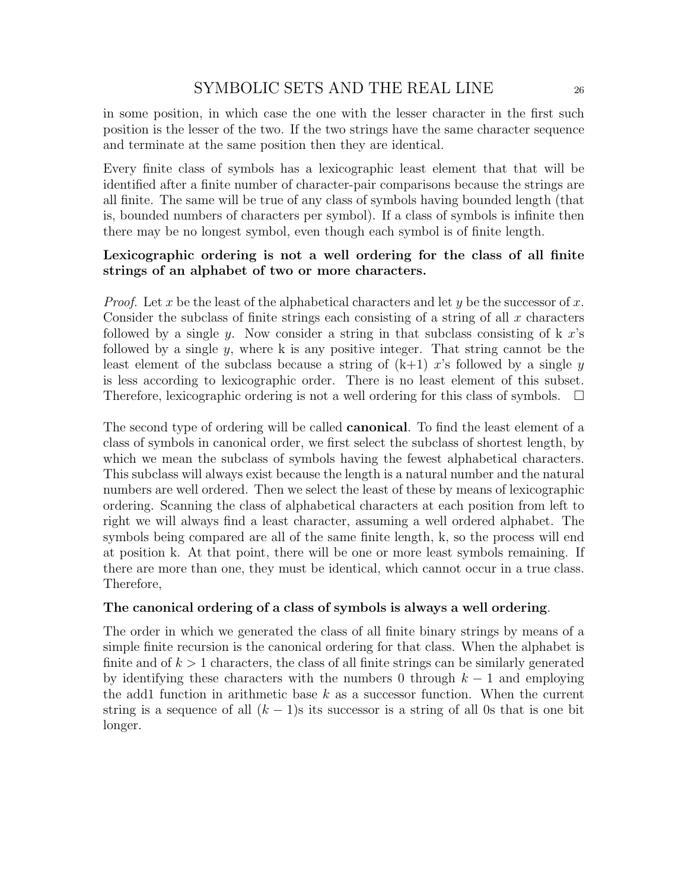in some position, in which case the one with the lesser character in the first such position is the lesser of the two. If the two strings have the same character sequence and terminate at the same position then they are identical.

Every finite class of symbols has a lexicographic least element that that will be identified after a finite number of character-pair comparisons because the strings are all finite. The same will be true of any class of symbols having bounded length (that is, bounded numbers of characters per symbol). If a class of symbols is infinite then there may be no longest symbol, even though each symbol is of finite length.

**Lexicographic ordering is not a well ordering for the class of all finite strings of an alphabet of two or more characters.**

*Proof.* Let $x$ be the least of the alphabetical characters and let $y$ be the successor of $x$. Consider the subclass of finite strings each consisting of a string of all $x$ characters followed by a single $y$. Now consider a string in that subclass consisting of k $x$'s followed by a single $y$, where k is any positive integer. That string cannot be the least element of the subclass because a string of (k+1) $x$'s followed by a single $y$ is less according to lexicographic order. There is no least element of this subset. Therefore, lexicographic ordering is not a well ordering for this class of symbols. □

The second type of ordering will be called **canonical**. To find the least element of a class of symbols in canonical order, we first select the subclass of shortest length, by which we mean the subclass of symbols having the fewest alphabetical characters. This subclass will always exist because the length is a natural number and the natural numbers are well ordered. Then we select the least of these by means of lexicographic ordering. Scanning the class of alphabetical characters at each position from left to right we will always find a least character, assuming a well ordered alphabet. The symbols being compared are all of the same finite length, k, so the process will end at position k. At that point, there will be one or more least symbols remaining. If there are more than one, they must be identical, which cannot occur in a true class. Therefore,

**The canonical ordering of a class of symbols is always a well ordering**.

The order in which we generated the class of all finite binary strings by means of a simple finite recursion is the canonical ordering for that class. When the alphabet is finite and of $k > 1$ characters, the class of all finite strings can be similarly generated by identifying these characters with the numbers 0 through $k - 1$ and employing the add1 function in arithmetic base $k$ as a successor function. When the current string is a sequence of all $(k - 1)$s its successor is a string of all 0s that is one bit longer.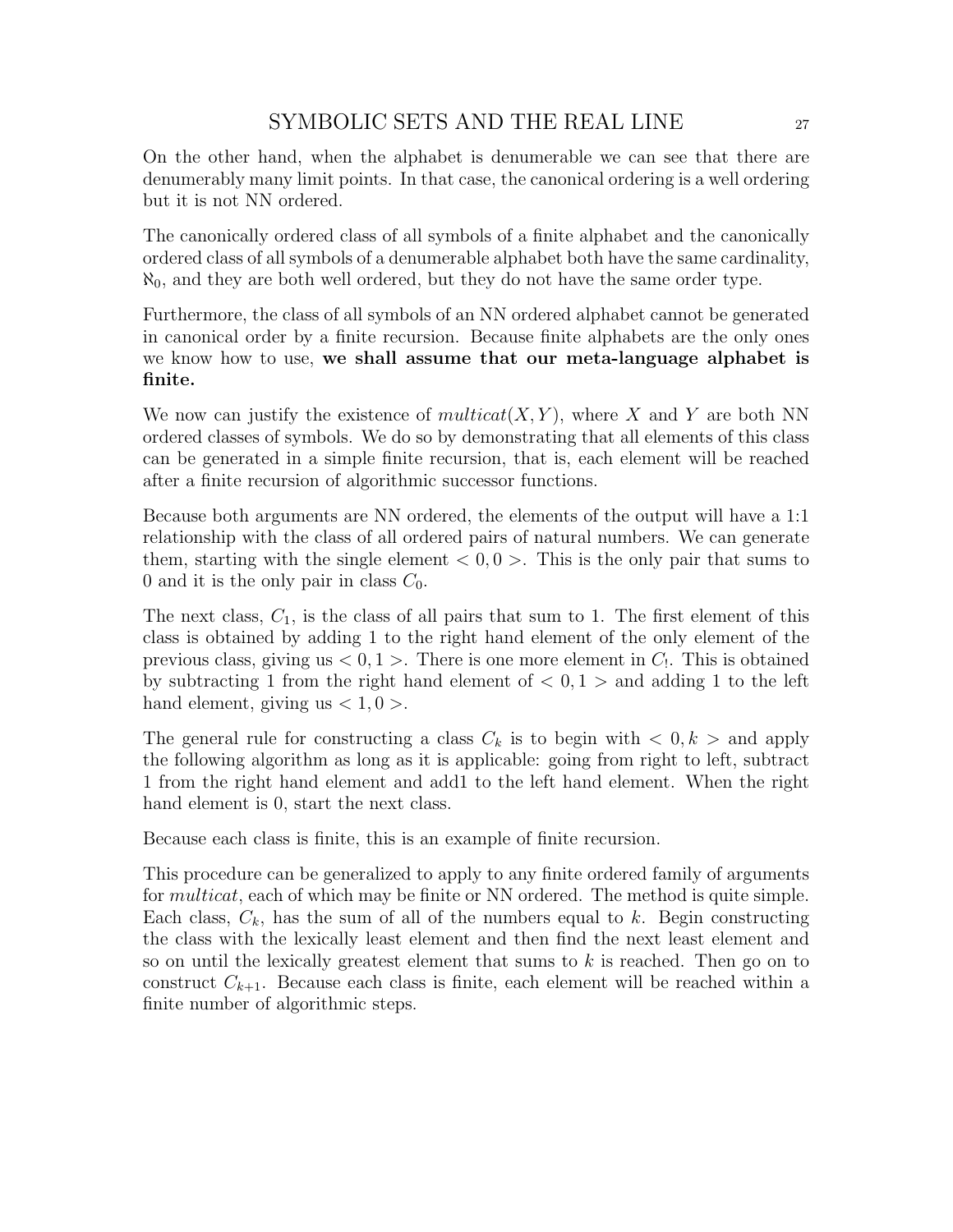On the other hand, when the alphabet is denumerable we can see that there are denumerably many limit points. In that case, the canonical ordering is a well ordering but it is not NN ordered.

The canonically ordered class of all symbols of a finite alphabet and the canonically ordered class of all symbols of a denumerable alphabet both have the same cardinality, $\aleph_0$, and they are both well ordered, but they do not have the same order type.

Furthermore, the class of all symbols of an NN ordered alphabet cannot be generated in canonical order by a finite recursion. Because finite alphabets are the only ones we know how to use, **we shall assume that our meta-language alphabet is finite.**

We now can justify the existence of $multicat(X, Y)$, where $X$ and $Y$ are both NN ordered classes of symbols. We do so by demonstrating that all elements of this class can be generated in a simple finite recursion, that is, each element will be reached after a finite recursion of algorithmic successor functions.

Because both arguments are NN ordered, the elements of the output will have a 1:1 relationship with the class of all ordered pairs of natural numbers. We can generate them, starting with the single element $< 0, 0 >$. This is the only pair that sums to 0 and it is the only pair in class $C_0$.

The next class, $C_1$, is the class of all pairs that sum to 1. The first element of this class is obtained by adding 1 to the right hand element of the only element of the previous class, giving us $< 0, 1 >$. There is one more element in $C_!$. This is obtained by subtracting 1 from the right hand element of $< 0, 1 >$ and adding 1 to the left hand element, giving us $< 1, 0 >$.

The general rule for constructing a class $C_k$ is to begin with $< 0, k >$ and apply the following algorithm as long as it is applicable: going from right to left, subtract 1 from the right hand element and add1 to the left hand element. When the right hand element is 0, start the next class.

Because each class is finite, this is an example of finite recursion.

This procedure can be generalized to apply to any finite ordered family of arguments for *multicat*, each of which may be finite or NN ordered. The method is quite simple. Each class, $C_k$, has the sum of all of the numbers equal to $k$. Begin constructing the class with the lexically least element and then find the next least element and so on until the lexically greatest element that sums to $k$ is reached. Then go on to construct $C_{k+1}$. Because each class is finite, each element will be reached within a finite number of algorithmic steps.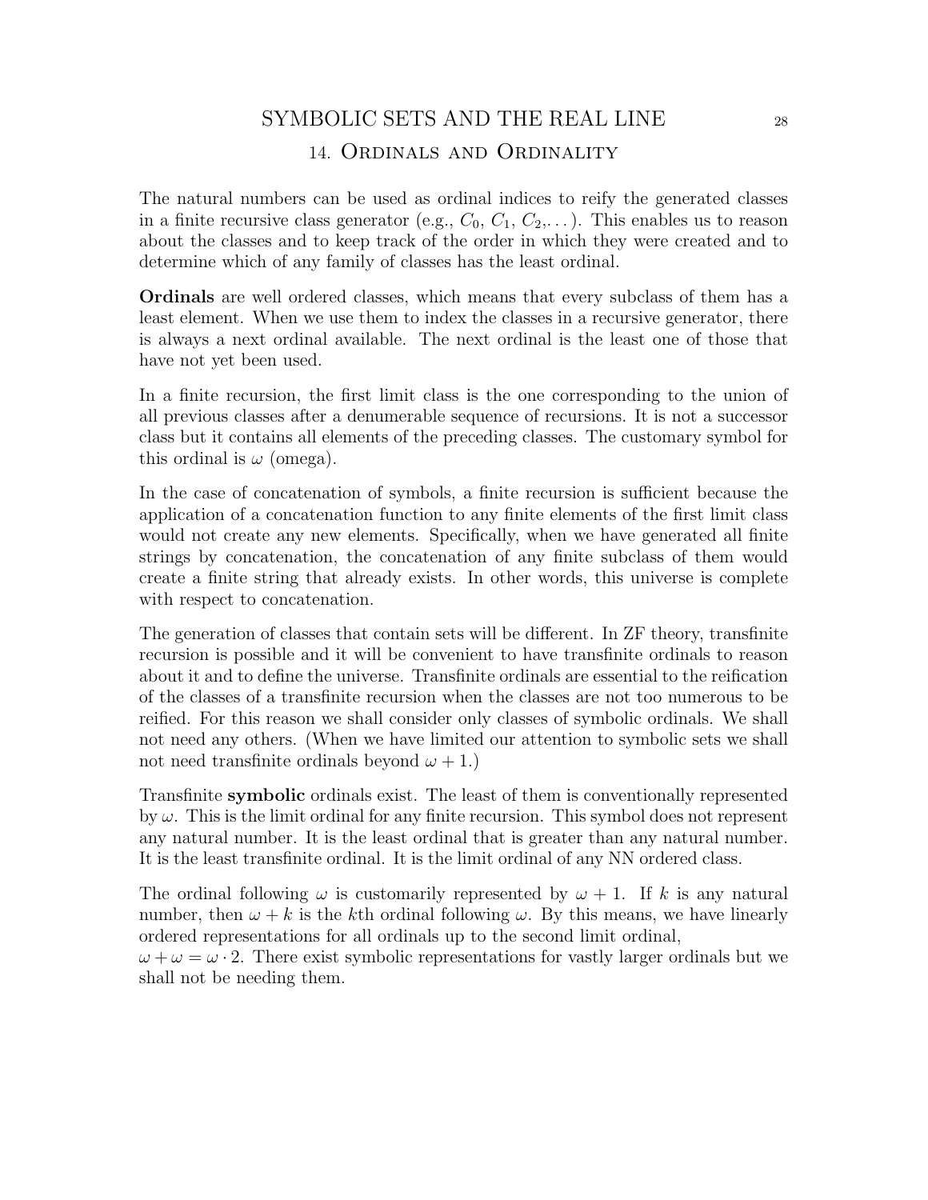## 14. Ordinals and Ordinality

The natural numbers can be used as ordinal indices to reify the generated classes in a finite recursive class generator (e.g., $C_0$, $C_1$, $C_2$,...). This enables us to reason about the classes and to keep track of the order in which they were created and to determine which of any family of classes has the least ordinal.

**Ordinals** are well ordered classes, which means that every subclass of them has a least element. When we use them to index the classes in a recursive generator, there is always a next ordinal available. The next ordinal is the least one of those that have not yet been used.

In a finite recursion, the first limit class is the one corresponding to the union of all previous classes after a denumerable sequence of recursions. It is not a successor class but it contains all elements of the preceding classes. The customary symbol for this ordinal is $\omega$ (omega).

In the case of concatenation of symbols, a finite recursion is sufficient because the application of a concatenation function to any finite elements of the first limit class would not create any new elements. Specifically, when we have generated all finite strings by concatenation, the concatenation of any finite subclass of them would create a finite string that already exists. In other words, this universe is complete with respect to concatenation.

The generation of classes that contain sets will be different. In ZF theory, transfinite recursion is possible and it will be convenient to have transfinite ordinals to reason about it and to define the universe. Transfinite ordinals are essential to the reification of the classes of a transfinite recursion when the classes are not too numerous to be reified. For this reason we shall consider only classes of symbolic ordinals. We shall not need any others. (When we have limited our attention to symbolic sets we shall not need transfinite ordinals beyond $\omega + 1$.)

Transfinite **symbolic** ordinals exist. The least of them is conventionally represented by $\omega$. This is the limit ordinal for any finite recursion. This symbol does not represent any natural number. It is the least ordinal that is greater than any natural number. It is the least transfinite ordinal. It is the limit ordinal of any NN ordered class.

The ordinal following $\omega$ is customarily represented by $\omega + 1$. If $k$ is any natural number, then $\omega + k$ is the $k$th ordinal following $\omega$. By this means, we have linearly ordered representations for all ordinals up to the second limit ordinal,
$\omega + \omega = \omega \cdot 2$. There exist symbolic representations for vastly larger ordinals but we shall not be needing them.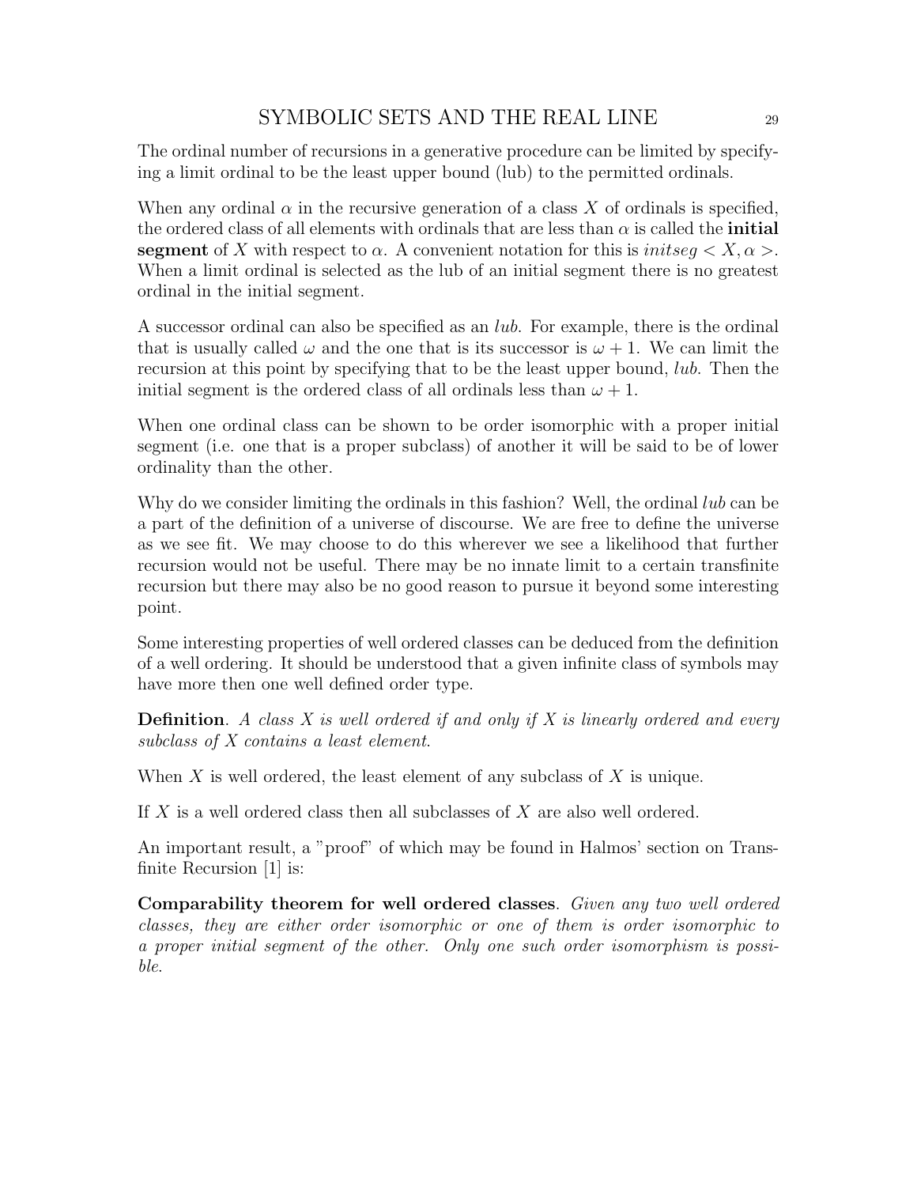The ordinal number of recursions in a generative procedure can be limited by specifying a limit ordinal to be the least upper bound (lub) to the permitted ordinals.

When any ordinal $\alpha$ in the recursive generation of a class $X$ of ordinals is specified, the ordered class of all elements with ordinals that are less than $\alpha$ is called the **initial segment** of $X$ with respect to $\alpha$. A convenient notation for this is $initseg < X, \alpha >$. When a limit ordinal is selected as the lub of an initial segment there is no greatest ordinal in the initial segment.

A successor ordinal can also be specified as an *lub*. For example, there is the ordinal that is usually called $\omega$ and the one that is its successor is $\omega + 1$. We can limit the recursion at this point by specifying that to be the least upper bound, *lub*. Then the initial segment is the ordered class of all ordinals less than $\omega + 1$.

When one ordinal class can be shown to be order isomorphic with a proper initial segment (i.e. one that is a proper subclass) of another it will be said to be of lower ordinality than the other.

Why do we consider limiting the ordinals in this fashion? Well, the ordinal *lub* can be a part of the definition of a universe of discourse. We are free to define the universe as we see fit. We may choose to do this wherever we see a likelihood that further recursion would not be useful. There may be no innate limit to a certain transfinite recursion but there may also be no good reason to pursue it beyond some interesting point.

Some interesting properties of well ordered classes can be deduced from the definition of a well ordering. It should be understood that a given infinite class of symbols may have more then one well defined order type.

**Definition**. *A class $X$ is well ordered if and only if $X$ is linearly ordered and every subclass of $X$ contains a least element.*

When $X$ is well ordered, the least element of any subclass of $X$ is unique.

If $X$ is a well ordered class then all subclasses of $X$ are also well ordered.

An important result, a "proof" of which may be found in Halmos' section on Transfinite Recursion [1] is:

**Comparability theorem for well ordered classes**. *Given any two well ordered classes, they are either order isomorphic or one of them is order isomorphic to a proper initial segment of the other. Only one such order isomorphism is possible.*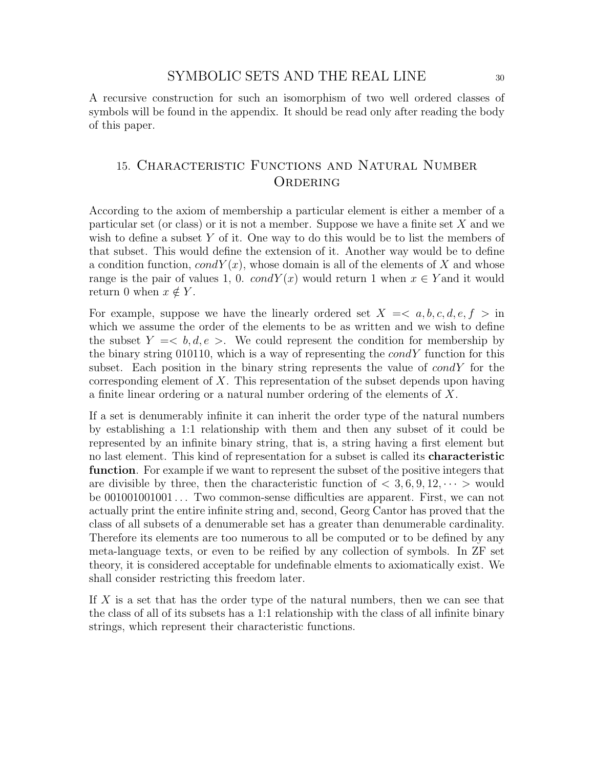A recursive construction for such an isomorphism of two well ordered classes of symbols will be found in the appendix. It should be read only after reading the body of this paper.

## 15. Characteristic Functions and Natural Number Ordering

According to the axiom of membership a particular element is either a member of a particular set (or class) or it is not a member. Suppose we have a finite set $X$ and we wish to define a subset $Y$ of it. One way to do this would be to list the members of that subset. This would define the extension of it. Another way would be to define a condition function, $condY(x)$, whose domain is all of the elements of $X$ and whose range is the pair of values 1, 0. $condY(x)$ would return 1 when $x \in Y$and it would return 0 when $x \notin Y$.

For example, suppose we have the linearly ordered set $X = < a, b, c, d, e, f >$ in which we assume the order of the elements to be as written and we wish to define the subset $Y = < b, d, e >$. We could represent the condition for membership by the binary string 010110, which is a way of representing the $condY$ function for this subset. Each position in the binary string represents the value of $condY$ for the corresponding element of $X$. This representation of the subset depends upon having a finite linear ordering or a natural number ordering of the elements of $X$.

If a set is denumerably infinite it can inherit the order type of the natural numbers by establishing a 1:1 relationship with them and then any subset of it could be represented by an infinite binary string, that is, a string having a first element but no last element. This kind of representation for a subset is called its **characteristic function**. For example if we want to represent the subset of the positive integers that are divisible by three, then the characteristic function of $< 3, 6, 9, 12, \cdots >$ would be 001001001001... Two common-sense difficulties are apparent. First, we can not actually print the entire infinite string and, second, Georg Cantor has proved that the class of all subsets of a denumerable set has a greater than denumerable cardinality. Therefore its elements are too numerous to all be computed or to be defined by any meta-language texts, or even to be reified by any collection of symbols. In ZF set theory, it is considered acceptable for undefinable elments to axiomatically exist. We shall consider restricting this freedom later.

If $X$ is a set that has the order type of the natural numbers, then we can see that the class of all of its subsets has a 1:1 relationship with the class of all infinite binary strings, which represent their characteristic functions.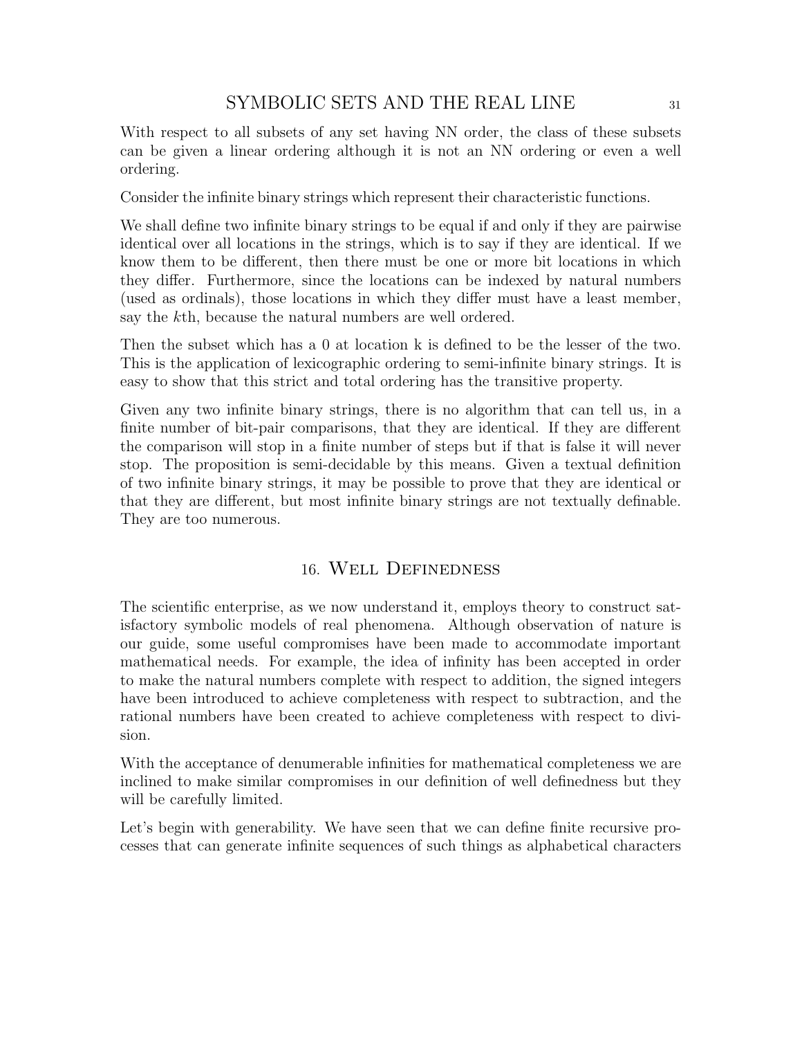With respect to all subsets of any set having NN order, the class of these subsets can be given a linear ordering although it is not an NN ordering or even a well ordering.

Consider the infinite binary strings which represent their characteristic functions.

We shall define two infinite binary strings to be equal if and only if they are pairwise identical over all locations in the strings, which is to say if they are identical. If we know them to be different, then there must be one or more bit locations in which they differ. Furthermore, since the locations can be indexed by natural numbers (used as ordinals), those locations in which they differ must have a least member, say the $k$th, because the natural numbers are well ordered.

Then the subset which has a 0 at location k is defined to be the lesser of the two. This is the application of lexicographic ordering to semi-infinite binary strings. It is easy to show that this strict and total ordering has the transitive property.

Given any two infinite binary strings, there is no algorithm that can tell us, in a finite number of bit-pair comparisons, that they are identical. If they are different the comparison will stop in a finite number of steps but if that is false it will never stop. The proposition is semi-decidable by this means. Given a textual definition of two infinite binary strings, it may be possible to prove that they are identical or that they are different, but most infinite binary strings are not textually definable. They are too numerous.

## 16. Well Definedness

The scientific enterprise, as we now understand it, employs theory to construct satisfactory symbolic models of real phenomena. Although observation of nature is our guide, some useful compromises have been made to accommodate important mathematical needs. For example, the idea of infinity has been accepted in order to make the natural numbers complete with respect to addition, the signed integers have been introduced to achieve completeness with respect to subtraction, and the rational numbers have been created to achieve completeness with respect to division.

With the acceptance of denumerable infinities for mathematical completeness we are inclined to make similar compromises in our definition of well definedness but they will be carefully limited.

Let's begin with generability. We have seen that we can define finite recursive processes that can generate infinite sequences of such things as alphabetical characters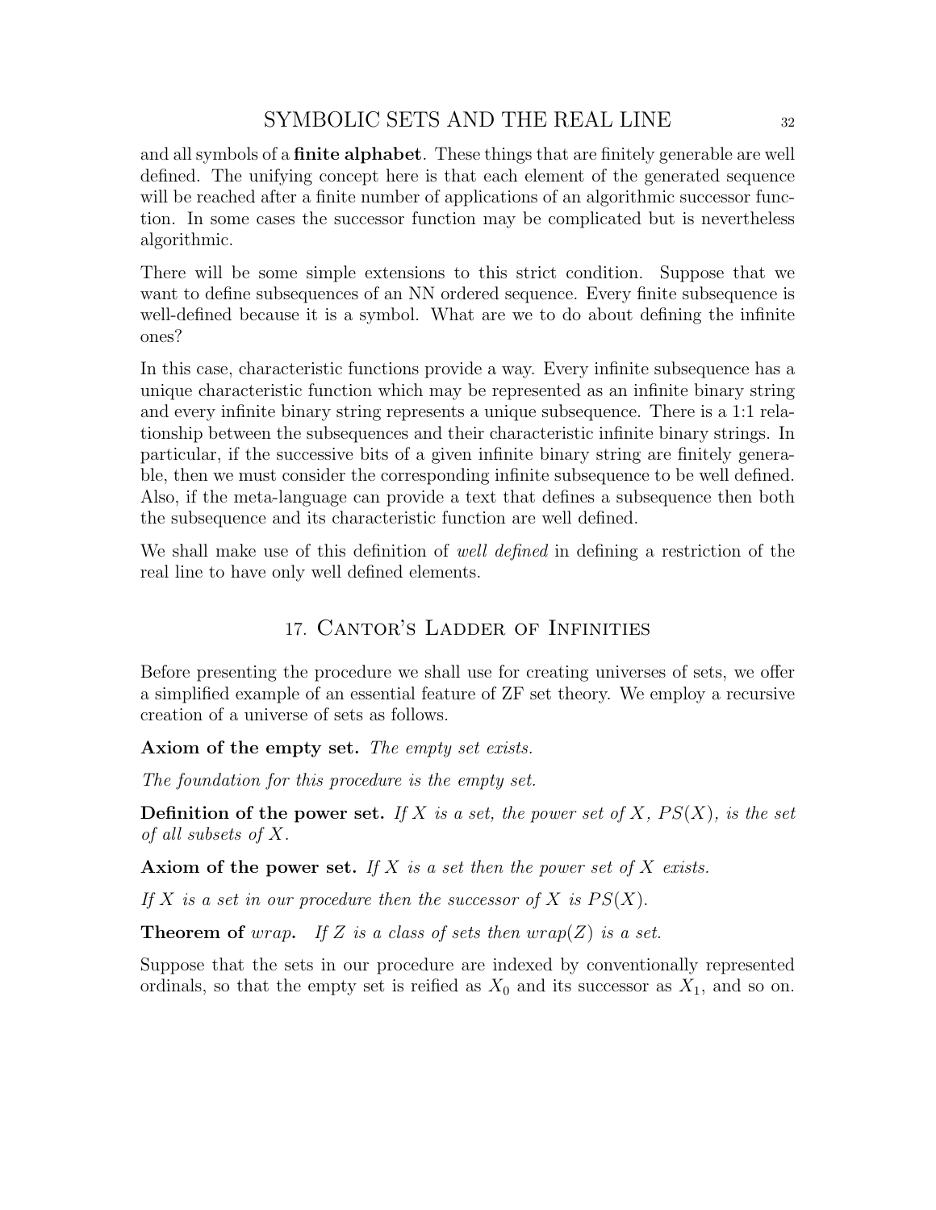and all symbols of a **finite alphabet**. These things that are finitely generable are well defined. The unifying concept here is that each element of the generated sequence will be reached after a finite number of applications of an algorithmic successor function. In some cases the successor function may be complicated but is nevertheless algorithmic.

There will be some simple extensions to this strict condition. Suppose that we want to define subsequences of an NN ordered sequence. Every finite subsequence is well-defined because it is a symbol. What are we to do about defining the infinite ones?

In this case, characteristic functions provide a way. Every infinite subsequence has a unique characteristic function which may be represented as an infinite binary string and every infinite binary string represents a unique subsequence. There is a 1:1 relationship between the subsequences and their characteristic infinite binary strings. In particular, if the successive bits of a given infinite binary string are finitely generable, then we must consider the corresponding infinite subsequence to be well defined. Also, if the meta-language can provide a text that defines a subsequence then both the subsequence and its characteristic function are well defined.

We shall make use of this definition of *well defined* in defining a restriction of the real line to have only well defined elements.

## 17. Cantor's Ladder of Infinities

Before presenting the procedure we shall use for creating universes of sets, we offer a simplified example of an essential feature of ZF set theory. We employ a recursive creation of a universe of sets as follows.

**Axiom of the empty set.** *The empty set exists.*

*The foundation for this procedure is the empty set.*

**Definition of the power set.** *If $X$ is a set, the power set of $X$, $PS(X)$, is the set of all subsets of $X$.*

**Axiom of the power set.** *If $X$ is a set then the power set of $X$ exists.*

*If $X$ is a set in our procedure then the successor of $X$ is $PS(X)$.*

**Theorem of** *wrap***.** *If $Z$ is a class of sets then $wrap(Z)$ is a set.*

Suppose that the sets in our procedure are indexed by conventionally represented ordinals, so that the empty set is reified as $X_0$ and its successor as $X_1$, and so on.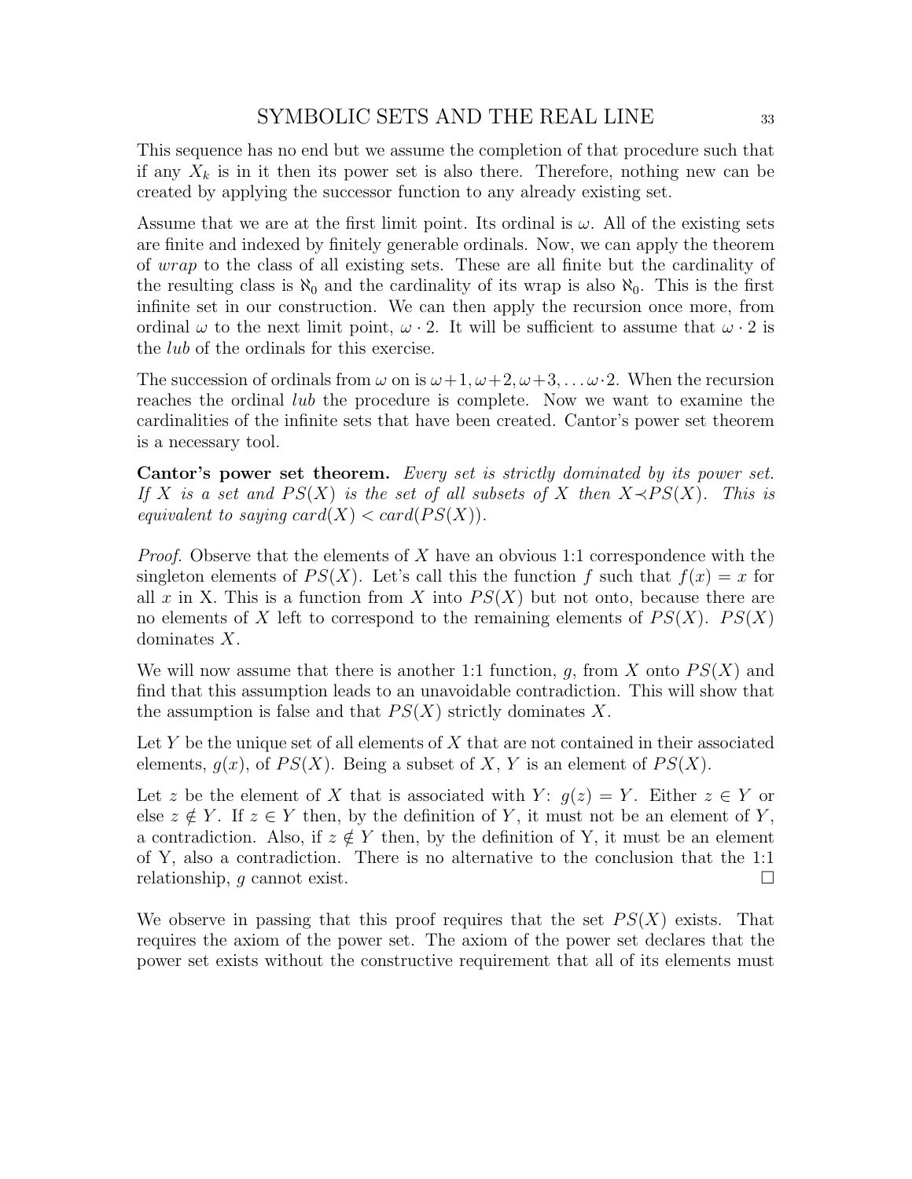This sequence has no end but we assume the completion of that procedure such that if any $X_k$ is in it then its power set is also there. Therefore, nothing new can be created by applying the successor function to any already existing set.

Assume that we are at the first limit point. Its ordinal is $\omega$. All of the existing sets are finite and indexed by finitely generable ordinals. Now, we can apply the theorem of *wrap* to the class of all existing sets. These are all finite but the cardinality of the resulting class is $\aleph_0$ and the cardinality of its wrap is also $\aleph_0$. This is the first infinite set in our construction. We can then apply the recursion once more, from ordinal $\omega$ to the next limit point, $\omega \cdot 2$. It will be sufficient to assume that $\omega \cdot 2$ is the *lub* of the ordinals for this exercise.

The succession of ordinals from $\omega$ on is $\omega+1, \omega+2, \omega+3, \ldots \omega \cdot 2$. When the recursion reaches the ordinal *lub* the procedure is complete. Now we want to examine the cardinalities of the infinite sets that have been created. Cantor's power set theorem is a necessary tool.

**Cantor's power set theorem.** *Every set is strictly dominated by its power set. If $X$ is a set and $PS(X)$ is the set of all subsets of $X$ then $X \prec PS(X)$. This is equivalent to saying $card(X) < card(PS(X))$.*

*Proof.* Observe that the elements of $X$ have an obvious 1:1 correspondence with the singleton elements of $PS(X)$. Let's call this the function $f$ such that $f(x) = x$ for all $x$ in X. This is a function from $X$ into $PS(X)$ but not onto, because there are no elements of $X$ left to correspond to the remaining elements of $PS(X)$. $PS(X)$ dominates $X$.

We will now assume that there is another 1:1 function, $g$, from $X$ onto $PS(X)$ and find that this assumption leads to an unavoidable contradiction. This will show that the assumption is false and that $PS(X)$ strictly dominates $X$.

Let $Y$ be the unique set of all elements of $X$ that are not contained in their associated elements, $g(x)$, of $PS(X)$. Being a subset of $X$, $Y$ is an element of $PS(X)$.

Let $z$ be the element of $X$ that is associated with $Y$: $g(z) = Y$. Either $z \in Y$ or else $z \notin Y$. If $z \in Y$ then, by the definition of $Y$, it must not be an element of $Y$, a contradiction. Also, if $z \notin Y$ then, by the definition of Y, it must be an element of Y, also a contradiction. There is no alternative to the conclusion that the 1:1 relationship, $g$ cannot exist. ☐

We observe in passing that this proof requires that the set $PS(X)$ exists. That requires the axiom of the power set. The axiom of the power set declares that the power set exists without the constructive requirement that all of its elements must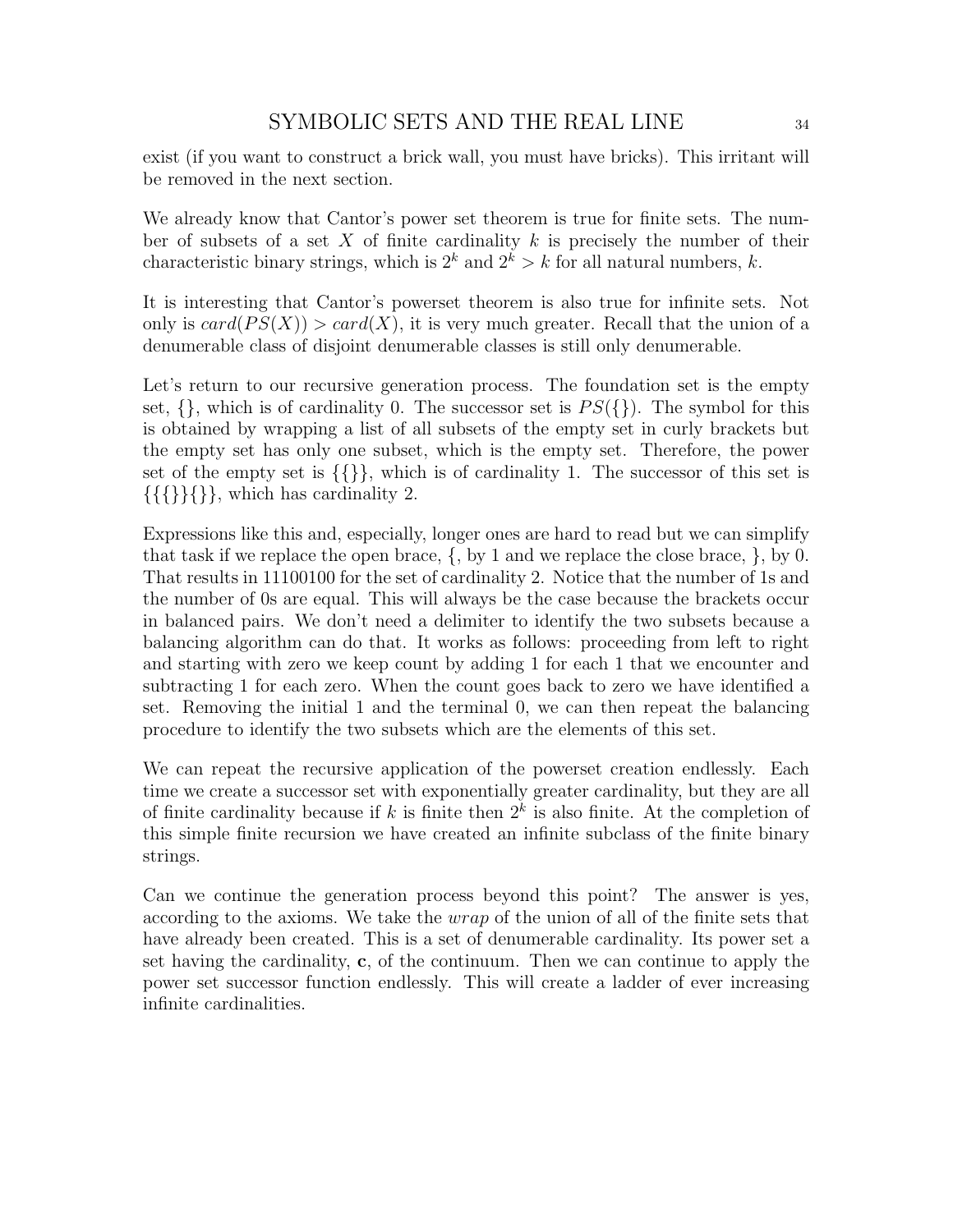exist (if you want to construct a brick wall, you must have bricks). This irritant will be removed in the next section.

We already know that Cantor's power set theorem is true for finite sets. The number of subsets of a set $X$ of finite cardinality $k$ is precisely the number of their characteristic binary strings, which is $2^k$ and $2^k > k$ for all natural numbers, $k$.

It is interesting that Cantor's powerset theorem is also true for infinite sets. Not only is $card(PS(X)) > card(X)$, it is very much greater. Recall that the union of a denumerable class of disjoint denumerable classes is still only denumerable.

Let's return to our recursive generation process. The foundation set is the empty set, $\{\}$, which is of cardinality 0. The successor set is $PS(\{\})$. The symbol for this is obtained by wrapping a list of all subsets of the empty set in curly brackets but the empty set has only one subset, which is the empty set. Therefore, the power set of the empty set is $\{\{\}\}$, which is of cardinality 1. The successor of this set is $\{\{\{\}\}\{\}\}$, which has cardinality 2.

Expressions like this and, especially, longer ones are hard to read but we can simplify that task if we replace the open brace, {, by 1 and we replace the close brace, }, by 0. That results in 11100100 for the set of cardinality 2. Notice that the number of 1s and the number of 0s are equal. This will always be the case because the brackets occur in balanced pairs. We don't need a delimiter to identify the two subsets because a balancing algorithm can do that. It works as follows: proceeding from left to right and starting with zero we keep count by adding 1 for each 1 that we encounter and subtracting 1 for each zero. When the count goes back to zero we have identified a set. Removing the initial 1 and the terminal 0, we can then repeat the balancing procedure to identify the two subsets which are the elements of this set.

We can repeat the recursive application of the powerset creation endlessly. Each time we create a successor set with exponentially greater cardinality, but they are all of finite cardinality because if $k$ is finite then $2^k$ is also finite. At the completion of this simple finite recursion we have created an infinite subclass of the finite binary strings.

Can we continue the generation process beyond this point? The answer is yes, according to the axioms. We take the *wrap* of the union of all of the finite sets that have already been created. This is a set of denumerable cardinality. Its power set a set having the cardinality, **c**, of the continuum. Then we can continue to apply the power set successor function endlessly. This will create a ladder of ever increasing infinite cardinalities.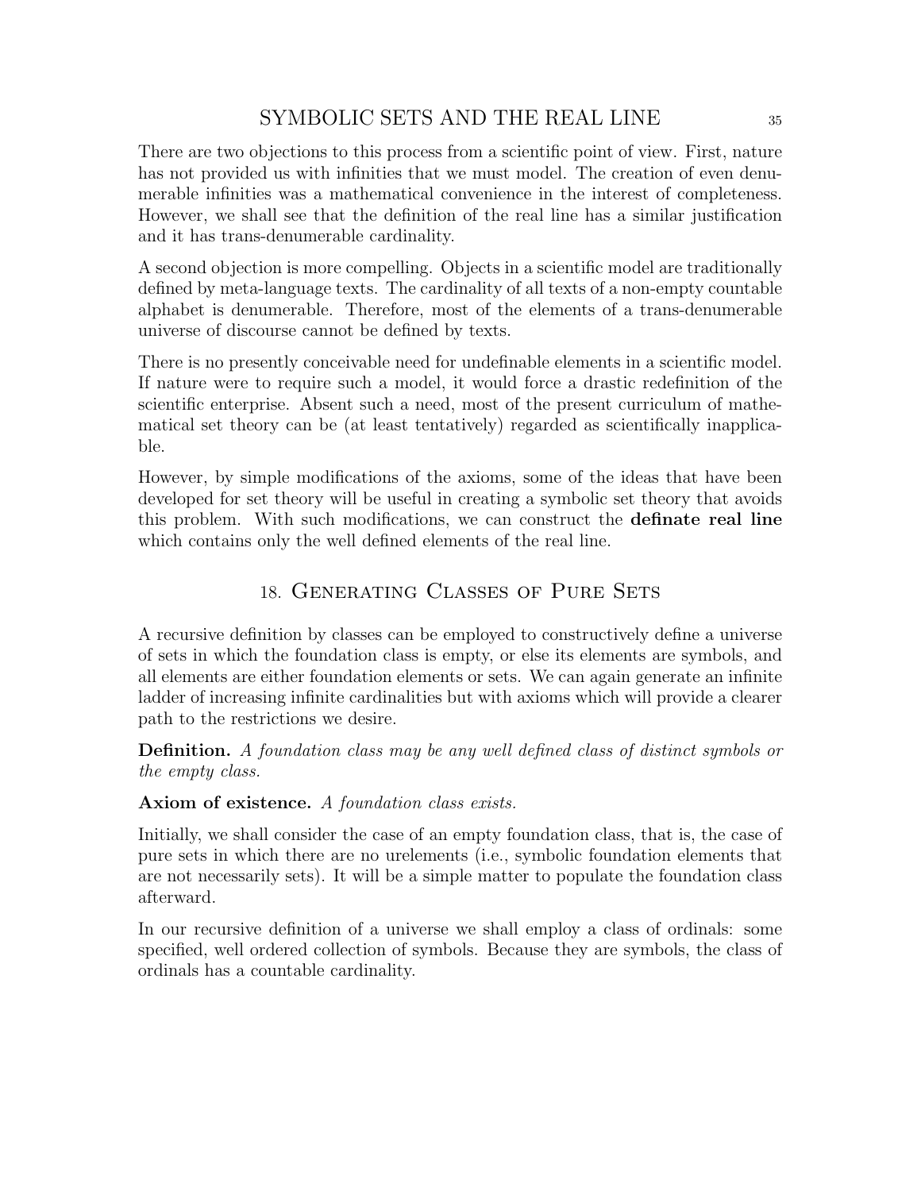There are two objections to this process from a scientific point of view. First, nature has not provided us with infinities that we must model. The creation of even denumerable infinities was a mathematical convenience in the interest of completeness. However, we shall see that the definition of the real line has a similar justification and it has trans-denumerable cardinality.

A second objection is more compelling. Objects in a scientific model are traditionally defined by meta-language texts. The cardinality of all texts of a non-empty countable alphabet is denumerable. Therefore, most of the elements of a trans-denumerable universe of discourse cannot be defined by texts.

There is no presently conceivable need for undefinable elements in a scientific model. If nature were to require such a model, it would force a drastic redefinition of the scientific enterprise. Absent such a need, most of the present curriculum of mathematical set theory can be (at least tentatively) regarded as scientifically inapplicable.

However, by simple modifications of the axioms, some of the ideas that have been developed for set theory will be useful in creating a symbolic set theory that avoids this problem. With such modifications, we can construct the **definate real line** which contains only the well defined elements of the real line.

## 18. Generating Classes of Pure Sets

A recursive definition by classes can be employed to constructively define a universe of sets in which the foundation class is empty, or else its elements are symbols, and all elements are either foundation elements or sets. We can again generate an infinite ladder of increasing infinite cardinalities but with axioms which will provide a clearer path to the restrictions we desire.

**Definition.** *A foundation class may be any well defined class of distinct symbols or the empty class.*

**Axiom of existence.** *A foundation class exists.*

Initially, we shall consider the case of an empty foundation class, that is, the case of pure sets in which there are no urelements (i.e., symbolic foundation elements that are not necessarily sets). It will be a simple matter to populate the foundation class afterward.

In our recursive definition of a universe we shall employ a class of ordinals: some specified, well ordered collection of symbols. Because they are symbols, the class of ordinals has a countable cardinality.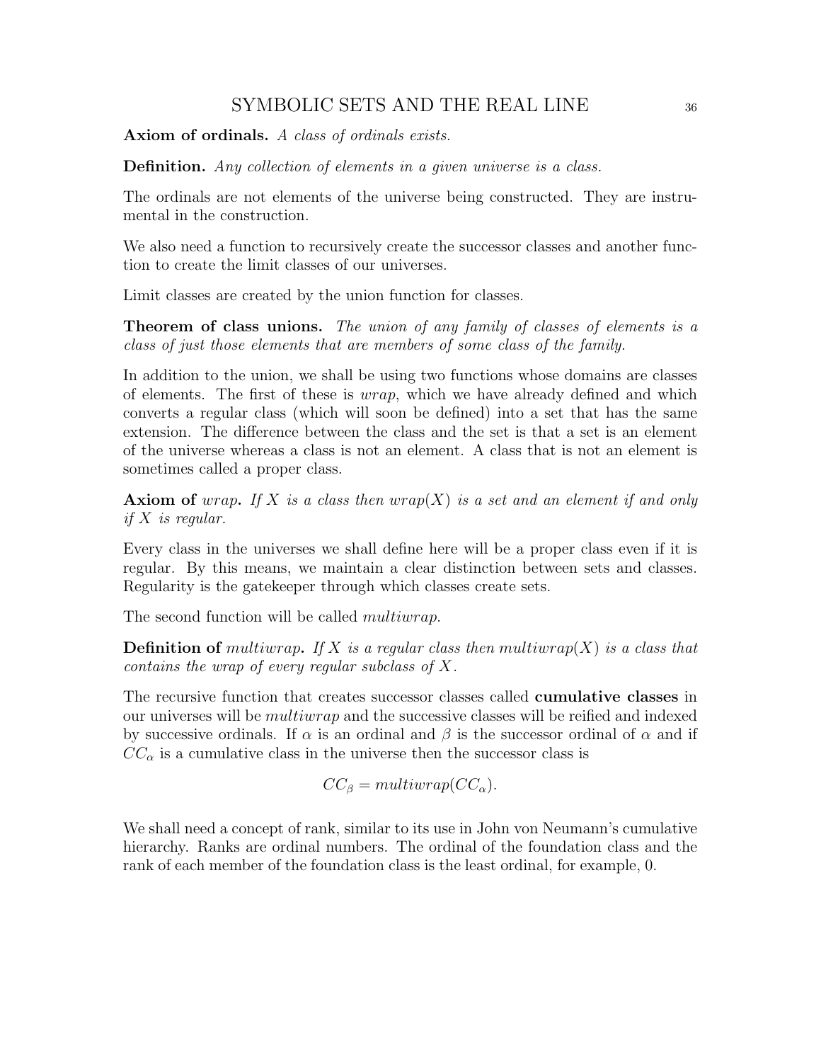**Axiom of ordinals.** *A class of ordinals exists.*

**Definition.** *Any collection of elements in a given universe is a class.*

The ordinals are not elements of the universe being constructed. They are instrumental in the construction.

We also need a function to recursively create the successor classes and another function to create the limit classes of our universes.

Limit classes are created by the union function for classes.

**Theorem of class unions.** *The union of any family of classes of elements is a class of just those elements that are members of some class of the family.*

In addition to the union, we shall be using two functions whose domains are classes of elements. The first of these is *wrap*, which we have already defined and which converts a regular class (which will soon be defined) into a set that has the same extension. The difference between the class and the set is that a set is an element of the universe whereas a class is not an element. A class that is not an element is sometimes called a proper class.

**Axiom of** ***wrap*****.** *If $X$ is a class then $wrap(X)$ is a set and an element if and only if $X$ is regular.*

Every class in the universes we shall define here will be a proper class even if it is regular. By this means, we maintain a clear distinction between sets and classes. Regularity is the gatekeeper through which classes create sets.

The second function will be called *multiwrap*.

**Definition of** ***multiwrap*****.** *If $X$ is a regular class then $multiwrap(X)$ is a class that contains the wrap of every regular subclass of $X$.*

The recursive function that creates successor classes called **cumulative classes** in our universes will be *multiwrap* and the successive classes will be reified and indexed by successive ordinals. If $\alpha$ is an ordinal and $\beta$ is the successor ordinal of $\alpha$ and if $CC_\alpha$ is a cumulative class in the universe then the successor class is

$$CC_\beta = multiwrap(CC_\alpha).$$

We shall need a concept of rank, similar to its use in John von Neumann's cumulative hierarchy. Ranks are ordinal numbers. The ordinal of the foundation class and the rank of each member of the foundation class is the least ordinal, for example, 0.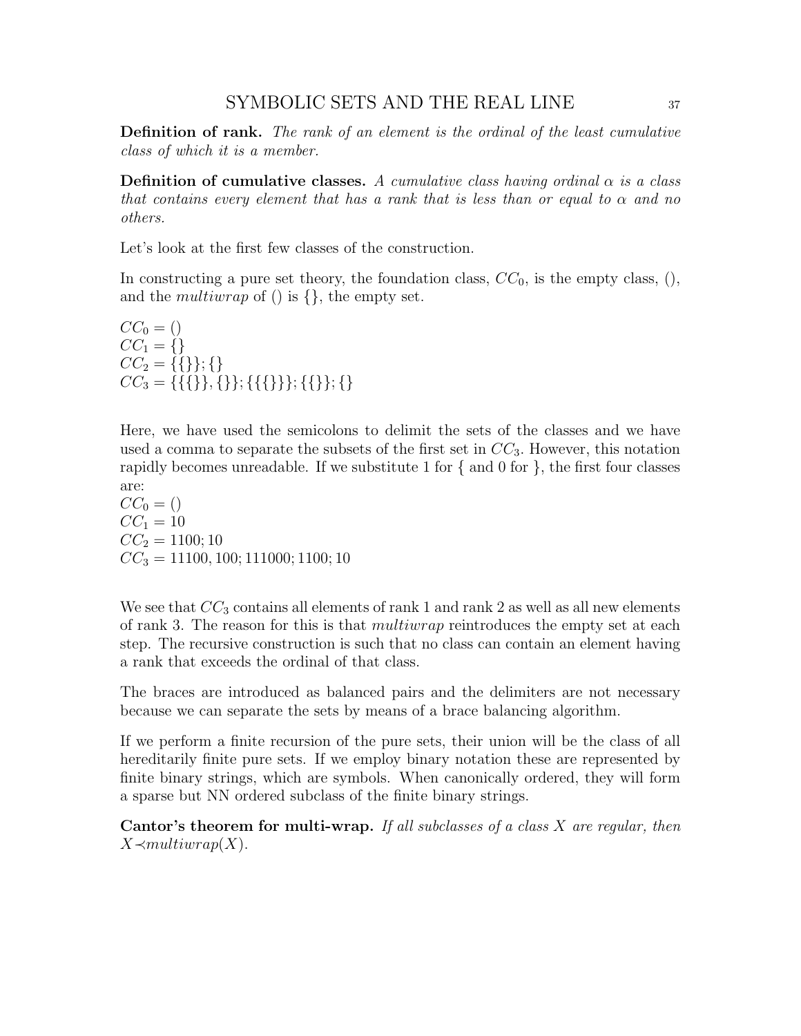**Definition of rank.** *The rank of an element is the ordinal of the least cumulative class of which it is a member.*

**Definition of cumulative classes.** *A cumulative class having ordinal $\alpha$ is a class that contains every element that has a rank that is less than or equal to $\alpha$ and no others.*

Let's look at the first few classes of the construction.

In constructing a pure set theory, the foundation class, $CC_0$, is the empty class, $()$, and the *multiwrap* of $()$ is $\{\}$, the empty set.

$CC_0 = ()$
$CC_1 = \{\}$
$CC_2 = \{\{\}\}; \{\}$
$CC_3 = \{\{\{\}\}, \{\}\}; \{\{\{\}\}\}; \{\{\}\}; \{\}$

Here, we have used the semicolons to delimit the sets of the classes and we have used a comma to separate the subsets of the first set in $CC_3$. However, this notation rapidly becomes unreadable. If we substitute 1 for { and 0 for }, the first four classes are:
$CC_0 = ()$
$CC_1 = 10$
$CC_2 = 1100; 10$
$CC_3 = 11100, 100; 111000; 1100; 10$

We see that $CC_3$ contains all elements of rank 1 and rank 2 as well as all new elements of rank 3. The reason for this is that *multiwrap* reintroduces the empty set at each step. The recursive construction is such that no class can contain an element having a rank that exceeds the ordinal of that class.

The braces are introduced as balanced pairs and the delimiters are not necessary because we can separate the sets by means of a brace balancing algorithm.

If we perform a finite recursion of the pure sets, their union will be the class of all hereditarily finite pure sets. If we employ binary notation these are represented by finite binary strings, which are symbols. When canonically ordered, they will form a sparse but NN ordered subclass of the finite binary strings.

**Cantor's theorem for multi-wrap.** *If all subclasses of a class $X$ are regular, then $X \prec multiwrap(X)$.*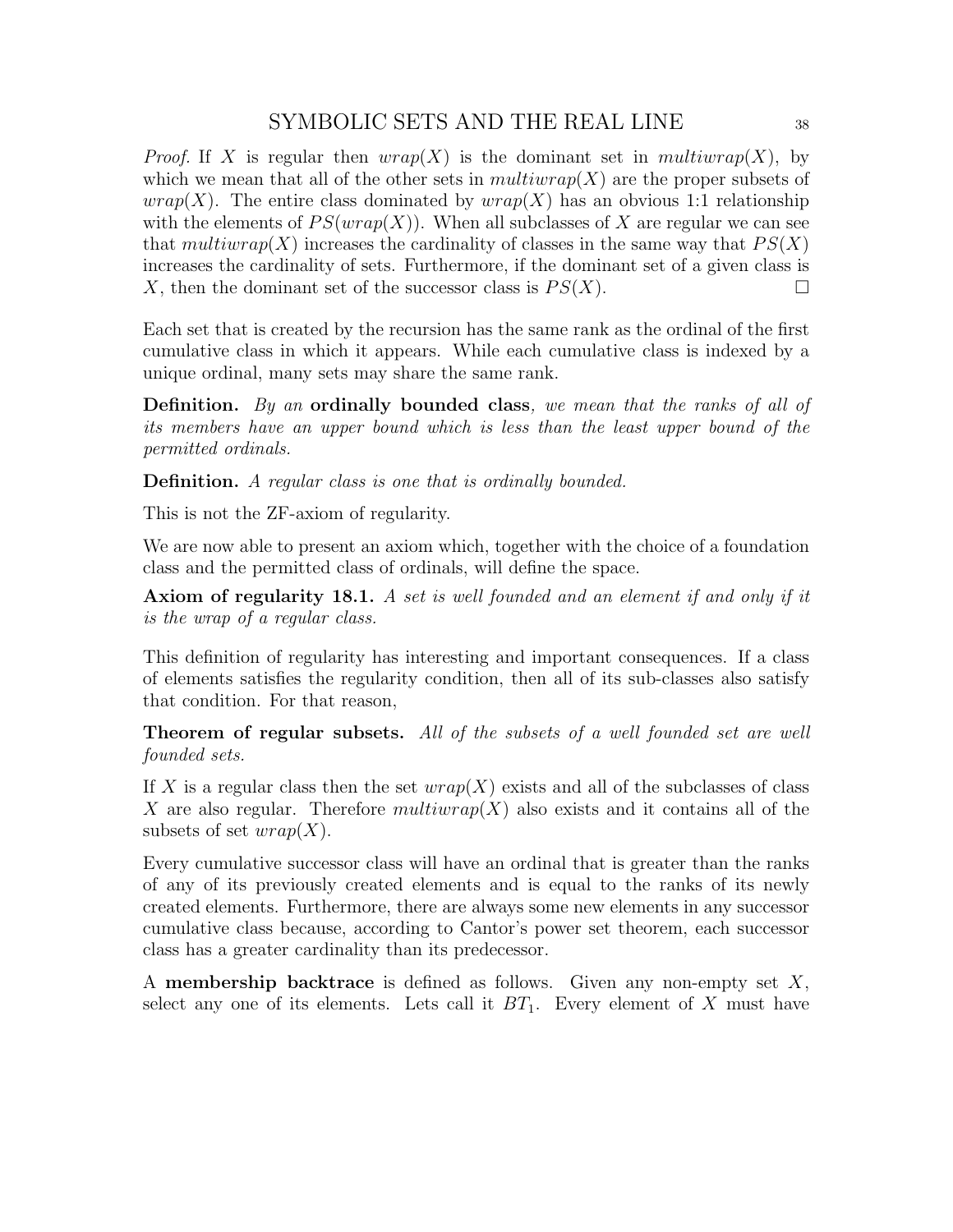*Proof.* If $X$ is regular then $wrap(X)$ is the dominant set in $multiwrap(X)$, by which we mean that all of the other sets in $multiwrap(X)$ are the proper subsets of $wrap(X)$. The entire class dominated by $wrap(X)$ has an obvious 1:1 relationship with the elements of $PS(wrap(X))$. When all subclasses of $X$ are regular we can see that $multiwrap(X)$ increases the cardinality of classes in the same way that $PS(X)$ increases the cardinality of sets. Furthermore, if the dominant set of a given class is $X$, then the dominant set of the successor class is $PS(X)$. □

Each set that is created by the recursion has the same rank as the ordinal of the first cumulative class in which it appears. While each cumulative class is indexed by a unique ordinal, many sets may share the same rank.

**Definition.** *By an* **ordinally bounded class***, we mean that the ranks of all of its members have an upper bound which is less than the least upper bound of the permitted ordinals.*

**Definition.** *A regular class is one that is ordinally bounded.*

This is not the ZF-axiom of regularity.

We are now able to present an axiom which, together with the choice of a foundation class and the permitted class of ordinals, will define the space.

**Axiom of regularity 18.1.** *A set is well founded and an element if and only if it is the wrap of a regular class.*

This definition of regularity has interesting and important consequences. If a class of elements satisfies the regularity condition, then all of its sub-classes also satisfy that condition. For that reason,

**Theorem of regular subsets.** *All of the subsets of a well founded set are well founded sets.*

If $X$ is a regular class then the set $wrap(X)$ exists and all of the subclasses of class $X$ are also regular. Therefore $multiwrap(X)$ also exists and it contains all of the subsets of set $wrap(X)$.

Every cumulative successor class will have an ordinal that is greater than the ranks of any of its previously created elements and is equal to the ranks of its newly created elements. Furthermore, there are always some new elements in any successor cumulative class because, according to Cantor's power set theorem, each successor class has a greater cardinality than its predecessor.

A **membership backtrace** is defined as follows. Given any non-empty set $X$, select any one of its elements. Lets call it $BT_1$. Every element of $X$ must have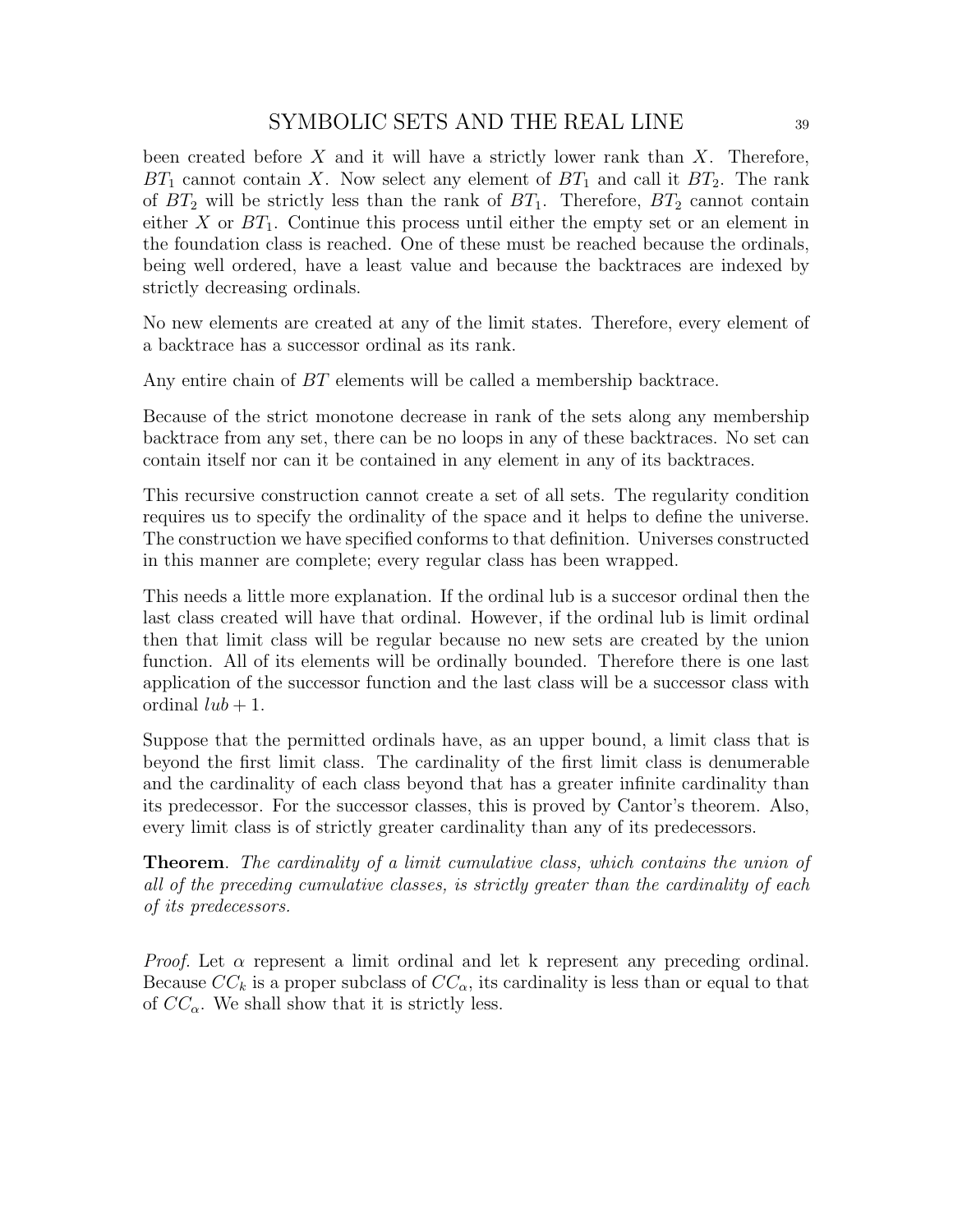been created before $X$ and it will have a strictly lower rank than $X$. Therefore, $BT_1$ cannot contain $X$. Now select any element of $BT_1$ and call it $BT_2$. The rank of $BT_2$ will be strictly less than the rank of $BT_1$. Therefore, $BT_2$ cannot contain either $X$ or $BT_1$. Continue this process until either the empty set or an element in the foundation class is reached. One of these must be reached because the ordinals, being well ordered, have a least value and because the backtraces are indexed by strictly decreasing ordinals.

No new elements are created at any of the limit states. Therefore, every element of a backtrace has a successor ordinal as its rank.

Any entire chain of $BT$ elements will be called a membership backtrace.

Because of the strict monotone decrease in rank of the sets along any membership backtrace from any set, there can be no loops in any of these backtraces. No set can contain itself nor can it be contained in any element in any of its backtraces.

This recursive construction cannot create a set of all sets. The regularity condition requires us to specify the ordinality of the space and it helps to define the universe. The construction we have specified conforms to that definition. Universes constructed in this manner are complete; every regular class has been wrapped.

This needs a little more explanation. If the ordinal lub is a succesor ordinal then the last class created will have that ordinal. However, if the ordinal lub is limit ordinal then that limit class will be regular because no new sets are created by the union function. All of its elements will be ordinally bounded. Therefore there is one last application of the successor function and the last class will be a successor class with ordinal $lub + 1$.

Suppose that the permitted ordinals have, as an upper bound, a limit class that is beyond the first limit class. The cardinality of the first limit class is denumerable and the cardinality of each class beyond that has a greater infinite cardinality than its predecessor. For the successor classes, this is proved by Cantor's theorem. Also, every limit class is of strictly greater cardinality than any of its predecessors.

**Theorem**. *The cardinality of a limit cumulative class, which contains the union of all of the preceding cumulative classes, is strictly greater than the cardinality of each of its predecessors.*

*Proof.* Let $\alpha$ represent a limit ordinal and let k represent any preceding ordinal. Because $CC_k$ is a proper subclass of $CC_\alpha$, its cardinality is less than or equal to that of $CC_\alpha$. We shall show that it is strictly less.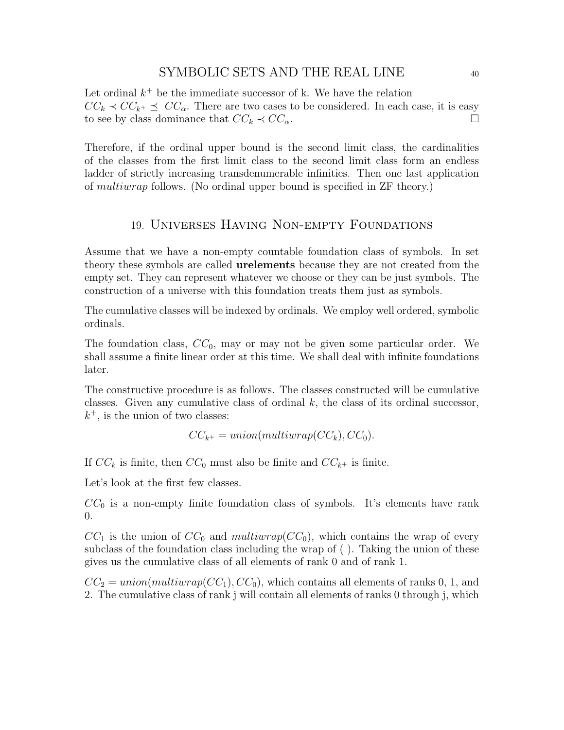Let ordinal $k^+$ be the immediate successor of k. We have the relation $CC_k \prec CC_{k^+} \preceq CC_\alpha$. There are two cases to be considered. In each case, it is easy to see by class dominance that $CC_k \prec CC_\alpha$. □

Therefore, if the ordinal upper bound is the second limit class, the cardinalities of the classes from the first limit class to the second limit class form an endless ladder of strictly increasing transdenumerable infinities. Then one last application of *multiwrap* follows. (No ordinal upper bound is specified in ZF theory.)

## 19. Universes Having Non-empty Foundations

Assume that we have a non-empty countable foundation class of symbols. In set theory these symbols are called **urelements** because they are not created from the empty set. They can represent whatever we choose or they can be just symbols. The construction of a universe with this foundation treats them just as symbols.

The cumulative classes will be indexed by ordinals. We employ well ordered, symbolic ordinals.

The foundation class, $CC_0$, may or may not be given some particular order. We shall assume a finite linear order at this time. We shall deal with infinite foundations later.

The constructive procedure is as follows. The classes constructed will be cumulative classes. Given any cumulative class of ordinal $k$, the class of its ordinal successor, $k^+$, is the union of two classes:

$$CC_{k^+} = union(multiwrap(CC_k), CC_0).$$

If $CC_k$ is finite, then $CC_0$ must also be finite and $CC_{k^+}$ is finite.

Let's look at the first few classes.

$CC_0$ is a non-empty finite foundation class of symbols. It's elements have rank 0.

$CC_1$ is the union of $CC_0$ and $multiwrap(CC_0)$, which contains the wrap of every subclass of the foundation class including the wrap of ( ). Taking the union of these gives us the cumulative class of all elements of rank 0 and of rank 1.

$CC_2 = union(multiwrap(CC_1), CC_0)$, which contains all elements of ranks 0, 1, and 2. The cumulative class of rank j will contain all elements of ranks 0 through j, which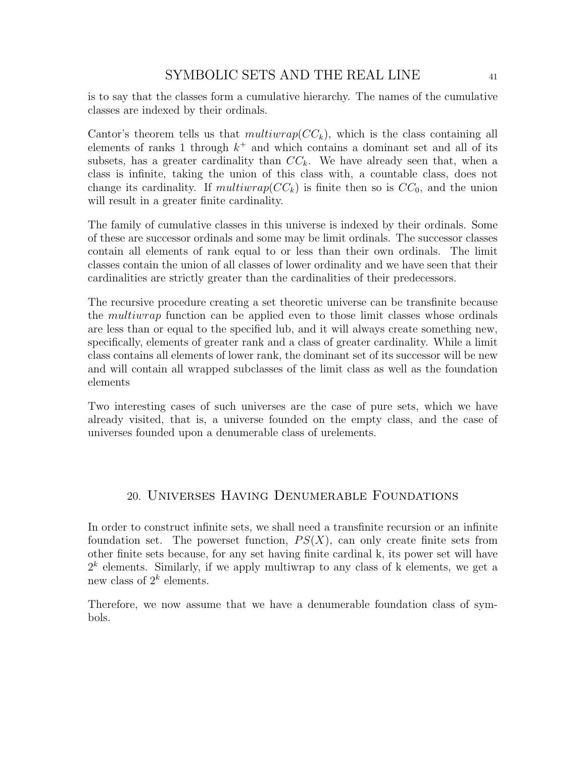is to say that the classes form a cumulative hierarchy. The names of the cumulative classes are indexed by their ordinals.

Cantor's theorem tells us that $multiwrap(CC_k)$, which is the class containing all elements of ranks 1 through $k^+$ and which contains a dominant set and all of its subsets, has a greater cardinality than $CC_k$. We have already seen that, when a class is infinite, taking the union of this class with, a countable class, does not change its cardinality. If $multiwrap(CC_k)$ is finite then so is $CC_0$, and the union will result in a greater finite cardinality.

The family of cumulative classes in this universe is indexed by their ordinals. Some of these are successor ordinals and some may be limit ordinals. The successor classes contain all elements of rank equal to or less than their own ordinals. The limit classes contain the union of all classes of lower ordinality and we have seen that their cardinalities are strictly greater than the cardinalities of their predecessors.

The recursive procedure creating a set theoretic universe can be transfinite because the *multiwrap* function can be applied even to those limit classes whose ordinals are less than or equal to the specified lub, and it will always create something new, specifically, elements of greater rank and a class of greater cardinality. While a limit class contains all elements of lower rank, the dominant set of its successor will be new and will contain all wrapped subclasses of the limit class as well as the foundation elements

Two interesting cases of such universes are the case of pure sets, which we have already visited, that is, a universe founded on the empty class, and the case of universes founded upon a denumerable class of urelements.

## 20. Universes Having Denumerable Foundations

In order to construct infinite sets, we shall need a transfinite recursion or an infinite foundation set. The powerset function, $PS(X)$, can only create finite sets from other finite sets because, for any set having finite cardinal k, its power set will have $2^k$ elements. Similarly, if we apply multiwrap to any class of k elements, we get a new class of $2^k$ elements.

Therefore, we now assume that we have a denumerable foundation class of symbols.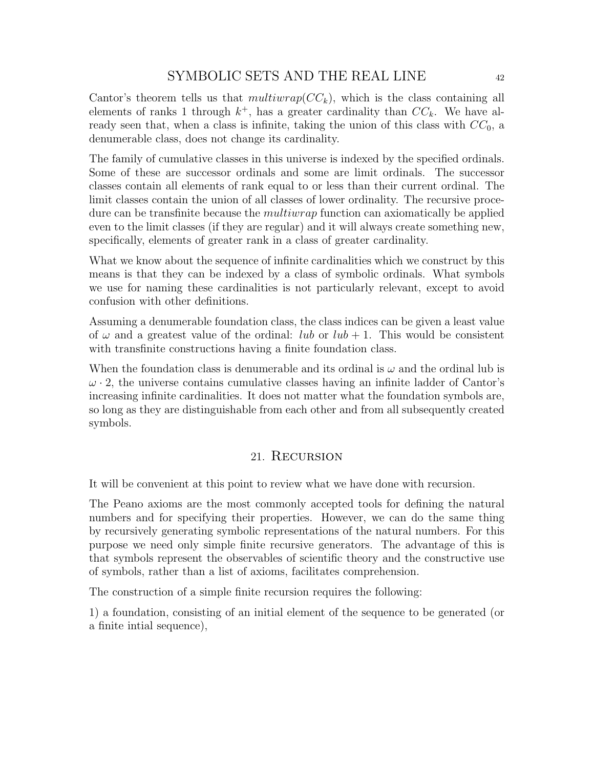Cantor's theorem tells us that $multiwrap(CC_k)$, which is the class containing all elements of ranks 1 through $k^+$, has a greater cardinality than $CC_k$. We have already seen that, when a class is infinite, taking the union of this class with $CC_0$, a denumerable class, does not change its cardinality.

The family of cumulative classes in this universe is indexed by the specified ordinals. Some of these are successor ordinals and some are limit ordinals. The successor classes contain all elements of rank equal to or less than their current ordinal. The limit classes contain the union of all classes of lower ordinality. The recursive procedure can be transfinite because the *multiwrap* function can axiomatically be applied even to the limit classes (if they are regular) and it will always create something new, specifically, elements of greater rank in a class of greater cardinality.

What we know about the sequence of infinite cardinalities which we construct by this means is that they can be indexed by a class of symbolic ordinals. What symbols we use for naming these cardinalities is not particularly relevant, except to avoid confusion with other definitions.

Assuming a denumerable foundation class, the class indices can be given a least value of $\omega$ and a greatest value of the ordinal: $lub$ or $lub + 1$. This would be consistent with transfinite constructions having a finite foundation class.

When the foundation class is denumerable and its ordinal is $\omega$ and the ordinal lub is $\omega \cdot 2$, the universe contains cumulative classes having an infinite ladder of Cantor's increasing infinite cardinalities. It does not matter what the foundation symbols are, so long as they are distinguishable from each other and from all subsequently created symbols.

## 21. Recursion

It will be convenient at this point to review what we have done with recursion.

The Peano axioms are the most commonly accepted tools for defining the natural numbers and for specifying their properties. However, we can do the same thing by recursively generating symbolic representations of the natural numbers. For this purpose we need only simple finite recursive generators. The advantage of this is that symbols represent the observables of scientific theory and the constructive use of symbols, rather than a list of axioms, facilitates comprehension.

The construction of a simple finite recursion requires the following:

1) a foundation, consisting of an initial element of the sequence to be generated (or a finite intial sequence),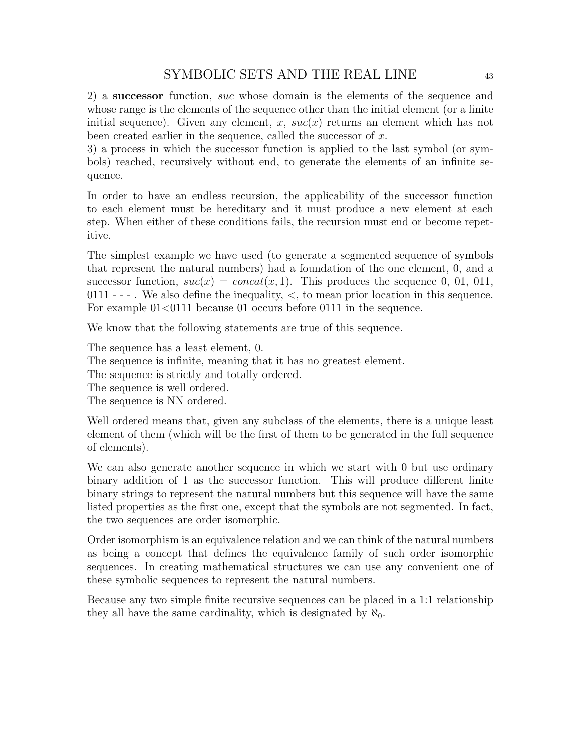2) a **successor** function, *suc* whose domain is the elements of the sequence and whose range is the elements of the sequence other than the initial element (or a finite initial sequence). Given any element, $x$, $suc(x)$ returns an element which has not been created earlier in the sequence, called the successor of $x$.
3) a process in which the successor function is applied to the last symbol (or symbols) reached, recursively without end, to generate the elements of an infinite sequence.

In order to have an endless recursion, the applicability of the successor function to each element must be hereditary and it must produce a new element at each step. When either of these conditions fails, the recursion must end or become repetitive.

The simplest example we have used (to generate a segmented sequence of symbols that represent the natural numbers) had a foundation of the one element, 0, and a successor function, $suc(x) = concat(x, 1)$. This produces the sequence 0, 01, 011, 0111 - - - . We also define the inequality, $<$, to mean prior location in this sequence. For example 01<0111 because 01 occurs before 0111 in the sequence.

We know that the following statements are true of this sequence.

The sequence has a least element, 0.
The sequence is infinite, meaning that it has no greatest element.
The sequence is strictly and totally ordered.
The sequence is well ordered.
The sequence is NN ordered.

Well ordered means that, given any subclass of the elements, there is a unique least element of them (which will be the first of them to be generated in the full sequence of elements).

We can also generate another sequence in which we start with 0 but use ordinary binary addition of 1 as the successor function. This will produce different finite binary strings to represent the natural numbers but this sequence will have the same listed properties as the first one, except that the symbols are not segmented. In fact, the two sequences are order isomorphic.

Order isomorphism is an equivalence relation and we can think of the natural numbers as being a concept that defines the equivalence family of such order isomorphic sequences. In creating mathematical structures we can use any convenient one of these symbolic sequences to represent the natural numbers.

Because any two simple finite recursive sequences can be placed in a 1:1 relationship they all have the same cardinality, which is designated by $\aleph_0$.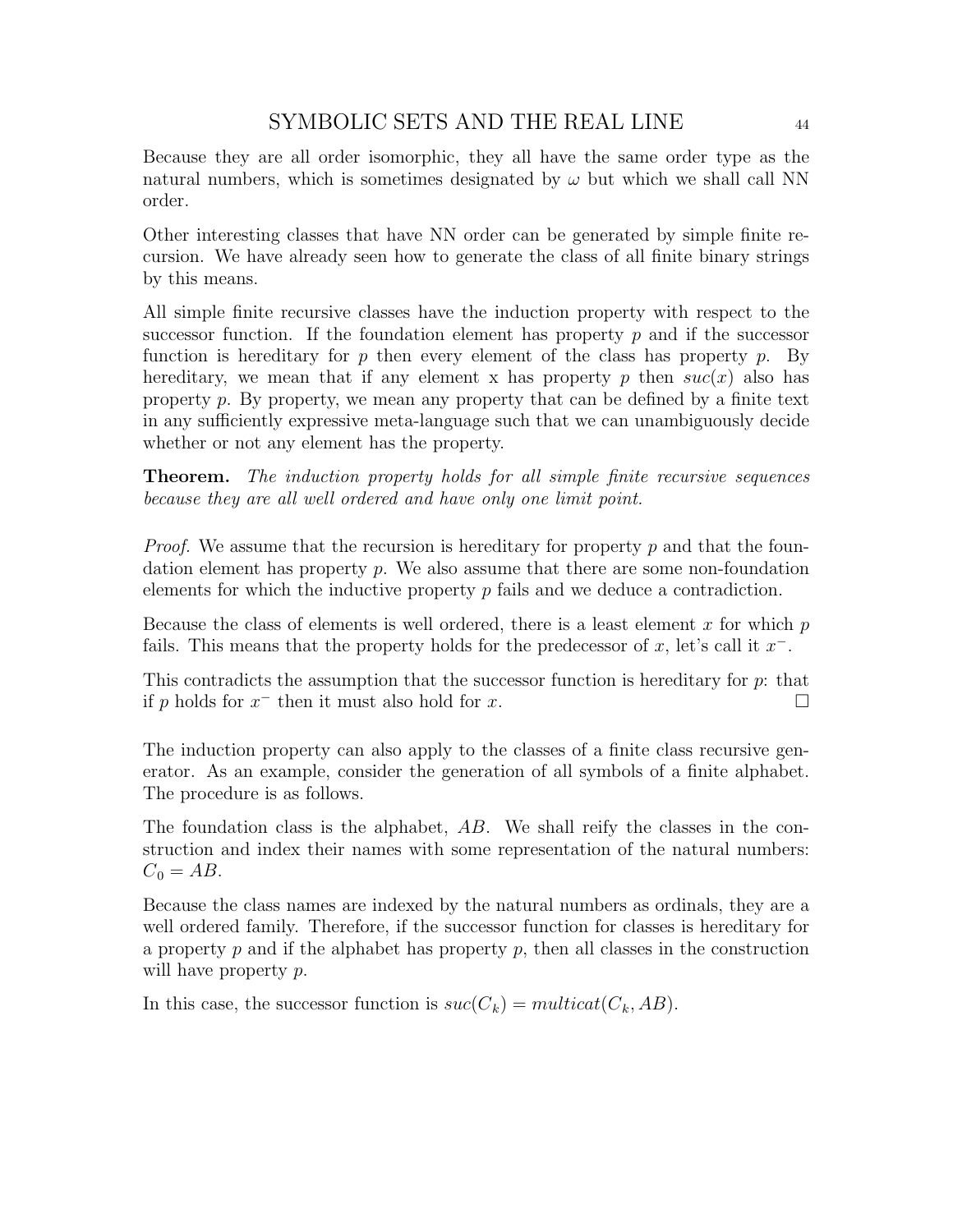Because they are all order isomorphic, they all have the same order type as the natural numbers, which is sometimes designated by $\omega$ but which we shall call NN order.

Other interesting classes that have NN order can be generated by simple finite recursion. We have already seen how to generate the class of all finite binary strings by this means.

All simple finite recursive classes have the induction property with respect to the successor function. If the foundation element has property $p$ and if the successor function is hereditary for $p$ then every element of the class has property $p$. By hereditary, we mean that if any element x has property $p$ then $suc(x)$ also has property $p$. By property, we mean any property that can be defined by a finite text in any sufficiently expressive meta-language such that we can unambiguously decide whether or not any element has the property.

**Theorem.** *The induction property holds for all simple finite recursive sequences because they are all well ordered and have only one limit point.*

*Proof.* We assume that the recursion is hereditary for property $p$ and that the foundation element has property $p$. We also assume that there are some non-foundation elements for which the inductive property $p$ fails and we deduce a contradiction.

Because the class of elements is well ordered, there is a least element $x$ for which $p$ fails. This means that the property holds for the predecessor of $x$, let's call it $x^-$.

This contradicts the assumption that the successor function is hereditary for $p$: that if $p$ holds for $x^-$ then it must also hold for $x$. □

The induction property can also apply to the classes of a finite class recursive generator. As an example, consider the generation of all symbols of a finite alphabet. The procedure is as follows.

The foundation class is the alphabet, $AB$. We shall reify the classes in the construction and index their names with some representation of the natural numbers: $C_0 = AB$.

Because the class names are indexed by the natural numbers as ordinals, they are a well ordered family. Therefore, if the successor function for classes is hereditary for a property $p$ and if the alphabet has property $p$, then all classes in the construction will have property $p$.

In this case, the successor function is $suc(C_k) = multicat(C_k, AB)$.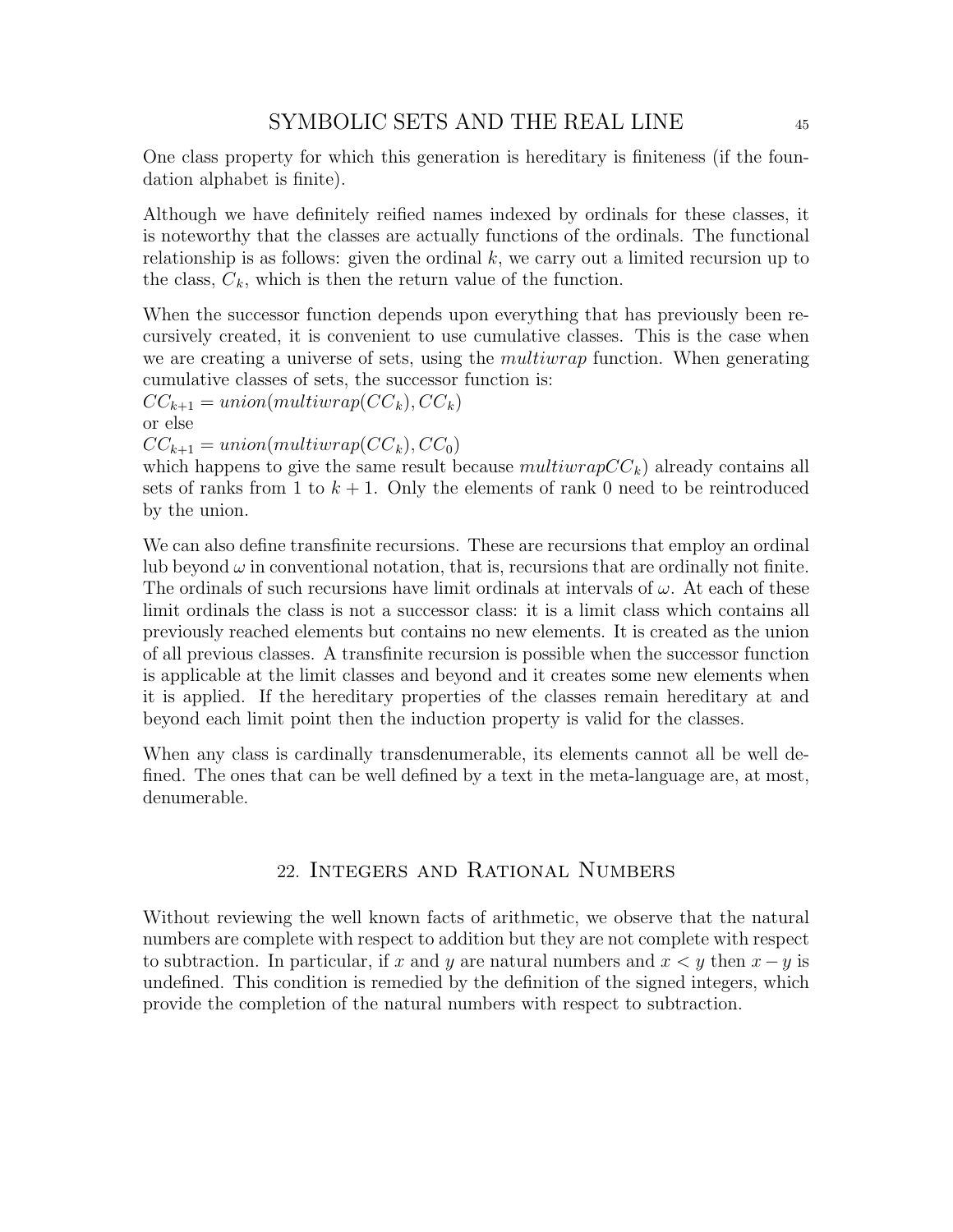One class property for which this generation is hereditary is finiteness (if the foundation alphabet is finite).

Although we have definitely reified names indexed by ordinals for these classes, it is noteworthy that the classes are actually functions of the ordinals. The functional relationship is as follows: given the ordinal $k$, we carry out a limited recursion up to the class, $C_k$, which is then the return value of the function.

When the successor function depends upon everything that has previously been recursively created, it is convenient to use cumulative classes. This is the case when we are creating a universe of sets, using the *multiwrap* function. When generating cumulative classes of sets, the successor function is:
$CC_{k+1} = union(multiwrap(CC_k), CC_k)$
or else
$CC_{k+1} = union(multiwrap(CC_k), CC_0)$
which happens to give the same result because $multiwrapCC_k)$ already contains all sets of ranks from 1 to $k+1$. Only the elements of rank 0 need to be reintroduced by the union.

We can also define transfinite recursions. These are recursions that employ an ordinal lub beyond $\omega$ in conventional notation, that is, recursions that are ordinally not finite. The ordinals of such recursions have limit ordinals at intervals of $\omega$. At each of these limit ordinals the class is not a successor class: it is a limit class which contains all previously reached elements but contains no new elements. It is created as the union of all previous classes. A transfinite recursion is possible when the successor function is applicable at the limit classes and beyond and it creates some new elements when it is applied. If the hereditary properties of the classes remain hereditary at and beyond each limit point then the induction property is valid for the classes.

When any class is cardinally transdenumerable, its elements cannot all be well defined. The ones that can be well defined by a text in the meta-language are, at most, denumerable.

## 22. Integers and Rational Numbers

Without reviewing the well known facts of arithmetic, we observe that the natural numbers are complete with respect to addition but they are not complete with respect to subtraction. In particular, if $x$ and $y$ are natural numbers and $x < y$ then $x - y$ is undefined. This condition is remedied by the definition of the signed integers, which provide the completion of the natural numbers with respect to subtraction.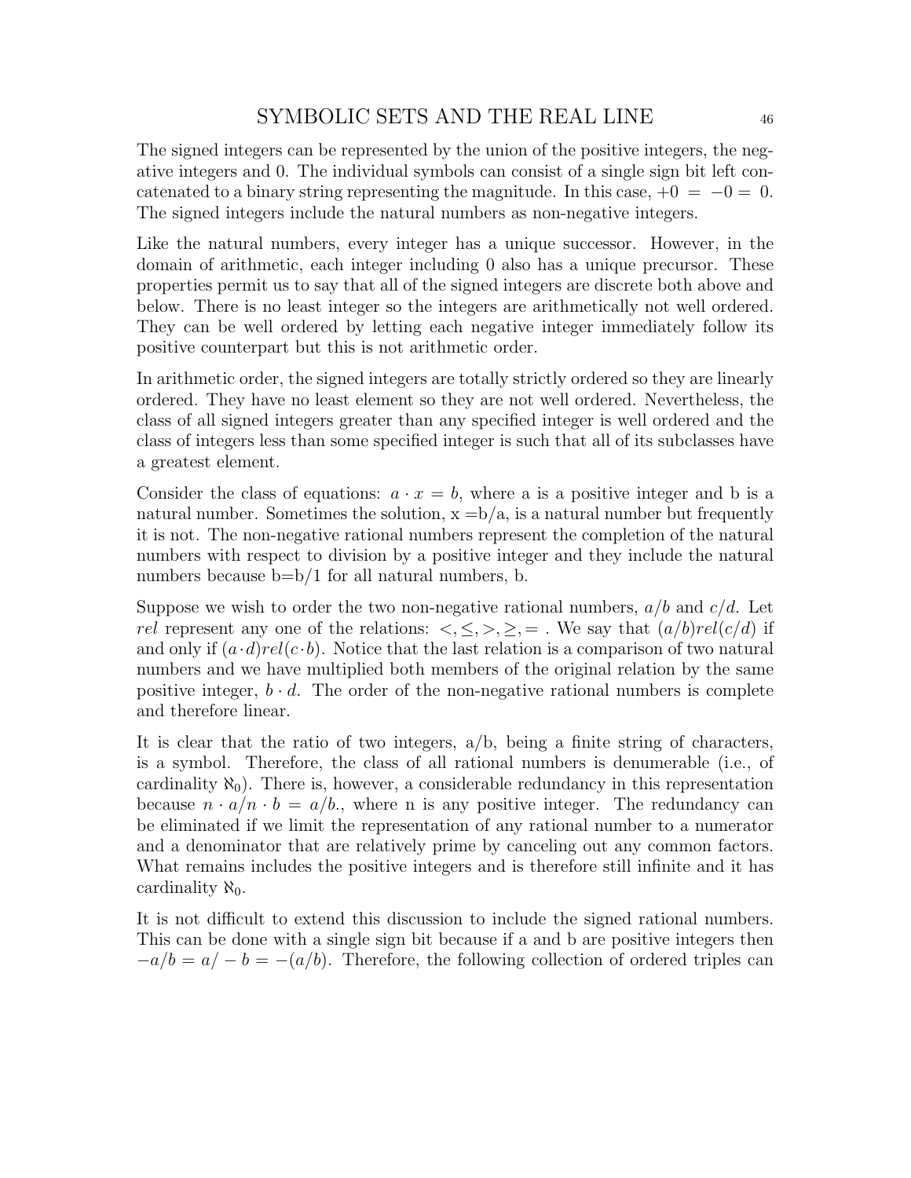The signed integers can be represented by the union of the positive integers, the negative integers and 0. The individual symbols can consist of a single sign bit left concatenated to a binary string representing the magnitude. In this case, $+0 = -0 = 0$. The signed integers include the natural numbers as non-negative integers.

Like the natural numbers, every integer has a unique successor. However, in the domain of arithmetic, each integer including 0 also has a unique precursor. These properties permit us to say that all of the signed integers are discrete both above and below. There is no least integer so the integers are arithmetically not well ordered. They can be well ordered by letting each negative integer immediately follow its positive counterpart but this is not arithmetic order.

In arithmetic order, the signed integers are totally strictly ordered so they are linearly ordered. They have no least element so they are not well ordered. Nevertheless, the class of all signed integers greater than any specified integer is well ordered and the class of integers less than some specified integer is such that all of its subclasses have a greatest element.

Consider the class of equations: $a \cdot x = b$, where a is a positive integer and b is a natural number. Sometimes the solution, x =b/a, is a natural number but frequently it is not. The non-negative rational numbers represent the completion of the natural numbers with respect to division by a positive integer and they include the natural numbers because b=b/1 for all natural numbers, b.

Suppose we wish to order the two non-negative rational numbers, $a/b$ and $c/d$. Let $rel$ represent any one of the relations: $<, \leq, >, \geq, =$ . We say that $(a/b) rel (c/d)$ if and only if $(a \cdot d) rel (c \cdot b)$. Notice that the last relation is a comparison of two natural numbers and we have multiplied both members of the original relation by the same positive integer, $b \cdot d$. The order of the non-negative rational numbers is complete and therefore linear.

It is clear that the ratio of two integers, a/b, being a finite string of characters, is a symbol. Therefore, the class of all rational numbers is denumerable (i.e., of cardinality $\aleph_0$). There is, however, a considerable redundancy in this representation because $n \cdot a/n \cdot b = a/b.$, where n is any positive integer. The redundancy can be eliminated if we limit the representation of any rational number to a numerator and a denominator that are relatively prime by canceling out any common factors. What remains includes the positive integers and is therefore still infinite and it has cardinality $\aleph_0$.

It is not difficult to extend this discussion to include the signed rational numbers. This can be done with a single sign bit because if a and b are positive integers then $-a/b = a/-b = -(a/b)$. Therefore, the following collection of ordered triples can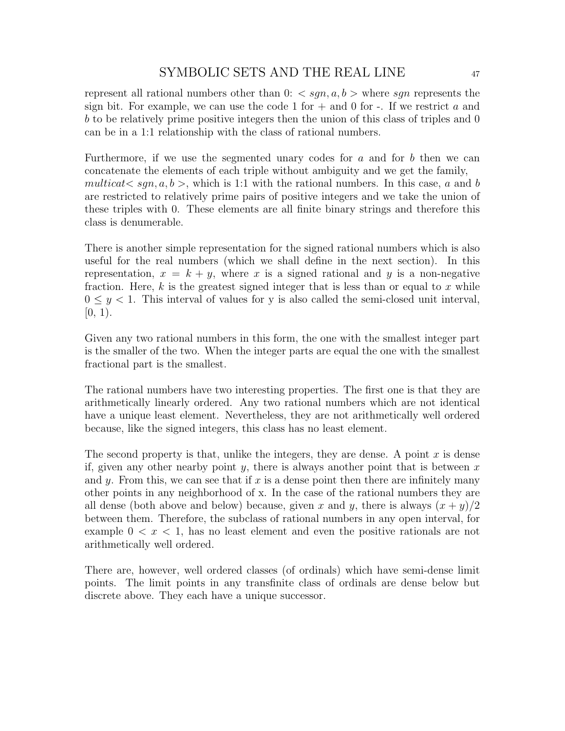represent all rational numbers other than 0: $< sgn, a, b >$ where $sgn$ represents the sign bit. For example, we can use the code 1 for + and 0 for -. If we restrict $a$ and $b$ to be relatively prime positive integers then the union of this class of triples and 0 can be in a 1:1 relationship with the class of rational numbers.

Furthermore, if we use the segmented unary codes for $a$ and for $b$ then we can concatenate the elements of each triple without ambiguity and we get the family, $multicat< sgn, a, b >$, which is 1:1 with the rational numbers. In this case, $a$ and $b$ are restricted to relatively prime pairs of positive integers and we take the union of these triples with 0. These elements are all finite binary strings and therefore this class is denumerable.

There is another simple representation for the signed rational numbers which is also useful for the real numbers (which we shall define in the next section). In this representation, $x = k + y$, where $x$ is a signed rational and $y$ is a non-negative fraction. Here, $k$ is the greatest signed integer that is less than or equal to $x$ while $0 \leq y < 1$. This interval of values for y is also called the semi-closed unit interval, [0, 1).

Given any two rational numbers in this form, the one with the smallest integer part is the smaller of the two. When the integer parts are equal the one with the smallest fractional part is the smallest.

The rational numbers have two interesting properties. The first one is that they are arithmetically linearly ordered. Any two rational numbers which are not identical have a unique least element. Nevertheless, they are not arithmetically well ordered because, like the signed integers, this class has no least element.

The second property is that, unlike the integers, they are dense. A point $x$ is dense if, given any other nearby point $y$, there is always another point that is between $x$ and $y$. From this, we can see that if $x$ is a dense point then there are infinitely many other points in any neighborhood of x. In the case of the rational numbers they are all dense (both above and below) because, given $x$ and $y$, there is always $(x + y)/2$ between them. Therefore, the subclass of rational numbers in any open interval, for example $0 < x < 1$, has no least element and even the positive rationals are not arithmetically well ordered.

There are, however, well ordered classes (of ordinals) which have semi-dense limit points. The limit points in any transfinite class of ordinals are dense below but discrete above. They each have a unique successor.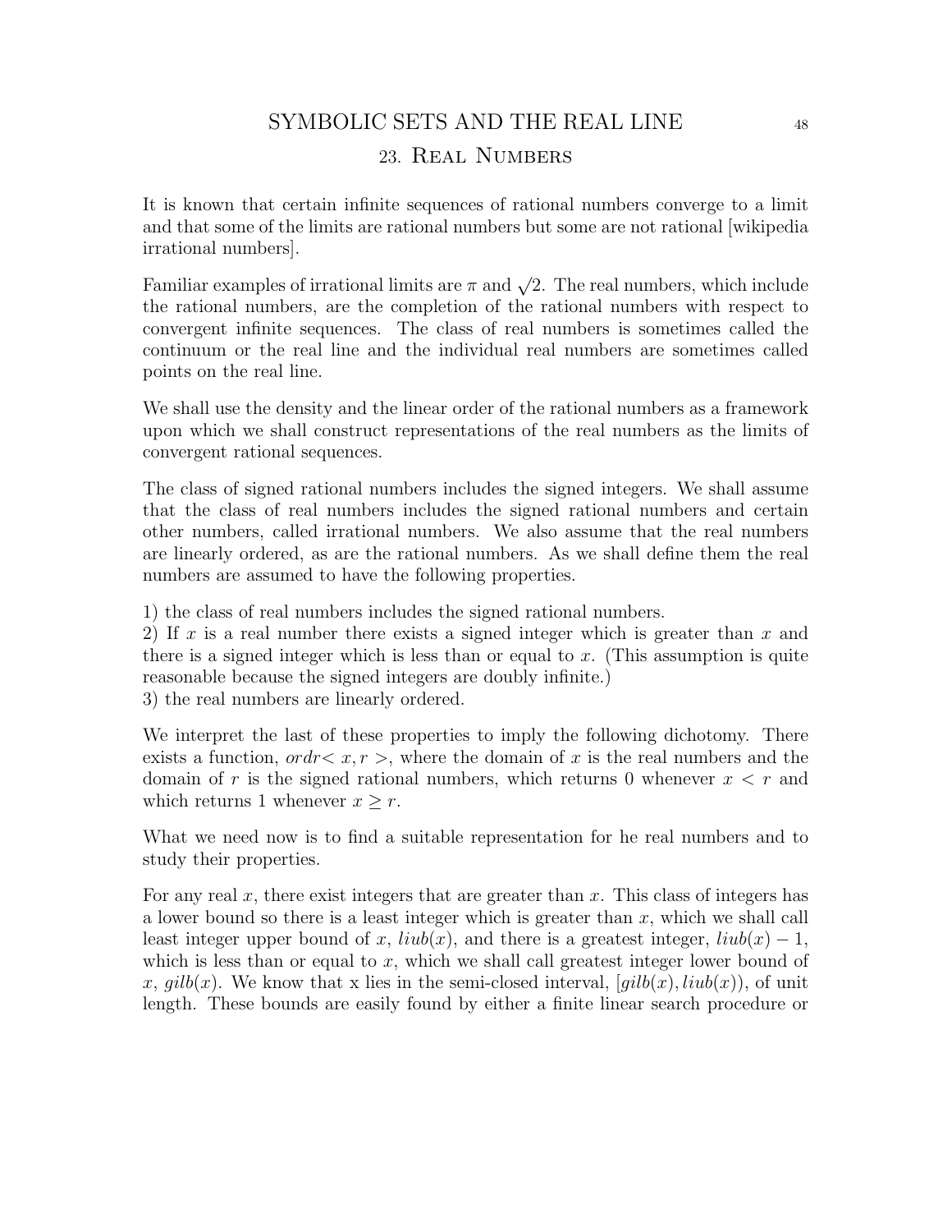# SYMBOLIC SETS AND THE REAL LINE

## 23. Real Numbers

It is known that certain infinite sequences of rational numbers converge to a limit and that some of the limits are rational numbers but some are not rational [wikipedia irrational numbers].

Familiar examples of irrational limits are $\pi$ and $\sqrt{2}$. The real numbers, which include the rational numbers, are the completion of the rational numbers with respect to convergent infinite sequences. The class of real numbers is sometimes called the continuum or the real line and the individual real numbers are sometimes called points on the real line.

We shall use the density and the linear order of the rational numbers as a framework upon which we shall construct representations of the real numbers as the limits of convergent rational sequences.

The class of signed rational numbers includes the signed integers. We shall assume that the class of real numbers includes the signed rational numbers and certain other numbers, called irrational numbers. We also assume that the real numbers are linearly ordered, as are the rational numbers. As we shall define them the real numbers are assumed to have the following properties.

1) the class of real numbers includes the signed rational numbers.
2) If $x$ is a real number there exists a signed integer which is greater than $x$ and there is a signed integer which is less than or equal to $x$. (This assumption is quite reasonable because the signed integers are doubly infinite.)
3) the real numbers are linearly ordered.

We interpret the last of these properties to imply the following dichotomy. There exists a function, $ordr< x, r >$, where the domain of $x$ is the real numbers and the domain of $r$ is the signed rational numbers, which returns 0 whenever $x < r$ and which returns 1 whenever $x \geq r$.

What we need now is to find a suitable representation for he real numbers and to study their properties.

For any real $x$, there exist integers that are greater than $x$. This class of integers has a lower bound so there is a least integer which is greater than $x$, which we shall call least integer upper bound of $x$, $liub(x)$, and there is a greatest integer, $liub(x) - 1$, which is less than or equal to $x$, which we shall call greatest integer lower bound of $x$, $gilb(x)$. We know that x lies in the semi-closed interval, $[gilb(x), liub(x))$, of unit length. These bounds are easily found by either a finite linear search procedure or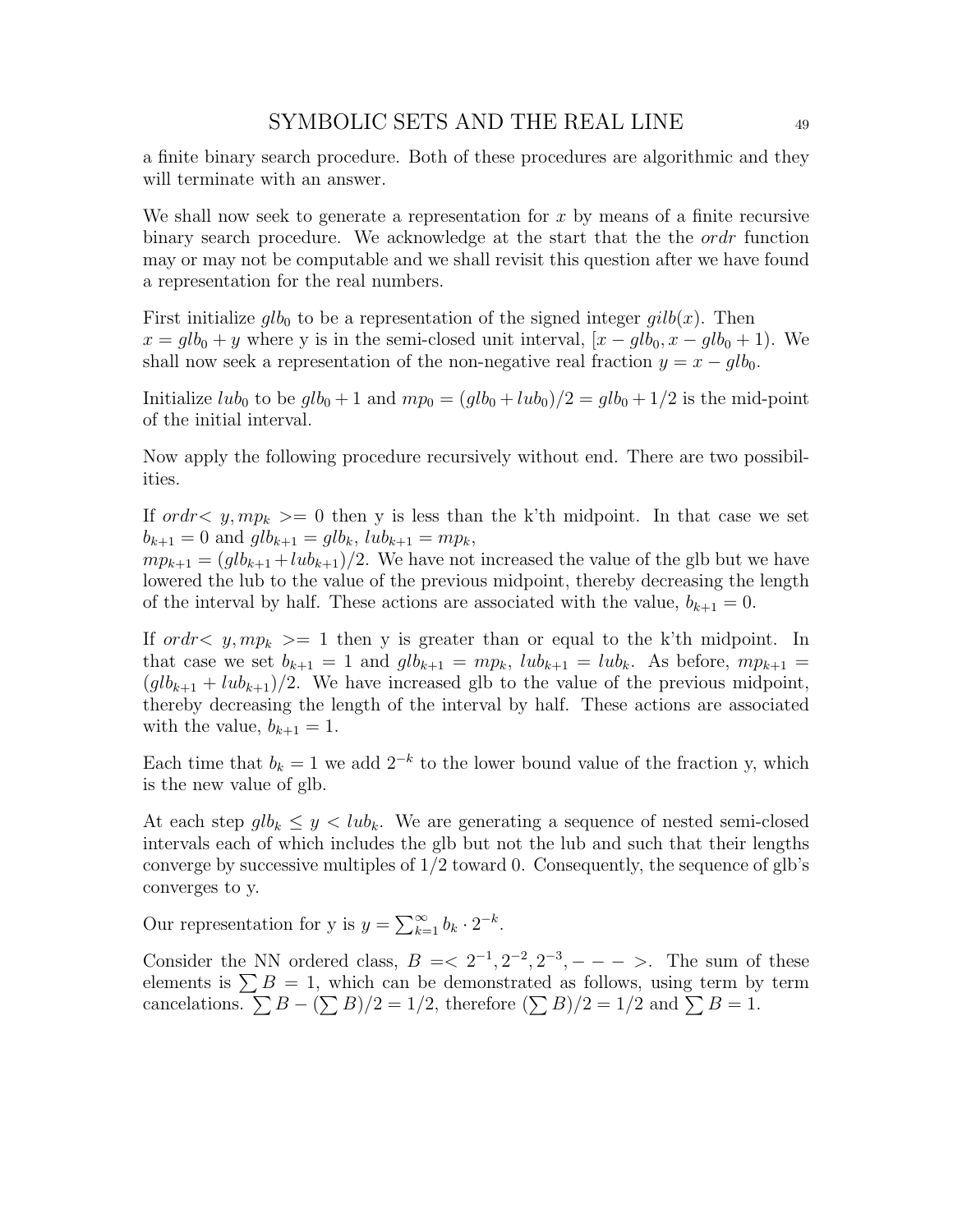a finite binary search procedure. Both of these procedures are algorithmic and they will terminate with an answer.

We shall now seek to generate a representation for $x$ by means of a finite recursive binary search procedure. We acknowledge at the start that the the *ordr* function may or may not be computable and we shall revisit this question after we have found a representation for the real numbers.

First initialize $glb_0$ to be a representation of the signed integer $gilb(x)$. Then $x = glb_0 + y$ where y is in the semi-closed unit interval, $[x - glb_0, x - glb_0 + 1)$. We shall now seek a representation of the non-negative real fraction $y = x - glb_0$.

Initialize $lub_0$ to be $glb_0 + 1$ and $mp_0 = (glb_0 + lub_0)/2 = glb_0 + 1/2$ is the mid-point of the initial interval.

Now apply the following procedure recursively without end. There are two possibilities.

If $ordr< y, mp_k >= 0$ then y is less than the k'th midpoint. In that case we set $b_{k+1} = 0$ and $glb_{k+1} = glb_k$, $lub_{k+1} = mp_k$,
$mp_{k+1} = (glb_{k+1} + lub_{k+1})/2$. We have not increased the value of the glb but we have lowered the lub to the value of the previous midpoint, thereby decreasing the length of the interval by half. These actions are associated with the value, $b_{k+1} = 0$.

If $ordr< y, mp_k >= 1$ then y is greater than or equal to the k'th midpoint. In that case we set $b_{k+1} = 1$ and $glb_{k+1} = mp_k$, $lub_{k+1} = lub_k$. As before, $mp_{k+1} = (glb_{k+1} + lub_{k+1})/2$. We have increased glb to the value of the previous midpoint, thereby decreasing the length of the interval by half. These actions are associated with the value, $b_{k+1} = 1$.

Each time that $b_k = 1$ we add $2^{-k}$ to the lower bound value of the fraction y, which is the new value of glb.

At each step $glb_k \leq y < lub_k$. We are generating a sequence of nested semi-closed intervals each of which includes the glb but not the lub and such that their lengths converge by successive multiples of $1/2$ toward 0. Consequently, the sequence of glb's converges to y.

Our representation for y is $y = \sum_{k=1}^{\infty} b_k \cdot 2^{-k}$.

Consider the NN ordered class, $B =< 2^{-1}, 2^{-2}, 2^{-3}, - - - >$. The sum of these elements is $\sum B = 1$, which can be demonstrated as follows, using term by term cancelations. $\sum B - (\sum B)/2 = 1/2$, therefore $(\sum B)/2 = 1/2$ and $\sum B = 1$.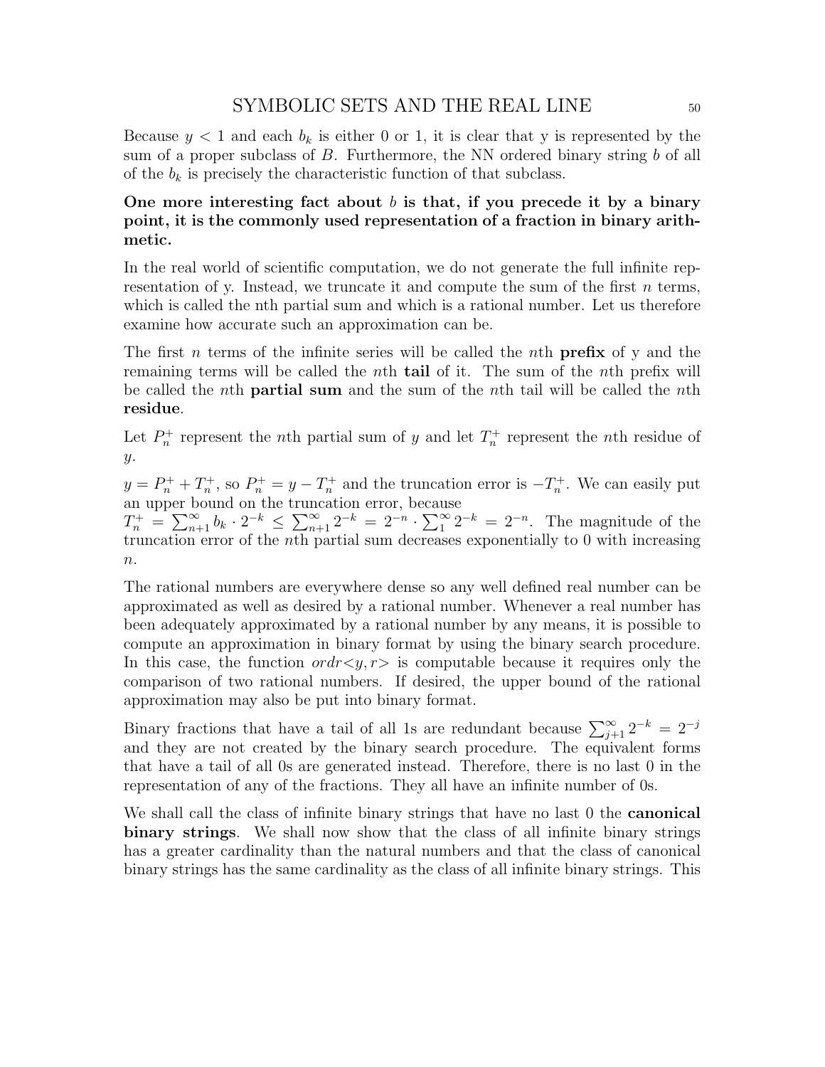Because $y < 1$ and each $b_k$ is either 0 or 1, it is clear that y is represented by the sum of a proper subclass of $B$. Furthermore, the NN ordered binary string $b$ of all of the $b_k$ is precisely the characteristic function of that subclass.

**One more interesting fact about $b$ is that, if you precede it by a binary point, it is the commonly used representation of a fraction in binary arithmetic.**

In the real world of scientific computation, we do not generate the full infinite representation of y. Instead, we truncate it and compute the sum of the first $n$ terms, which is called the nth partial sum and which is a rational number. Let us therefore examine how accurate such an approximation can be.

The first $n$ terms of the infinite series will be called the $n$th **prefix** of y and the remaining terms will be called the $n$th **tail** of it. The sum of the $n$th prefix will be called the $n$th **partial sum** and the sum of the $n$th tail will be called the $n$th **residue**.

Let $P_n^+$ represent the $n$th partial sum of $y$ and let $T_n^+$ represent the $n$th residue of $y$.

$y = P_n^+ + T_n^+$, so $P_n^+ = y - T_n^+$ and the truncation error is $-T_n^+$. We can easily put an upper bound on the truncation error, because
$T_n^+ = \sum_{n+1}^{\infty} b_k \cdot 2^{-k} \leq \sum_{n+1}^{\infty} 2^{-k} = 2^{-n} \cdot \sum_{1}^{\infty} 2^{-k} = 2^{-n}$. The magnitude of the truncation error of the $n$th partial sum decreases exponentially to 0 with increasing $n$.

The rational numbers are everywhere dense so any well defined real number can be approximated as well as desired by a rational number. Whenever a real number has been adequately approximated by a rational number by any means, it is possible to compute an approximation in binary format by using the binary search procedure. In this case, the function $ordr{<}y, r{>}$ is computable because it requires only the comparison of two rational numbers. If desired, the upper bound of the rational approximation may also be put into binary format.

Binary fractions that have a tail of all 1s are redundant because $\sum_{j+1}^{\infty} 2^{-k} = 2^{-j}$ and they are not created by the binary search procedure. The equivalent forms that have a tail of all 0s are generated instead. Therefore, there is no last 0 in the representation of any of the fractions. They all have an infinite number of 0s.

We shall call the class of infinite binary strings that have no last 0 the **canonical binary strings**. We shall now show that the class of all infinite binary strings has a greater cardinality than the natural numbers and that the class of canonical binary strings has the same cardinality as the class of all infinite binary strings. This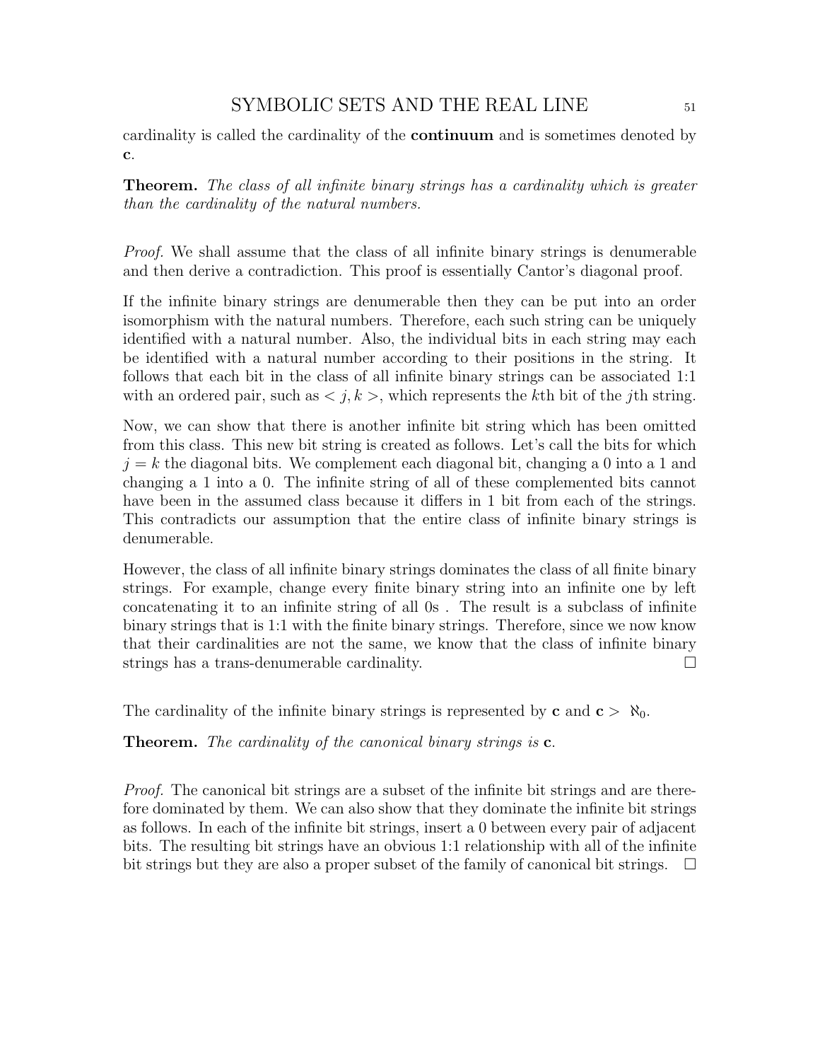cardinality is called the cardinality of the **continuum** and is sometimes denoted by **c**.

**Theorem.** *The class of all infinite binary strings has a cardinality which is greater than the cardinality of the natural numbers.*

*Proof.* We shall assume that the class of all infinite binary strings is denumerable and then derive a contradiction. This proof is essentially Cantor's diagonal proof.

If the infinite binary strings are denumerable then they can be put into an order isomorphism with the natural numbers. Therefore, each such string can be uniquely identified with a natural number. Also, the individual bits in each string may each be identified with a natural number according to their positions in the string. It follows that each bit in the class of all infinite binary strings can be associated 1:1 with an ordered pair, such as $< j, k >$, which represents the $k$th bit of the $j$th string.

Now, we can show that there is another infinite bit string which has been omitted from this class. This new bit string is created as follows. Let's call the bits for which $j = k$ the diagonal bits. We complement each diagonal bit, changing a 0 into a 1 and changing a 1 into a 0. The infinite string of all of these complemented bits cannot have been in the assumed class because it differs in 1 bit from each of the strings. This contradicts our assumption that the entire class of infinite binary strings is denumerable.

However, the class of all infinite binary strings dominates the class of all finite binary strings. For example, change every finite binary string into an infinite one by left concatenating it to an infinite string of all 0s . The result is a subclass of infinite binary strings that is 1:1 with the finite binary strings. Therefore, since we now know that their cardinalities are not the same, we know that the class of infinite binary strings has a trans-denumerable cardinality. □

The cardinality of the infinite binary strings is represented by **c** and $\mathbf{c} > \aleph_0$.

**Theorem.** *The cardinality of the canonical binary strings is* **c**.

*Proof.* The canonical bit strings are a subset of the infinite bit strings and are therefore dominated by them. We can also show that they dominate the infinite bit strings as follows. In each of the infinite bit strings, insert a 0 between every pair of adjacent bits. The resulting bit strings have an obvious 1:1 relationship with all of the infinite bit strings but they are also a proper subset of the family of canonical bit strings. □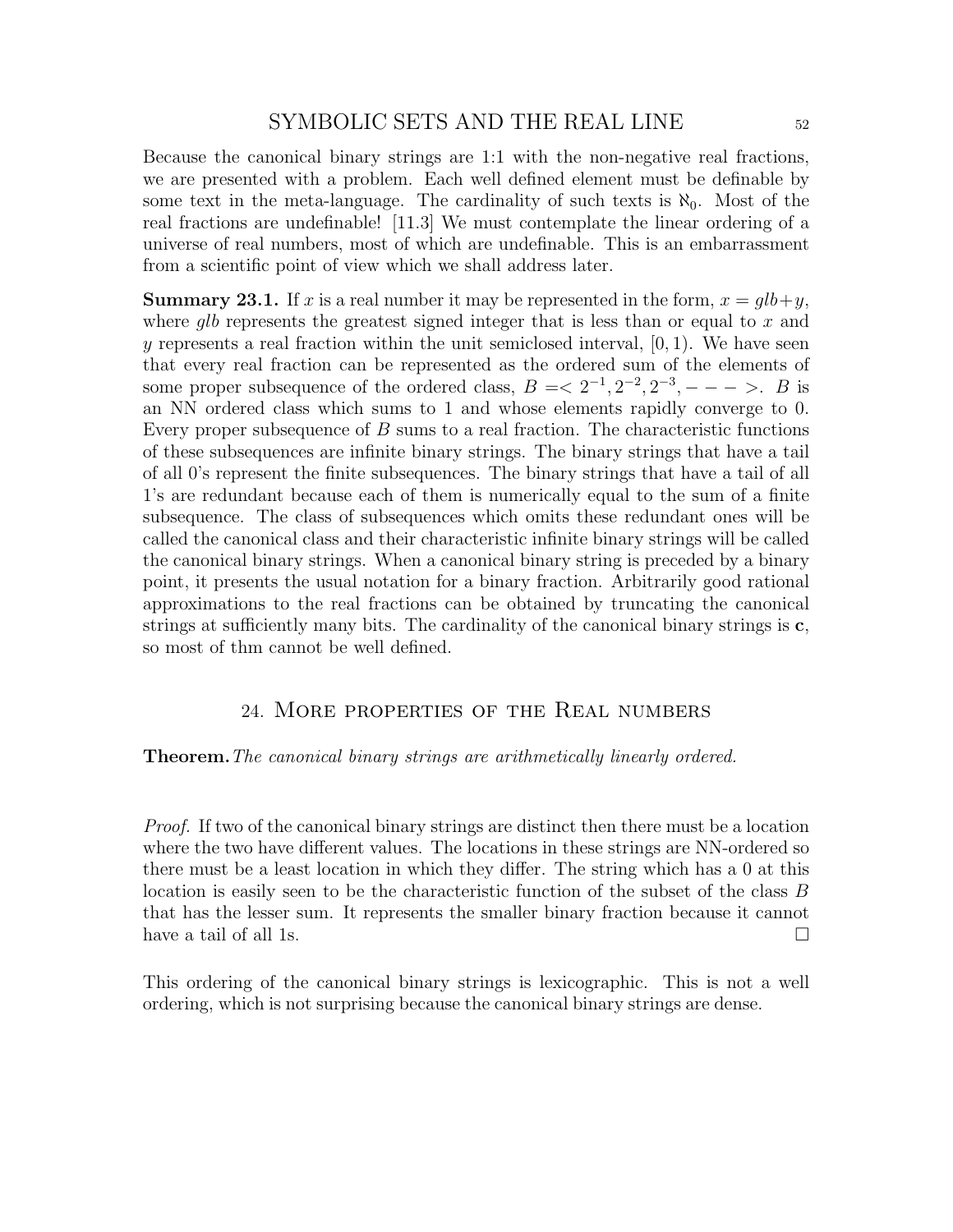Because the canonical binary strings are 1:1 with the non-negative real fractions, we are presented with a problem. Each well defined element must be definable by some text in the meta-language. The cardinality of such texts is $\aleph_0$. Most of the real fractions are undefinable! [11.3] We must contemplate the linear ordering of a universe of real numbers, most of which are undefinable. This is an embarrassment from a scientific point of view which we shall address later.

**Summary 23.1.** If $x$ is a real number it may be represented in the form, $x = glb + y$, where $glb$ represents the greatest signed integer that is less than or equal to $x$ and $y$ represents a real fraction within the unit semiclosed interval, $[0, 1)$. We have seen that every real fraction can be represented as the ordered sum of the elements of some proper subsequence of the ordered class, $B = < 2^{-1}, 2^{-2}, 2^{-3}, - - - >$. $B$ is an NN ordered class which sums to 1 and whose elements rapidly converge to 0. Every proper subsequence of $B$ sums to a real fraction. The characteristic functions of these subsequences are infinite binary strings. The binary strings that have a tail of all 0's represent the finite subsequences. The binary strings that have a tail of all 1's are redundant because each of them is numerically equal to the sum of a finite subsequence. The class of subsequences which omits these redundant ones will be called the canonical class and their characteristic infinite binary strings will be called the canonical binary strings. When a canonical binary string is preceded by a binary point, it presents the usual notation for a binary fraction. Arbitrarily good rational approximations to the real fractions can be obtained by truncating the canonical strings at sufficiently many bits. The cardinality of the canonical binary strings is $\mathbf{c}$, so most of thm cannot be well defined.

## 24. More properties of the Real numbers

**Theorem.** *The canonical binary strings are arithmetically linearly ordered.*

*Proof.* If two of the canonical binary strings are distinct then there must be a location where the two have different values. The locations in these strings are NN-ordered so there must be a least location in which they differ. The string which has a 0 at this location is easily seen to be the characteristic function of the subset of the class $B$ that has the lesser sum. It represents the smaller binary fraction because it cannot have a tail of all 1s. $\square$

This ordering of the canonical binary strings is lexicographic. This is not a well ordering, which is not surprising because the canonical binary strings are dense.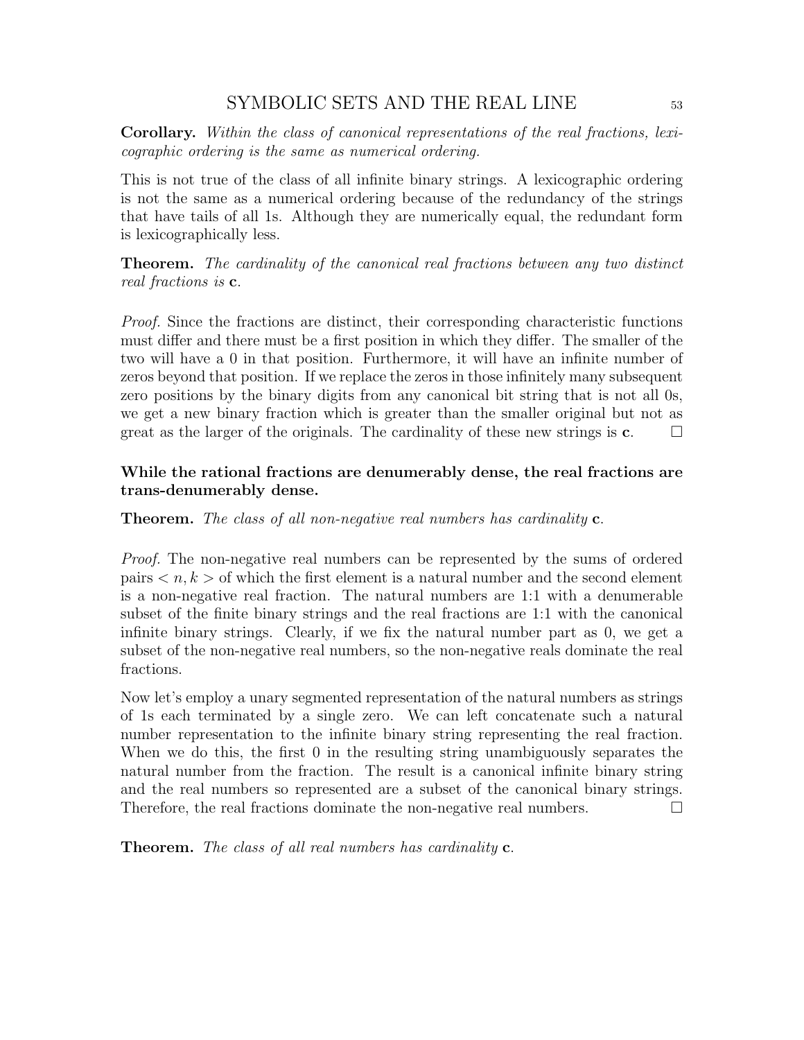**Corollary.** *Within the class of canonical representations of the real fractions, lexicographic ordering is the same as numerical ordering.*

This is not true of the class of all infinite binary strings. A lexicographic ordering is not the same as a numerical ordering because of the redundancy of the strings that have tails of all 1s. Although they are numerically equal, the redundant form is lexicographically less.

**Theorem.** *The cardinality of the canonical real fractions between any two distinct real fractions is* **c**.

*Proof.* Since the fractions are distinct, their corresponding characteristic functions must differ and there must be a first position in which they differ. The smaller of the two will have a 0 in that position. Furthermore, it will have an infinite number of zeros beyond that position. If we replace the zeros in those infinitely many subsequent zero positions by the binary digits from any canonical bit string that is not all 0s, we get a new binary fraction which is greater than the smaller original but not as great as the larger of the originals. The cardinality of these new strings is **c**. □

**While the rational fractions are denumerably dense, the real fractions are trans-denumerably dense.**

**Theorem.** *The class of all non-negative real numbers has cardinality* **c**.

*Proof.* The non-negative real numbers can be represented by the sums of ordered pairs $< n, k >$ of which the first element is a natural number and the second element is a non-negative real fraction. The natural numbers are 1:1 with a denumerable subset of the finite binary strings and the real fractions are 1:1 with the canonical infinite binary strings. Clearly, if we fix the natural number part as 0, we get a subset of the non-negative real numbers, so the non-negative reals dominate the real fractions.

Now let's employ a unary segmented representation of the natural numbers as strings of 1s each terminated by a single zero. We can left concatenate such a natural number representation to the infinite binary string representing the real fraction. When we do this, the first 0 in the resulting string unambiguously separates the natural number from the fraction. The result is a canonical infinite binary string and the real numbers so represented are a subset of the canonical binary strings. Therefore, the real fractions dominate the non-negative real numbers. □

**Theorem.** *The class of all real numbers has cardinality* **c**.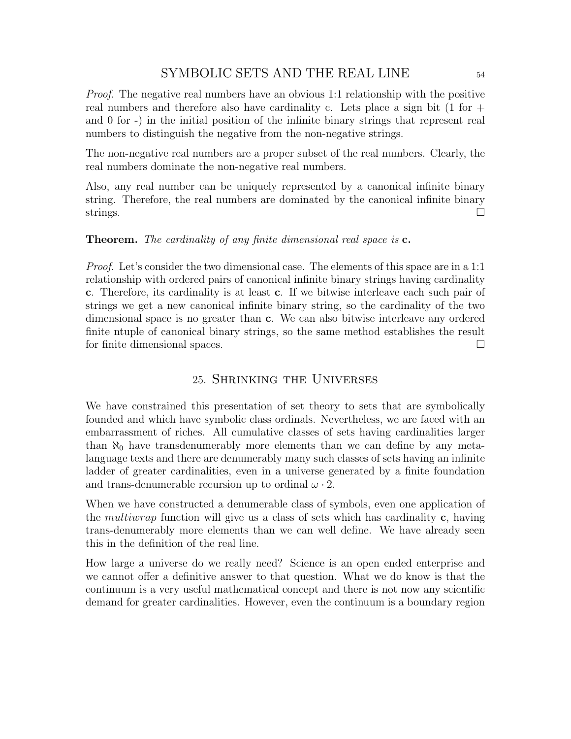*Proof.* The negative real numbers have an obvious 1:1 relationship with the positive real numbers and therefore also have cardinality c. Lets place a sign bit (1 for + and 0 for -) in the initial position of the infinite binary strings that represent real numbers to distinguish the negative from the non-negative strings.

The non-negative real numbers are a proper subset of the real numbers. Clearly, the real numbers dominate the non-negative real numbers.

Also, any real number can be uniquely represented by a canonical infinite binary string. Therefore, the real numbers are dominated by the canonical infinite binary strings. □

**Theorem.** *The cardinality of any finite dimensional real space is* **c.**

*Proof.* Let's consider the two dimensional case. The elements of this space are in a 1:1 relationship with ordered pairs of canonical infinite binary strings having cardinality **c**. Therefore, its cardinality is at least **c**. If we bitwise interleave each such pair of strings we get a new canonical infinite binary string, so the cardinality of the two dimensional space is no greater than **c**. We can also bitwise interleave any ordered finite ntuple of canonical binary strings, so the same method establishes the result for finite dimensional spaces. □

## 25. Shrinking the Universes

We have constrained this presentation of set theory to sets that are symbolically founded and which have symbolic class ordinals. Nevertheless, we are faced with an embarrassment of riches. All cumulative classes of sets having cardinalities larger than $\aleph_0$ have transdenumerably more elements than we can define by any meta-language texts and there are denumerably many such classes of sets having an infinite ladder of greater cardinalities, even in a universe generated by a finite foundation and trans-denumerable recursion up to ordinal $\omega \cdot 2$.

When we have constructed a denumerable class of symbols, even one application of the *multiwrap* function will give us a class of sets which has cardinality **c**, having trans-denumerably more elements than we can well define. We have already seen this in the definition of the real line.

How large a universe do we really need? Science is an open ended enterprise and we cannot offer a definitive answer to that question. What we do know is that the continuum is a very useful mathematical concept and there is not now any scientific demand for greater cardinalities. However, even the continuum is a boundary region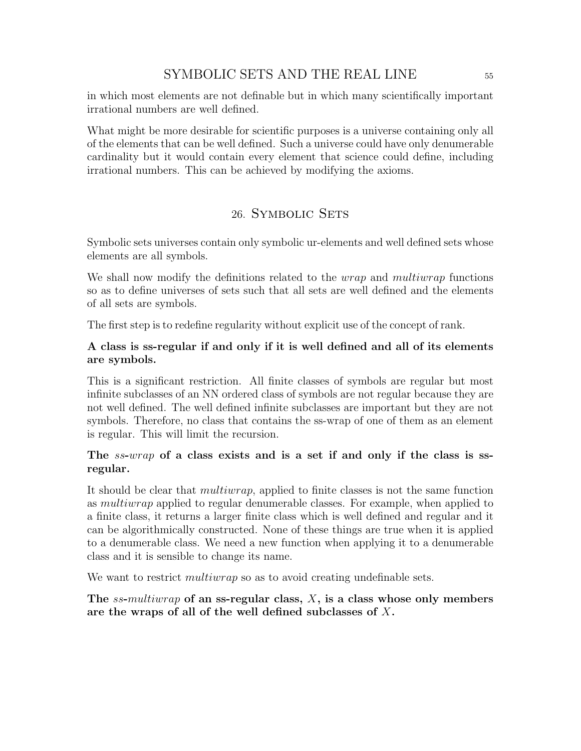in which most elements are not definable but in which many scientifically important irrational numbers are well defined.

What might be more desirable for scientific purposes is a universe containing only all of the elements that can be well defined. Such a universe could have only denumerable cardinality but it would contain every element that science could define, including irrational numbers. This can be achieved by modifying the axioms.

## 26. Symbolic Sets

Symbolic sets universes contain only symbolic ur-elements and well defined sets whose elements are all symbols.

We shall now modify the definitions related to the *wrap* and *multiwrap* functions so as to define universes of sets such that all sets are well defined and the elements of all sets are symbols.

The first step is to redefine regularity without explicit use of the concept of rank.

**A class is ss-regular if and only if it is well defined and all of its elements are symbols.**

This is a significant restriction. All finite classes of symbols are regular but most infinite subclasses of an NN ordered class of symbols are not regular because they are not well defined. The well defined infinite subclasses are important but they are not symbols. Therefore, no class that contains the ss-wrap of one of them as an element is regular. This will limit the recursion.

**The *ss-wrap* of a class exists and is a set if and only if the class is ss-regular.**

It should be clear that *multiwrap*, applied to finite classes is not the same function as *multiwrap* applied to regular denumerable classes. For example, when applied to a finite class, it returns a larger finite class which is well defined and regular and it can be algorithmically constructed. None of these things are true when it is applied to a denumerable class. We need a new function when applying it to a denumerable class and it is sensible to change its name.

We want to restrict *multiwrap* so as to avoid creating undefinable sets.

**The *ss-multiwrap* of an ss-regular class, $X$, is a class whose only members are the wraps of all of the well defined subclasses of $X$.**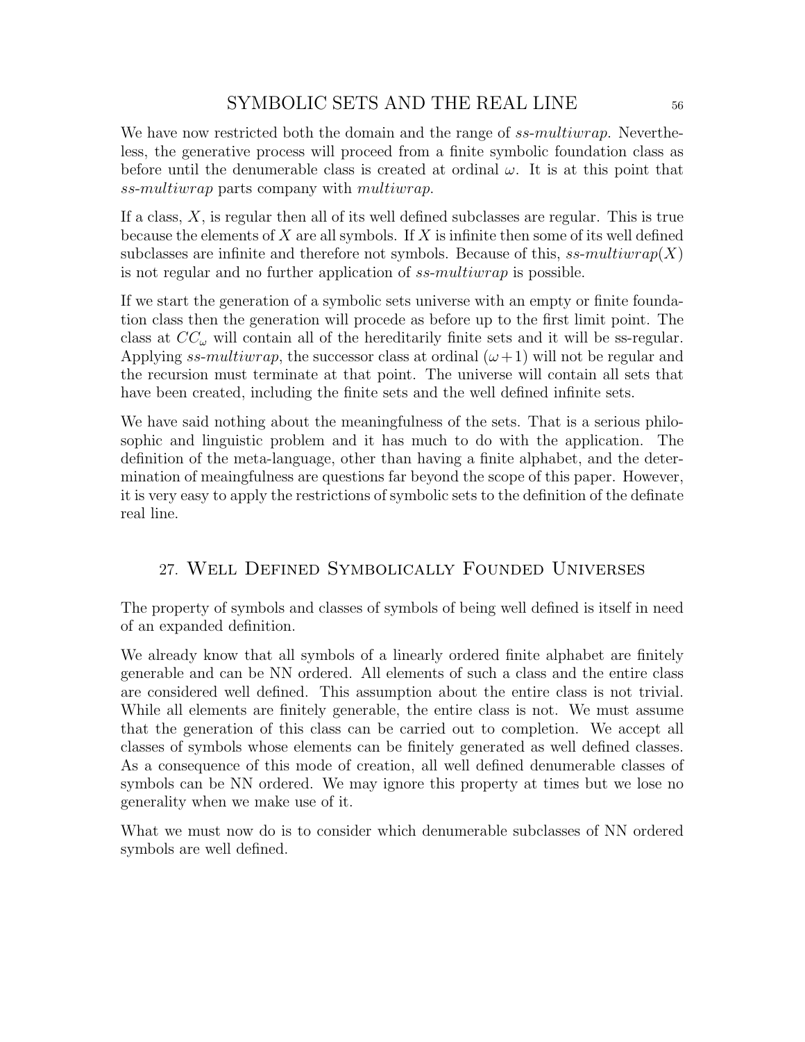We have now restricted both the domain and the range of *ss-multiwrap*. Nevertheless, the generative process will proceed from a finite symbolic foundation class as before until the denumerable class is created at ordinal $\omega$. It is at this point that *ss-multiwrap* parts company with *multiwrap*.

If a class, $X$, is regular then all of its well defined subclasses are regular. This is true because the elements of $X$ are all symbols. If $X$ is infinite then some of its well defined subclasses are infinite and therefore not symbols. Because of this, *ss-multiwrap*$(X)$ is not regular and no further application of *ss-multiwrap* is possible.

If we start the generation of a symbolic sets universe with an empty or finite foundation class then the generation will procede as before up to the first limit point. The class at $CC_\omega$ will contain all of the hereditarily finite sets and it will be ss-regular. Applying *ss-multiwrap*, the successor class at ordinal $(\omega+1)$ will not be regular and the recursion must terminate at that point. The universe will contain all sets that have been created, including the finite sets and the well defined infinite sets.

We have said nothing about the meaningfulness of the sets. That is a serious philosophic and linguistic problem and it has much to do with the application. The definition of the meta-language, other than having a finite alphabet, and the determination of meaingfulness are questions far beyond the scope of this paper. However, it is very easy to apply the restrictions of symbolic sets to the definition of the definate real line.

## 27. Well Defined Symbolically Founded Universes

The property of symbols and classes of symbols of being well defined is itself in need of an expanded definition.

We already know that all symbols of a linearly ordered finite alphabet are finitely generable and can be NN ordered. All elements of such a class and the entire class are considered well defined. This assumption about the entire class is not trivial. While all elements are finitely generable, the entire class is not. We must assume that the generation of this class can be carried out to completion. We accept all classes of symbols whose elements can be finitely generated as well defined classes. As a consequence of this mode of creation, all well defined denumerable classes of symbols can be NN ordered. We may ignore this property at times but we lose no generality when we make use of it.

What we must now do is to consider which denumerable subclasses of NN ordered symbols are well defined.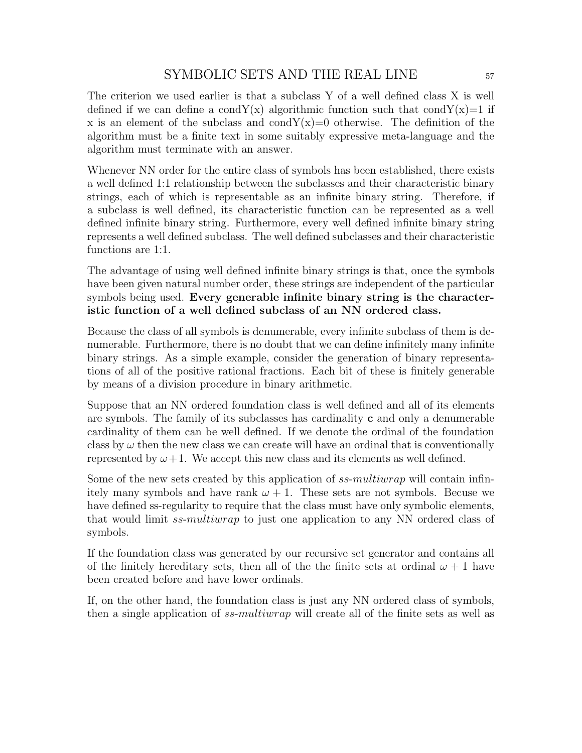The criterion we used earlier is that a subclass Y of a well defined class X is well defined if we can define a condY(x) algorithmic function such that condY(x)=1 if x is an element of the subclass and condY(x)=0 otherwise. The definition of the algorithm must be a finite text in some suitably expressive meta-language and the algorithm must terminate with an answer.

Whenever NN order for the entire class of symbols has been established, there exists a well defined 1:1 relationship between the subclasses and their characteristic binary strings, each of which is representable as an infinite binary string. Therefore, if a subclass is well defined, its characteristic function can be represented as a well defined infinite binary string. Furthermore, every well defined infinite binary string represents a well defined subclass. The well defined subclasses and their characteristic functions are 1:1.

The advantage of using well defined infinite binary strings is that, once the symbols have been given natural number order, these strings are independent of the particular symbols being used. **Every generable infinite binary string is the characteristic function of a well defined subclass of an NN ordered class.**

Because the class of all symbols is denumerable, every infinite subclass of them is denumerable. Furthermore, there is no doubt that we can define infinitely many infinite binary strings. As a simple example, consider the generation of binary representations of all of the positive rational fractions. Each bit of these is finitely generable by means of a division procedure in binary arithmetic.

Suppose that an NN ordered foundation class is well defined and all of its elements are symbols. The family of its subclasses has cardinality **c** and only a denumerable cardinality of them can be well defined. If we denote the ordinal of the foundation class by $\omega$ then the new class we can create will have an ordinal that is conventionally represented by $\omega+1$. We accept this new class and its elements as well defined.

Some of the new sets created by this application of *ss-multiwrap* will contain infinitely many symbols and have rank $\omega + 1$. These sets are not symbols. Becuse we have defined ss-regularity to require that the class must have only symbolic elements, that would limit *ss-multiwrap* to just one application to any NN ordered class of symbols.

If the foundation class was generated by our recursive set generator and contains all of the finitely hereditary sets, then all of the the finite sets at ordinal $\omega + 1$ have been created before and have lower ordinals.

If, on the other hand, the foundation class is just any NN ordered class of symbols, then a single application of *ss-multiwrap* will create all of the finite sets as well as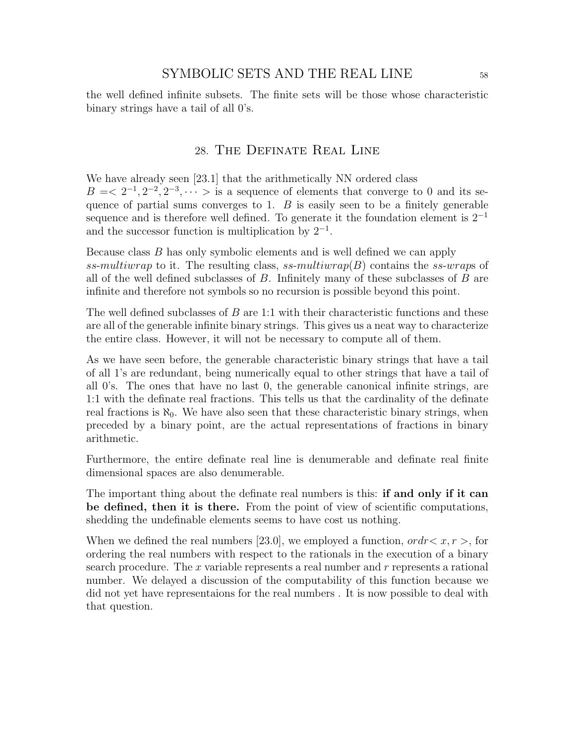the well defined infinite subsets. The finite sets will be those whose characteristic binary strings have a tail of all 0's.

## 28. The Definate Real Line

We have already seen [23.1] that the arithmetically NN ordered class $B = < 2^{-1}, 2^{-2}, 2^{-3}, \cdots >$ is a sequence of elements that converge to 0 and its sequence of partial sums converges to 1. $B$ is easily seen to be a finitely generable sequence and is therefore well defined. To generate it the foundation element is $2^{-1}$ and the successor function is multiplication by $2^{-1}$.

Because class $B$ has only symbolic elements and is well defined we can apply *ss-multiwrap* to it. The resulting class, *ss-multiwrap*$(B)$ contains the *ss-wrap*s of all of the well defined subclasses of $B$. Infinitely many of these subclasses of $B$ are infinite and therefore not symbols so no recursion is possible beyond this point.

The well defined subclasses of $B$ are 1:1 with their characteristic functions and these are all of the generable infinite binary strings. This gives us a neat way to characterize the entire class. However, it will not be necessary to compute all of them.

As we have seen before, the generable characteristic binary strings that have a tail of all 1's are redundant, being numerically equal to other strings that have a tail of all 0's. The ones that have no last 0, the generable canonical infinite strings, are 1:1 with the definate real fractions. This tells us that the cardinality of the definate real fractions is $\aleph_0$. We have also seen that these characteristic binary strings, when preceded by a binary point, are the actual representations of fractions in binary arithmetic.

Furthermore, the entire definate real line is denumerable and definate real finite dimensional spaces are also denumerable.

The important thing about the definate real numbers is this: **if and only if it can be defined, then it is there.** From the point of view of scientific computations, shedding the undefinable elements seems to have cost us nothing.

When we defined the real numbers [23.0], we employed a function, $ordr\!< x, r >$, for ordering the real numbers with respect to the rationals in the execution of a binary search procedure. The $x$ variable represents a real number and $r$ represents a rational number. We delayed a discussion of the computability of this function because we did not yet have representaions for the real numbers . It is now possible to deal with that question.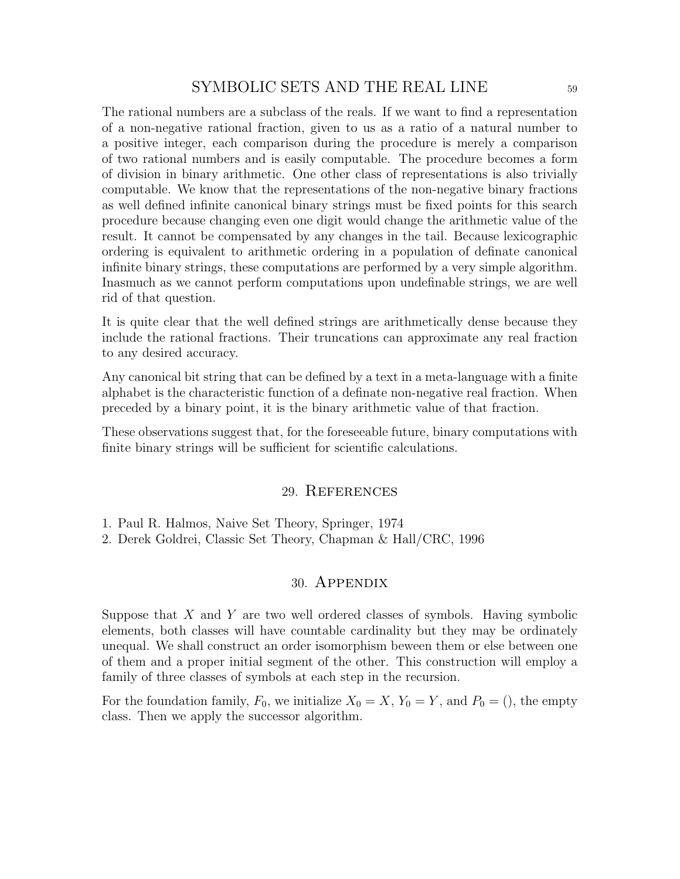The rational numbers are a subclass of the reals. If we want to find a representation of a non-negative rational fraction, given to us as a ratio of a natural number to a positive integer, each comparison during the procedure is merely a comparison of two rational numbers and is easily computable. The procedure becomes a form of division in binary arithmetic. One other class of representations is also trivially computable. We know that the representations of the non-negative binary fractions as well defined infinite canonical binary strings must be fixed points for this search procedure because changing even one digit would change the arithmetic value of the result. It cannot be compensated by any changes in the tail. Because lexicographic ordering is equivalent to arithmetic ordering in a population of definate canonical infinite binary strings, these computations are performed by a very simple algorithm. Inasmuch as we cannot perform computations upon undefinable strings, we are well rid of that question.

It is quite clear that the well defined strings are arithmetically dense because they include the rational fractions. Their truncations can approximate any real fraction to any desired accuracy.

Any canonical bit string that can be defined by a text in a meta-language with a finite alphabet is the characteristic function of a definate non-negative real fraction. When preceded by a binary point, it is the binary arithmetic value of that fraction.

These observations suggest that, for the foreseeable future, binary computations with finite binary strings will be sufficient for scientific calculations.

## 29. References

1. Paul R. Halmos, Naive Set Theory, Springer, 1974
2. Derek Goldrei, Classic Set Theory, Chapman & Hall/CRC, 1996

## 30. Appendix

Suppose that $X$ and $Y$ are two well ordered classes of symbols. Having symbolic elements, both classes will have countable cardinality but they may be ordinately unequal. We shall construct an order isomorphism beween them or else between one of them and a proper initial segment of the other. This construction will employ a family of three classes of symbols at each step in the recursion.

For the foundation family, $F_0$, we initialize $X_0 = X$, $Y_0 = Y$, and $P_0 = ()$, the empty class. Then we apply the successor algorithm.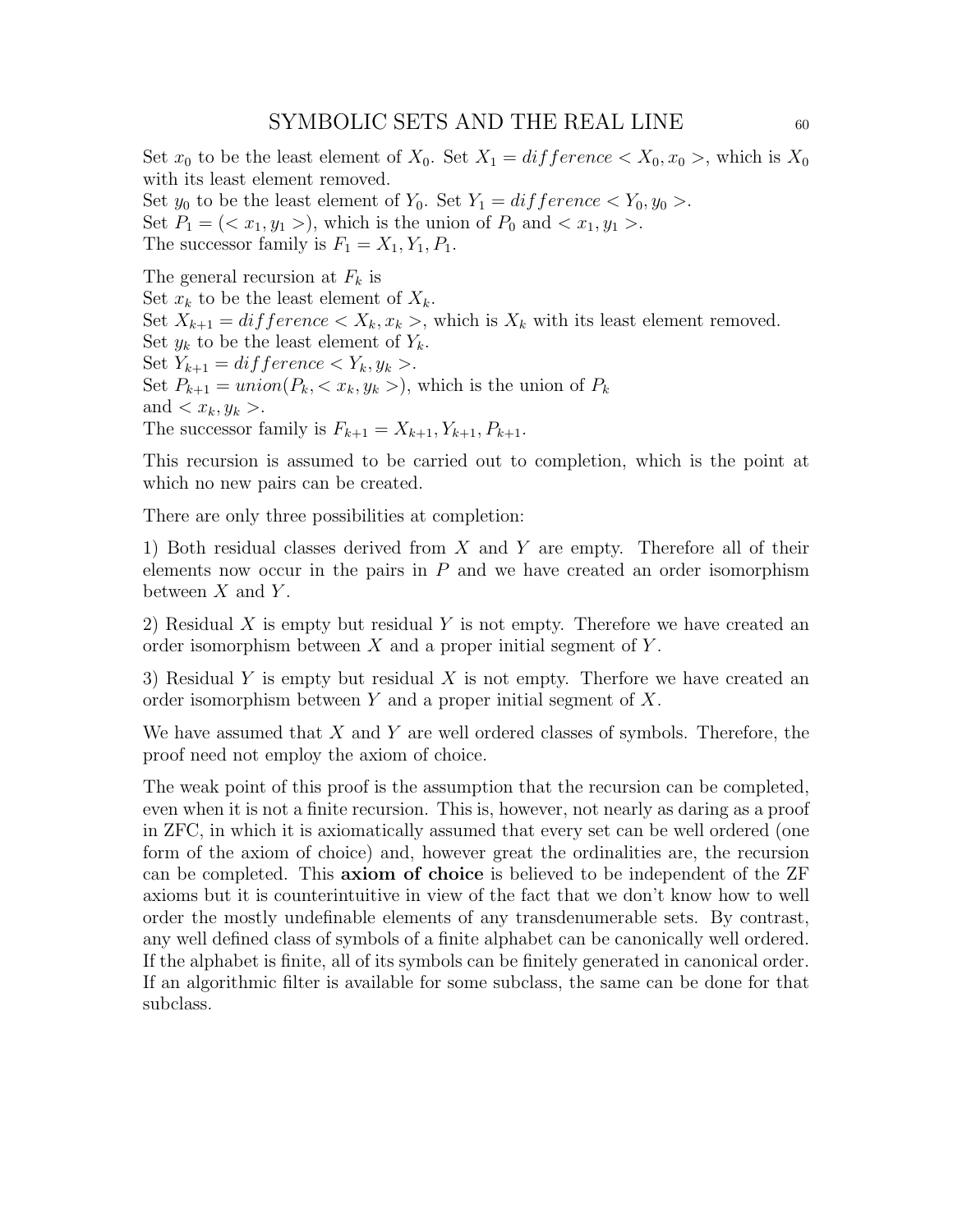Set $x_0$ to be the least element of $X_0$. Set $X_1 = difference < X_0, x_0 >$, which is $X_0$ with its least element removed.
Set $y_0$ to be the least element of $Y_0$. Set $Y_1 = difference < Y_0, y_0 >$.
Set $P_1 = (< x_1, y_1 >)$, which is the union of $P_0$ and $< x_1, y_1 >$.
The successor family is $F_1 = X_1, Y_1, P_1$.

The general recursion at $F_k$ is
Set $x_k$ to be the least element of $X_k$.
Set $X_{k+1} = difference < X_k, x_k >$, which is $X_k$ with its least element removed.
Set $y_k$ to be the least element of $Y_k$.
Set $Y_{k+1} = difference < Y_k, y_k >$.
Set $P_{k+1} = union(P_k, < x_k, y_k >)$, which is the union of $P_k$ and $< x_k, y_k >$.
The successor family is $F_{k+1} = X_{k+1}, Y_{k+1}, P_{k+1}$.

This recursion is assumed to be carried out to completion, which is the point at which no new pairs can be created.

There are only three possibilities at completion:

1) Both residual classes derived from $X$ and $Y$ are empty. Therefore all of their elements now occur in the pairs in $P$ and we have created an order isomorphism between $X$ and $Y$.

2) Residual $X$ is empty but residual $Y$ is not empty. Therefore we have created an order isomorphism between $X$ and a proper initial segment of $Y$.

3) Residual $Y$ is empty but residual $X$ is not empty. Therfore we have created an order isomorphism between $Y$ and a proper initial segment of $X$.

We have assumed that $X$ and $Y$ are well ordered classes of symbols. Therefore, the proof need not employ the axiom of choice.

The weak point of this proof is the assumption that the recursion can be completed, even when it is not a finite recursion. This is, however, not nearly as daring as a proof in ZFC, in which it is axiomatically assumed that every set can be well ordered (one form of the axiom of choice) and, however great the ordinalities are, the recursion can be completed. This **axiom of choice** is believed to be independent of the ZF axioms but it is counterintuitive in view of the fact that we don't know how to well order the mostly undefinable elements of any transdenumerable sets. By contrast, any well defined class of symbols of a finite alphabet can be canonically well ordered. If the alphabet is finite, all of its symbols can be finitely generated in canonical order. If an algorithmic filter is available for some subclass, the same can be done for that subclass.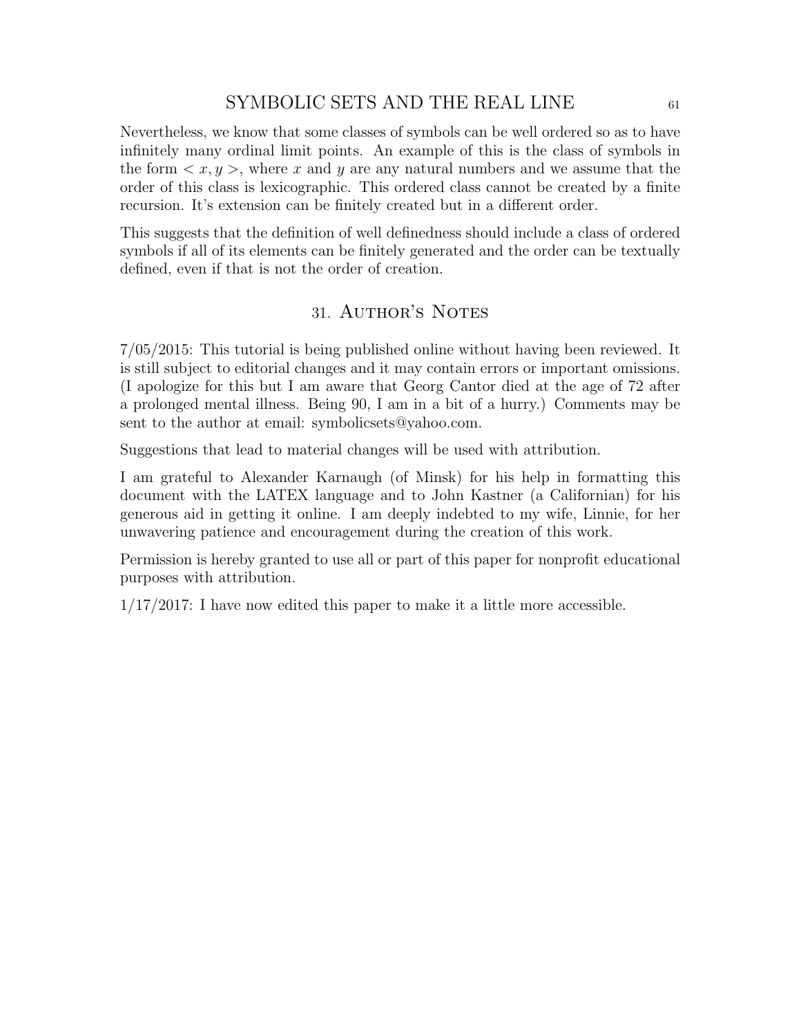Nevertheless, we know that some classes of symbols can be well ordered so as to have infinitely many ordinal limit points. An example of this is the class of symbols in the form $< x, y >$, where $x$ and $y$ are any natural numbers and we assume that the order of this class is lexicographic. This ordered class cannot be created by a finite recursion. It's extension can be finitely created but in a different order.

This suggests that the definition of well definedness should include a class of ordered symbols if all of its elements can be finitely generated and the order can be textually defined, even if that is not the order of creation.

## 31. Author's Notes

7/05/2015: This tutorial is being published online without having been reviewed. It is still subject to editorial changes and it may contain errors or important omissions. (I apologize for this but I am aware that Georg Cantor died at the age of 72 after a prolonged mental illness. Being 90, I am in a bit of a hurry.) Comments may be sent to the author at email: symbolicsets@yahoo.com.

Suggestions that lead to material changes will be used with attribution.

I am grateful to Alexander Karnaugh (of Minsk) for his help in formatting this document with the LATEX language and to John Kastner (a Californian) for his generous aid in getting it online. I am deeply indebted to my wife, Linnie, for her unwavering patience and encouragement during the creation of this work.

Permission is hereby granted to use all or part of this paper for nonprofit educational purposes with attribution.

1/17/2017: I have now edited this paper to make it a little more accessible.